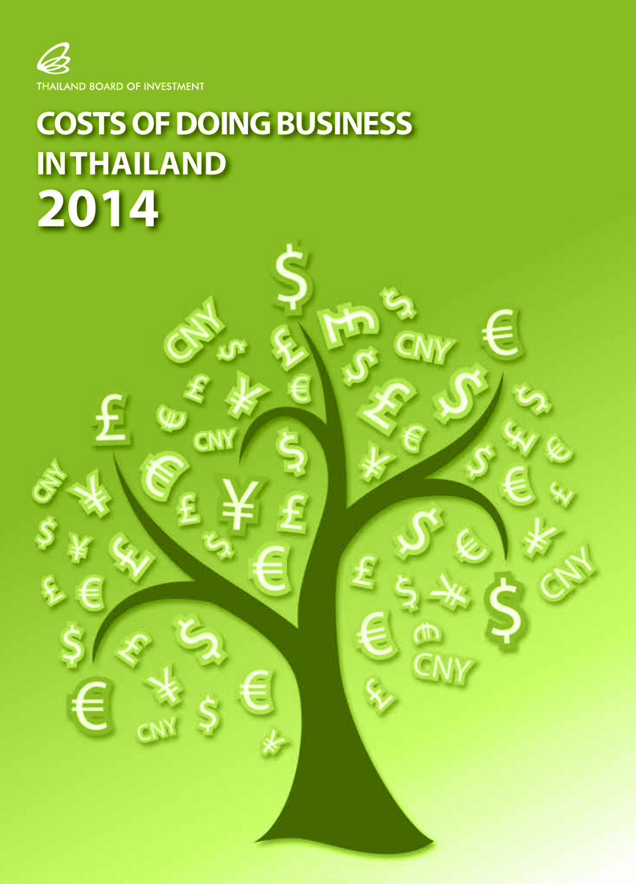THAILAND BOARD OF INVESTMENT

# COSTS OF DOING BUSINESS IN THAILAND 2014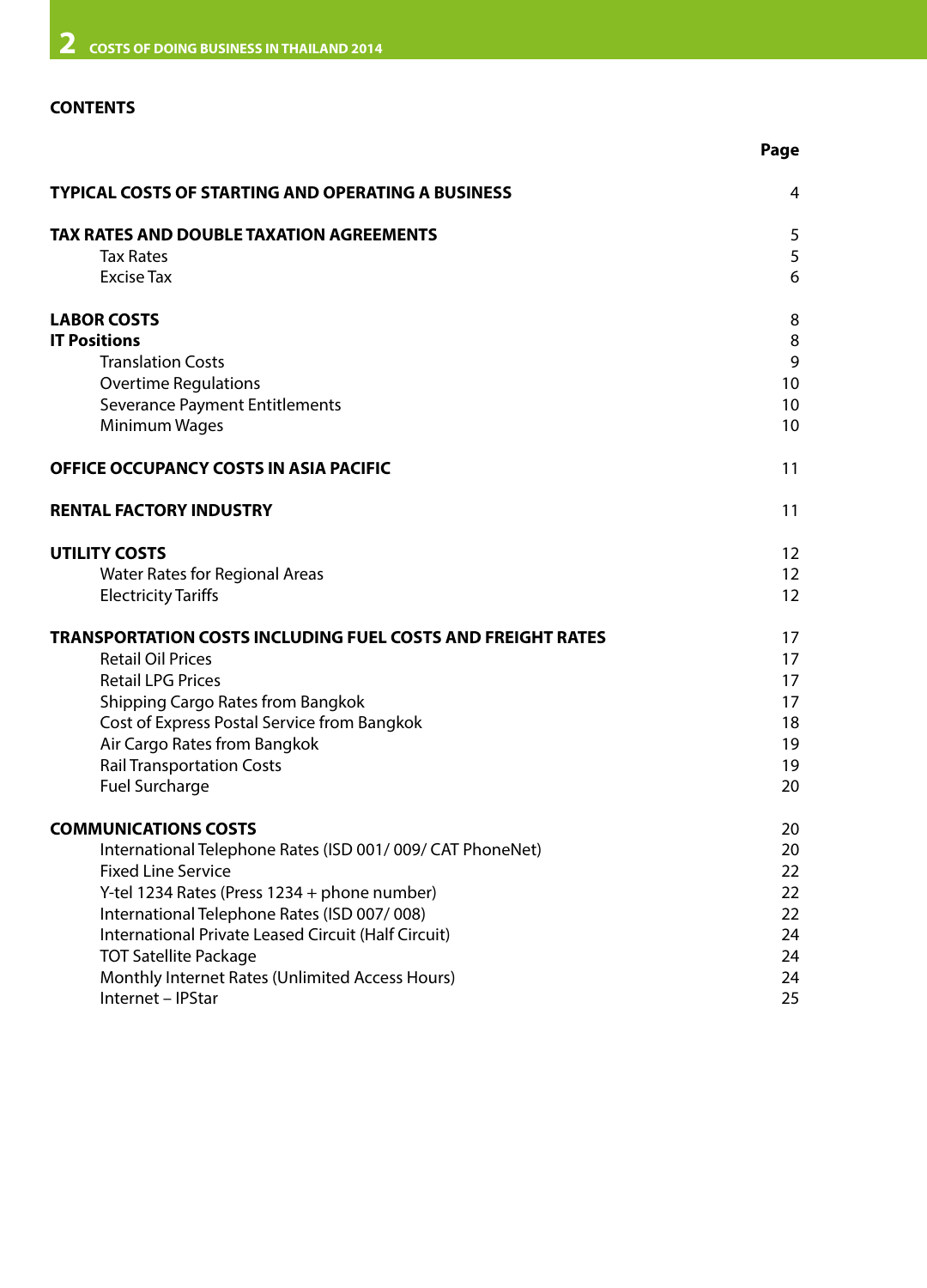## CONTENTS

| | Page |
|---|---|
| **TYPICAL COSTS OF STARTING AND OPERATING A BUSINESS** | 4 |
| **TAX RATES AND DOUBLE TAXATION AGREEMENTS** | 5 |
| Tax Rates | 5 |
| Excise Tax | 6 |
| **LABOR COSTS** | 8 |
| **IT Positions** | 8 |
| Translation Costs | 9 |
| Overtime Regulations | 10 |
| Severance Payment Entitlements | 10 |
| Minimum Wages | 10 |
| **OFFICE OCCUPANCY COSTS IN ASIA PACIFIC** | 11 |
| **RENTAL FACTORY INDUSTRY** | 11 |
| **UTILITY COSTS** | 12 |
| Water Rates for Regional Areas | 12 |
| Electricity Tariffs | 12 |
| **TRANSPORTATION COSTS INCLUDING FUEL COSTS AND FREIGHT RATES** | 17 |
| Retail Oil Prices | 17 |
| Retail LPG Prices | 17 |
| Shipping Cargo Rates from Bangkok | 17 |
| Cost of Express Postal Service from Bangkok | 18 |
| Air Cargo Rates from Bangkok | 19 |
| Rail Transportation Costs | 19 |
| Fuel Surcharge | 20 |
| **COMMUNICATIONS COSTS** | 20 |
| International Telephone Rates (ISD 001/ 009/ CAT PhoneNet) | 20 |
| Fixed Line Service | 22 |
| Y-tel 1234 Rates (Press 1234 + phone number) | 22 |
| International Telephone Rates (ISD 007/ 008) | 22 |
| International Private Leased Circuit (Half Circuit) | 24 |
| TOT Satellite Package | 24 |
| Monthly Internet Rates (Unlimited Access Hours) | 24 |
| Internet – IPStar | 25 |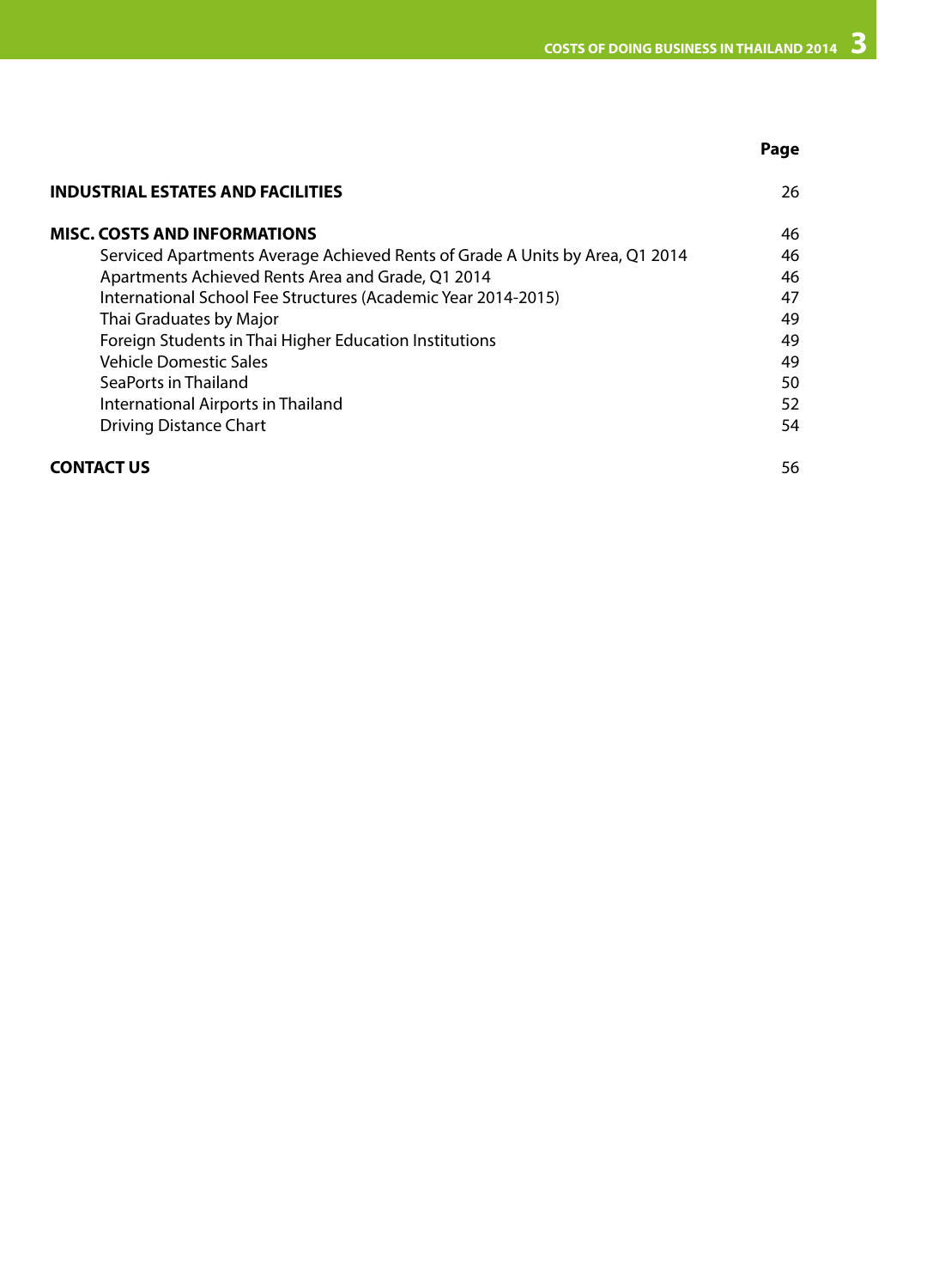| | Page |
|---|---|
| **INDUSTRIAL ESTATES AND FACILITIES** | 26 |
| **MISC. COSTS AND INFORMATIONS** | 46 |
| Serviced Apartments Average Achieved Rents of Grade A Units by Area, Q1 2014 | 46 |
| Apartments Achieved Rents Area and Grade, Q1 2014 | 46 |
| International School Fee Structures (Academic Year 2014-2015) | 47 |
| Thai Graduates by Major | 49 |
| Foreign Students in Thai Higher Education Institutions | 49 |
| Vehicle Domestic Sales | 49 |
| SeaPorts in Thailand | 50 |
| International Airports in Thailand | 52 |
| Driving Distance Chart | 54 |
| **CONTACT US** | 56 |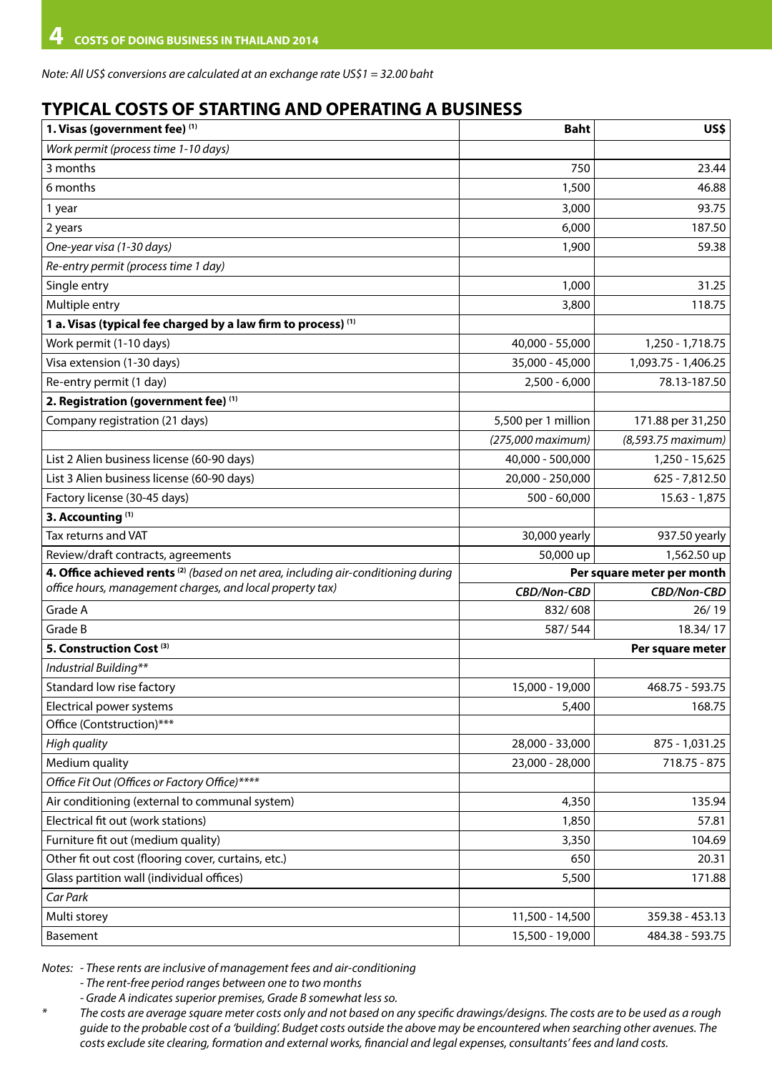*Note: All US$ conversions are calculated at an exchange rate US$1 = 32.00 baht*

## TYPICAL COSTS OF STARTING AND OPERATING A BUSINESS

| **1. Visas (government fee)** [1] | **Baht** | **US$** |
|---|---|---|
| *Work permit (process time 1-10 days)* | | |
| 3 months | 750 | 23.44 |
| 6 months | 1,500 | 46.88 |
| 1 year | 3,000 | 93.75 |
| 2 years | 6,000 | 187.50 |
| *One-year visa (1-30 days)* | 1,900 | 59.38 |
| *Re-entry permit (process time 1 day)* | | |
| Single entry | 1,000 | 31.25 |
| Multiple entry | 3,800 | 118.75 |
| **1 a. Visas (typical fee charged by a law firm to process)** [1] | | |
| Work permit (1-10 days) | 40,000 - 55,000 | 1,250 - 1,718.75 |
| Visa extension (1-30 days) | 35,000 - 45,000 | 1,093.75 - 1,406.25 |
| Re-entry permit (1 day) | 2,500 - 6,000 | 78.13-187.50 |
| **2. Registration (government fee)** [1] | | |
| Company registration (21 days) | 5,500 per 1 million | 171.88 per 31,250 |
| | *(275,000 maximum)* | *(8,593.75 maximum)* |
| List 2 Alien business license (60-90 days) | 40,000 - 500,000 | 1,250 - 15,625 |
| List 3 Alien business license (60-90 days) | 20,000 - 250,000 | 625 - 7,812.50 |
| Factory license (30-45 days) | 500 - 60,000 | 15.63 - 1,875 |
| **3. Accounting** [1] | | |
| Tax returns and VAT | 30,000 yearly | 937.50 yearly |
| Review/draft contracts, agreements | 50,000 up | 1,562.50 up |
| **4. Office achieved rents** [2] *(based on net area, including air-conditioning during office hours, management charges, and local property tax)* | **Per square meter per month** | |
| | *CBD/Non-CBD* | *CBD/Non-CBD* |
| Grade A | 832/ 608 | 26/ 19 |
| Grade B | 587/ 544 | 18.34/ 17 |
| **5. Construction Cost** [3] | **Per square meter** | |
| *Industrial Building\*\** | | |
| Standard low rise factory | 15,000 - 19,000 | 468.75 - 593.75 |
| Electrical power systems | 5,400 | 168.75 |
| Office (Contstruction)\*\*\* | | |
| *High quality* | 28,000 - 33,000 | 875 - 1,031.25 |
| Medium quality | 23,000 - 28,000 | 718.75 - 875 |
| *Office Fit Out (Offices or Factory Office)\*\*\*\** | | |
| Air conditioning (external to communal system) | 4,350 | 135.94 |
| Electrical fit out (work stations) | 1,850 | 57.81 |
| Furniture fit out (medium quality) | 3,350 | 104.69 |
| Other fit out cost (flooring cover, curtains, etc.) | 650 | 20.31 |
| Glass partition wall (individual offices) | 5,500 | 171.88 |
| *Car Park* | | |
| Multi storey | 11,500 - 14,500 | 359.38 - 453.13 |
| Basement | 15,500 - 19,000 | 484.38 - 593.75 |

*Notes: - These rents are inclusive of management fees and air-conditioning*
*- The rent-free period ranges between one to two months*
*- Grade A indicates superior premises, Grade B somewhat less so.*

\* *The costs are average square meter costs only and not based on any specific drawings/designs. The costs are to be used as a rough guide to the probable cost of a 'building'. Budget costs outside the above may be encountered when searching other avenues. The costs exclude site clearing, formation and external works, financial and legal expenses, consultants' fees and land costs.*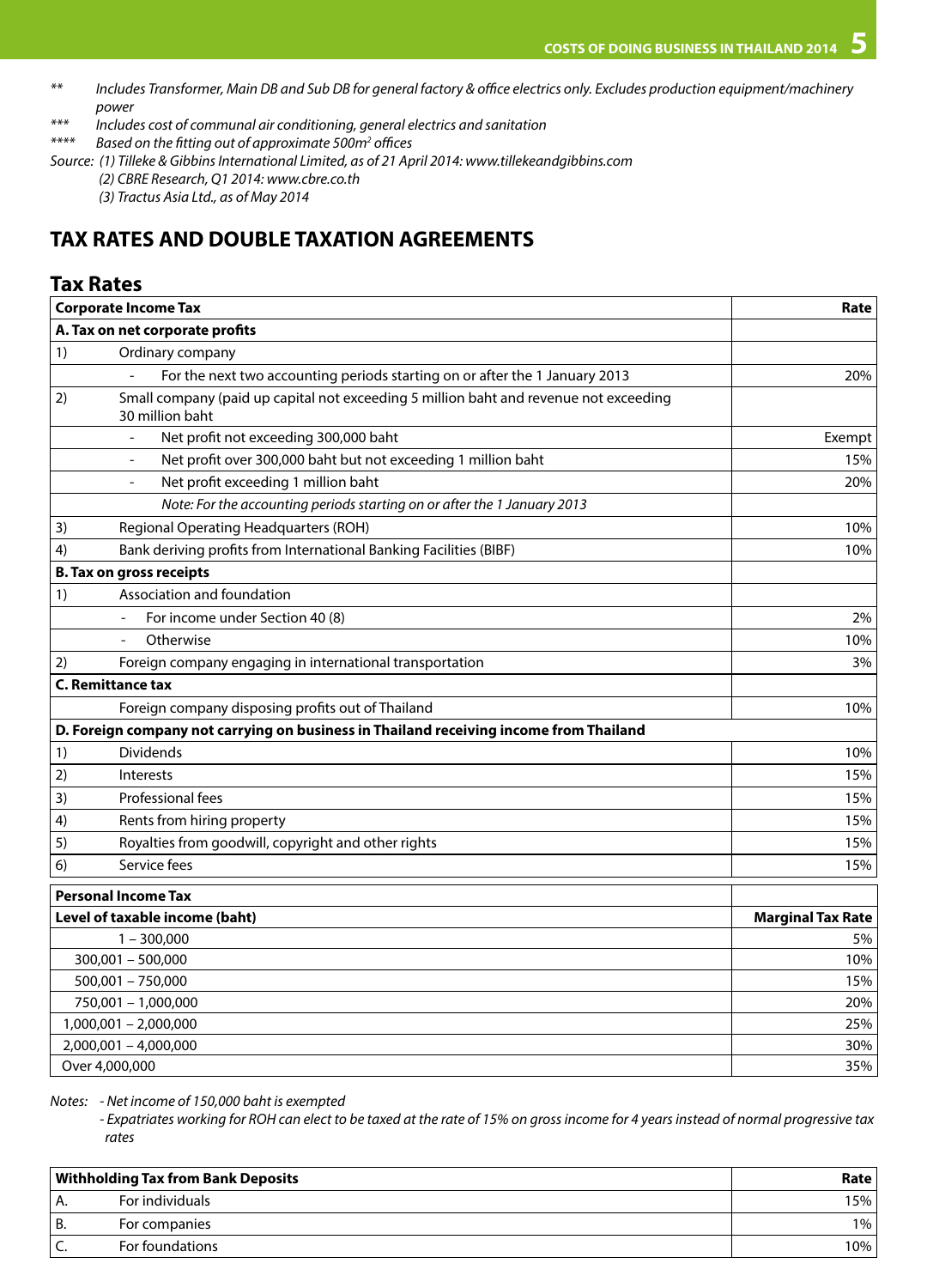** Includes Transformer, Main DB and Sub DB for general factory & office electrics only. Excludes production equipment/machinery power

*** Includes cost of communal air conditioning, general electrics and sanitation

**** Based on the fitting out of approximate 500m[2] offices

Source: (1) Tilleke & Gibbins International Limited, as of 21 April 2014: www.tillekeandgibbins.com
(2) CBRE Research, Q1 2014: www.cbre.co.th
(3) Tractus Asia Ltd., as of May 2014

## TAX RATES AND DOUBLE TAXATION AGREEMENTS

### Tax Rates

| **Corporate Income Tax** | | **Rate** |
|---|---|---|
| **A. Tax on net corporate profits** | | |
| 1) | Ordinary company | |
| | - For the next two accounting periods starting on or after the 1 January 2013 | 20% |
| 2) | Small company (paid up capital not exceeding 5 million baht and revenue not exceeding 30 million baht | |
| | - Net profit not exceeding 300,000 baht | Exempt |
| | - Net profit over 300,000 baht but not exceeding 1 million baht | 15% |
| | - Net profit exceeding 1 million baht | 20% |
| | *Note: For the accounting periods starting on or after the 1 January 2013* | |
| 3) | Regional Operating Headquarters (ROH) | 10% |
| 4) | Bank deriving profits from International Banking Facilities (BIBF) | 10% |
| **B. Tax on gross receipts** | | |
| 1) | Association and foundation | |
| | - For income under Section 40 (8) | 2% |
| | - Otherwise | 10% |
| 2) | Foreign company engaging in international transportation | 3% |
| **C. Remittance tax** | | |
| | Foreign company disposing profits out of Thailand | 10% |
| **D. Foreign company not carrying on business in Thailand receiving income from Thailand** | | |
| 1) | Dividends | 10% |
| 2) | Interests | 15% |
| 3) | Professional fees | 15% |
| 4) | Rents from hiring property | 15% |
| 5) | Royalties from goodwill, copyright and other rights | 15% |
| 6) | Service fees | 15% |

| **Personal Income Tax** | |
|---|---|
| **Level of taxable income (baht)** | **Marginal Tax Rate** |
| 1 – 300,000 | 5% |
| 300,001 – 500,000 | 10% |
| 500,001 – 750,000 | 15% |
| 750,001 – 1,000,000 | 20% |
| 1,000,001 – 2,000,000 | 25% |
| 2,000,001 – 4,000,000 | 30% |
| Over 4,000,000 | 35% |

*Notes: - Net income of 150,000 baht is exempted*
*- Expatriates working for ROH can elect to be taxed at the rate of 15% on gross income for 4 years instead of normal progressive tax rates*

| **Withholding Tax from Bank Deposits** | | **Rate** |
|---|---|---|
| A. | For individuals | 15% |
| B. | For companies | 1% |
| C. | For foundations | 10% |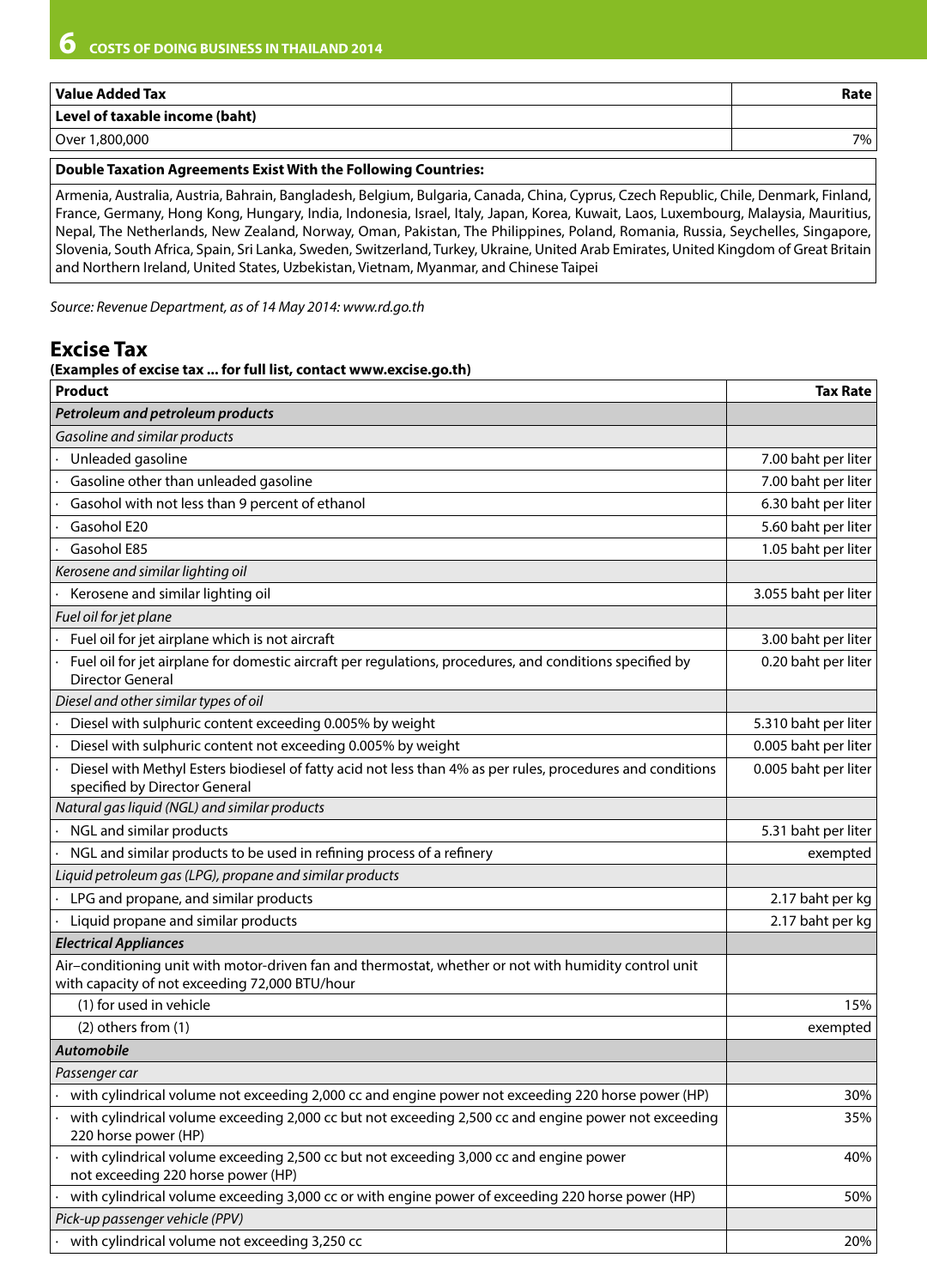| Value Added Tax | Rate |
|---|---|
| **Level of taxable income (baht)** | |
| Over 1,800,000 | 7% |

**Double Taxation Agreements Exist With the Following Countries:**

Armenia, Australia, Austria, Bahrain, Bangladesh, Belgium, Bulgaria, Canada, China, Cyprus, Czech Republic, Chile, Denmark, Finland, France, Germany, Hong Kong, Hungary, India, Indonesia, Israel, Italy, Japan, Korea, Kuwait, Laos, Luxembourg, Malaysia, Mauritius, Nepal, The Netherlands, New Zealand, Norway, Oman, Pakistan, The Philippines, Poland, Romania, Russia, Seychelles, Singapore, Slovenia, South Africa, Spain, Sri Lanka, Sweden, Switzerland, Turkey, Ukraine, United Arab Emirates, United Kingdom of Great Britain and Northern Ireland, United States, Uzbekistan, Vietnam, Myanmar, and Chinese Taipei

*Source: Revenue Department, as of 14 May 2014: www.rd.go.th*

## Excise Tax

**(Examples of excise tax ... for full list, contact www.excise.go.th)**

| Product | Tax Rate |
|---|---|
| ***Petroleum and petroleum products*** | |
| *Gasoline and similar products* | |
| · Unleaded gasoline | 7.00 baht per liter |
| · Gasoline other than unleaded gasoline | 7.00 baht per liter |
| · Gasohol with not less than 9 percent of ethanol | 6.30 baht per liter |
| · Gasohol E20 | 5.60 baht per liter |
| · Gasohol E85 | 1.05 baht per liter |
| *Kerosene and similar lighting oil* | |
| · Kerosene and similar lighting oil | 3.055 baht per liter |
| *Fuel oil for jet plane* | |
| · Fuel oil for jet airplane which is not aircraft | 3.00 baht per liter |
| · Fuel oil for jet airplane for domestic aircraft per regulations, procedures, and conditions specified by Director General | 0.20 baht per liter |
| *Diesel and other similar types of oil* | |
| · Diesel with sulphuric content exceeding 0.005% by weight | 5.310 baht per liter |
| · Diesel with sulphuric content not exceeding 0.005% by weight | 0.005 baht per liter |
| · Diesel with Methyl Esters biodiesel of fatty acid not less than 4% as per rules, procedures and conditions specified by Director General | 0.005 baht per liter |
| *Natural gas liquid (NGL) and similar products* | |
| · NGL and similar products | 5.31 baht per liter |
| · NGL and similar products to be used in refining process of a refinery | exempted |
| *Liquid petroleum gas (LPG), propane and similar products* | |
| · LPG and propane, and similar products | 2.17 baht per kg |
| · Liquid propane and similar products | 2.17 baht per kg |
| ***Electrical Appliances*** | |
| Air–conditioning unit with motor-driven fan and thermostat, whether or not with humidity control unit with capacity of not exceeding 72,000 BTU/hour | |
| (1) for used in vehicle | 15% |
| (2) others from (1) | exempted |
| ***Automobile*** | |
| *Passenger car* | |
| · with cylindrical volume not exceeding 2,000 cc and engine power not exceeding 220 horse power (HP) | 30% |
| · with cylindrical volume exceeding 2,000 cc but not exceeding 2,500 cc and engine power not exceeding 220 horse power (HP) | 35% |
| · with cylindrical volume exceeding 2,500 cc but not exceeding 3,000 cc and engine power not exceeding 220 horse power (HP) | 40% |
| · with cylindrical volume exceeding 3,000 cc or with engine power of exceeding 220 horse power (HP) | 50% |
| *Pick-up passenger vehicle (PPV)* | |
| · with cylindrical volume not exceeding 3,250 cc | 20% |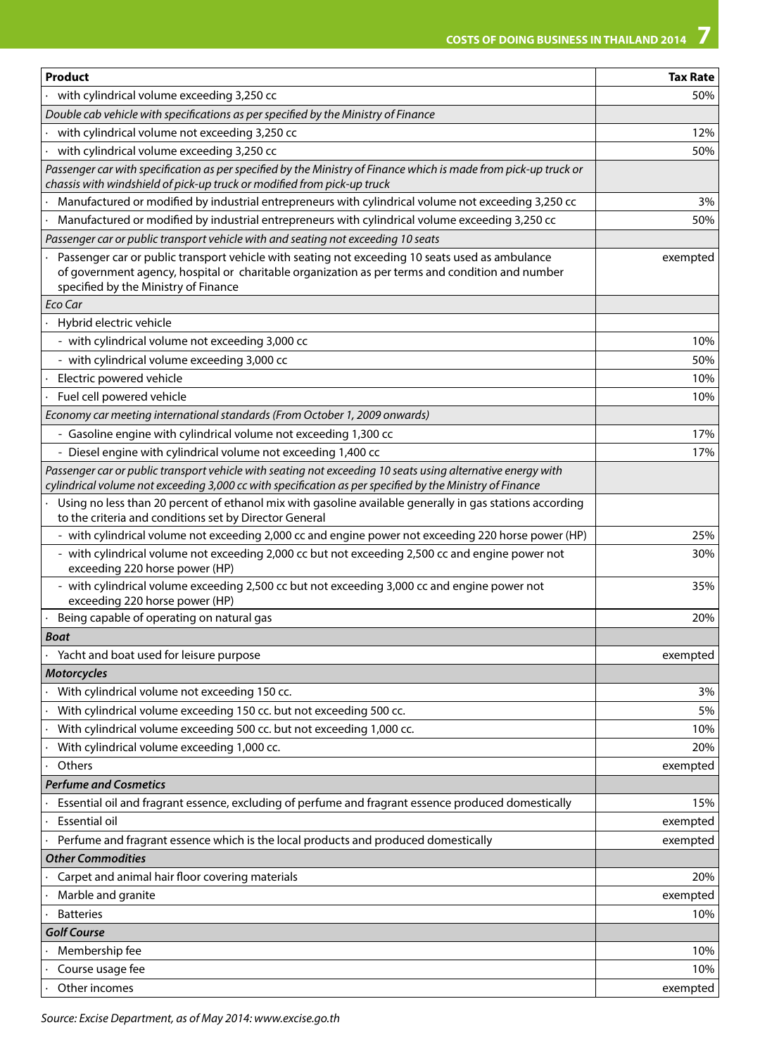| Product | Tax Rate |
|---|---|
| · with cylindrical volume exceeding 3,250 cc | 50% |
| *Double cab vehicle with specifications as per specified by the Ministry of Finance* | |
| · with cylindrical volume not exceeding 3,250 cc | 12% |
| · with cylindrical volume exceeding 3,250 cc | 50% |
| *Passenger car with specification as per specified by the Ministry of Finance which is made from pick-up truck or chassis with windshield of pick-up truck or modified from pick-up truck* | |
| · Manufactured or modified by industrial entrepreneurs with cylindrical volume not exceeding 3,250 cc | 3% |
| · Manufactured or modified by industrial entrepreneurs with cylindrical volume exceeding 3,250 cc | 50% |
| *Passenger car or public transport vehicle with and seating not exceeding 10 seats* | |
| · Passenger car or public transport vehicle with seating not exceeding 10 seats used as ambulance of government agency, hospital or charitable organization as per terms and condition and number specified by the Ministry of Finance | exempted |
| *Eco Car* | |
| · Hybrid electric vehicle | |
| - with cylindrical volume not exceeding 3,000 cc | 10% |
| - with cylindrical volume exceeding 3,000 cc | 50% |
| · Electric powered vehicle | 10% |
| · Fuel cell powered vehicle | 10% |
| *Economy car meeting international standards (From October 1, 2009 onwards)* | |
| - Gasoline engine with cylindrical volume not exceeding 1,300 cc | 17% |
| - Diesel engine with cylindrical volume not exceeding 1,400 cc | 17% |
| *Passenger car or public transport vehicle with seating not exceeding 10 seats using alternative energy with cylindrical volume not exceeding 3,000 cc with specification as per specified by the Ministry of Finance* | |
| · Using no less than 20 percent of ethanol mix with gasoline available generally in gas stations according to the criteria and conditions set by Director General | |
| - with cylindrical volume not exceeding 2,000 cc and engine power not exceeding 220 horse power (HP) | 25% |
| - with cylindrical volume not exceeding 2,000 cc but not exceeding 2,500 cc and engine power not exceeding 220 horse power (HP) | 30% |
| - with cylindrical volume exceeding 2,500 cc but not exceeding 3,000 cc and engine power not exceeding 220 horse power (HP) | 35% |
| · Being capable of operating on natural gas | 20% |
| ***Boat*** | |
| · Yacht and boat used for leisure purpose | exempted |
| ***Motorcycles*** | |
| · With cylindrical volume not exceeding 150 cc. | 3% |
| · With cylindrical volume exceeding 150 cc. but not exceeding 500 cc. | 5% |
| · With cylindrical volume exceeding 500 cc. but not exceeding 1,000 cc. | 10% |
| · With cylindrical volume exceeding 1,000 cc. | 20% |
| · Others | exempted |
| ***Perfume and Cosmetics*** | |
| · Essential oil and fragrant essence, excluding of perfume and fragrant essence produced domestically | 15% |
| · Essential oil | exempted |
| · Perfume and fragrant essence which is the local products and produced domestically | exempted |
| ***Other Commodities*** | |
| · Carpet and animal hair floor covering materials | 20% |
| · Marble and granite | exempted |
| · Batteries | 10% |
| ***Golf Course*** | |
| · Membership fee | 10% |
| · Course usage fee | 10% |
| · Other incomes | exempted |

*Source: Excise Department, as of May 2014: www.excise.go.th*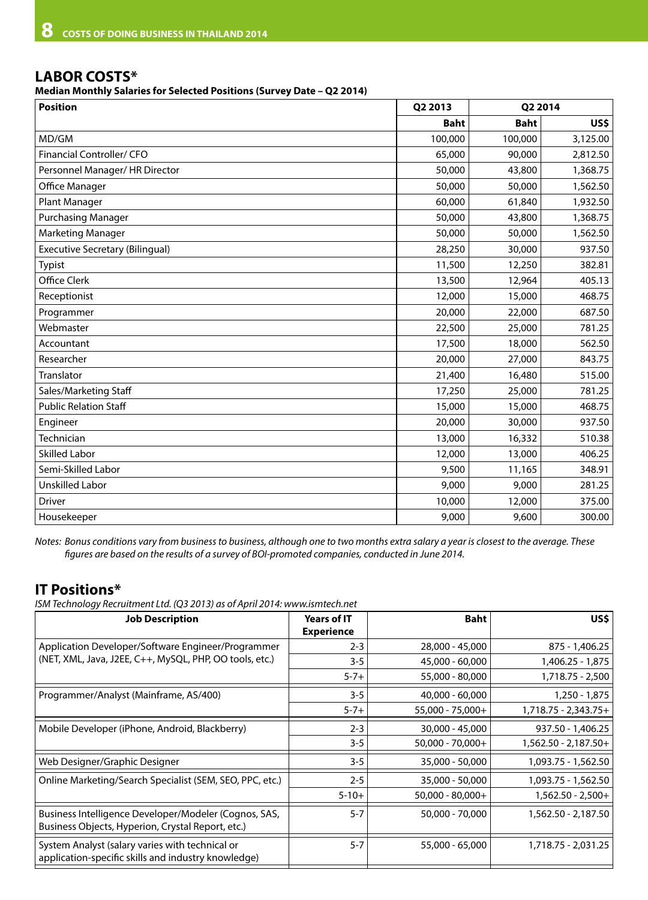## LABOR COSTS*

**Median Monthly Salaries for Selected Positions (Survey Date – Q2 2014)**

| Position | Q2 2013 | Q2 2014 | |
|---|---|---|---|
| | **Baht** | **Baht** | **US$** |
| MD/GM | 100,000 | 100,000 | 3,125.00 |
| Financial Controller/ CFO | 65,000 | 90,000 | 2,812.50 |
| Personnel Manager/ HR Director | 50,000 | 43,800 | 1,368.75 |
| Office Manager | 50,000 | 50,000 | 1,562.50 |
| Plant Manager | 60,000 | 61,840 | 1,932.50 |
| Purchasing Manager | 50,000 | 43,800 | 1,368.75 |
| Marketing Manager | 50,000 | 50,000 | 1,562.50 |
| Executive Secretary (Bilingual) | 28,250 | 30,000 | 937.50 |
| Typist | 11,500 | 12,250 | 382.81 |
| Office Clerk | 13,500 | 12,964 | 405.13 |
| Receptionist | 12,000 | 15,000 | 468.75 |
| Programmer | 20,000 | 22,000 | 687.50 |
| Webmaster | 22,500 | 25,000 | 781.25 |
| Accountant | 17,500 | 18,000 | 562.50 |
| Researcher | 20,000 | 27,000 | 843.75 |
| Translator | 21,400 | 16,480 | 515.00 |
| Sales/Marketing Staff | 17,250 | 25,000 | 781.25 |
| Public Relation Staff | 15,000 | 15,000 | 468.75 |
| Engineer | 20,000 | 30,000 | 937.50 |
| Technician | 13,000 | 16,332 | 510.38 |
| Skilled Labor | 12,000 | 13,000 | 406.25 |
| Semi-Skilled Labor | 9,500 | 11,165 | 348.91 |
| Unskilled Labor | 9,000 | 9,000 | 281.25 |
| Driver | 10,000 | 12,000 | 375.00 |
| Housekeeper | 9,000 | 9,600 | 300.00 |

*Notes: Bonus conditions vary from business to business, although one to two months extra salary a year is closest to the average. These figures are based on the results of a survey of BOI-promoted companies, conducted in June 2014.*

## IT Positions*

*ISM Technology Recruitment Ltd. (Q3 2013) as of April 2014: www.ismtech.net*

| Job Description | Years of IT Experience | Baht | US$ |
|---|---|---|---|
| Application Developer/Software Engineer/Programmer (NET, XML, Java, J2EE, C++, MySQL, PHP, OO tools, etc.) | 2-3 | 28,000 - 45,000 | 875 - 1,406.25 |
| | 3-5 | 45,000 - 60,000 | 1,406.25 - 1,875 |
| | 5-7+ | 55,000 - 80,000 | 1,718.75 - 2,500 |
| Programmer/Analyst (Mainframe, AS/400) | 3-5 | 40,000 - 60,000 | 1,250 - 1,875 |
| | 5-7+ | 55,000 - 75,000+ | 1,718.75 - 2,343.75+ |
| Mobile Developer (iPhone, Android, Blackberry) | 2-3 | 30,000 - 45,000 | 937.50 - 1,406.25 |
| | 3-5 | 50,000 - 70,000+ | 1,562.50 - 2,187.50+ |
| Web Designer/Graphic Designer | 3-5 | 35,000 - 50,000 | 1,093.75 - 1,562.50 |
| Online Marketing/Search Specialist (SEM, SEO, PPC, etc.) | 2-5 | 35,000 - 50,000 | 1,093.75 - 1,562.50 |
| | 5-10+ | 50,000 - 80,000+ | 1,562.50 - 2,500+ |
| Business Intelligence Developer/Modeler (Cognos, SAS, Business Objects, Hyperion, Crystal Report, etc.) | 5-7 | 50,000 - 70,000 | 1,562.50 - 2,187.50 |
| System Analyst (salary varies with technical or application-specific skills and industry knowledge) | 5-7 | 55,000 - 65,000 | 1,718.75 - 2,031.25 |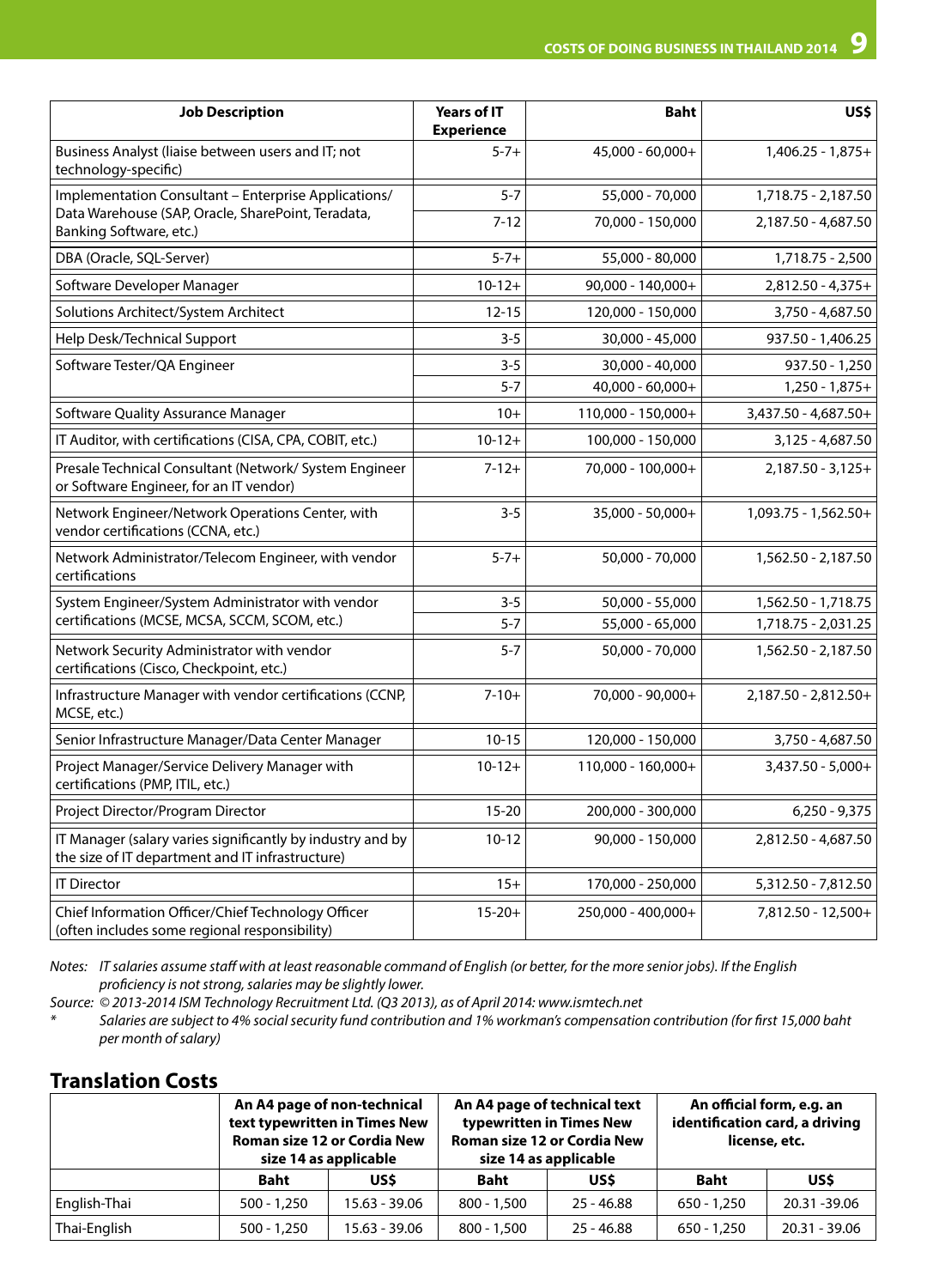| Job Description | Years of IT Experience | Baht | US$ |
|---|---|---|---|
| Business Analyst (liaise between users and IT; not technology-specific) | 5-7+ | 45,000 - 60,000+ | 1,406.25 - 1,875+ |
| Implementation Consultant – Enterprise Applications/ Data Warehouse (SAP, Oracle, SharePoint, Teradata, Banking Software, etc.) | 5-7 | 55,000 - 70,000 | 1,718.75 - 2,187.50 |
| | 7-12 | 70,000 - 150,000 | 2,187.50 - 4,687.50 |
| DBA (Oracle, SQL-Server) | 5-7+ | 55,000 - 80,000 | 1,718.75 - 2,500 |
| Software Developer Manager | 10-12+ | 90,000 - 140,000+ | 2,812.50 - 4,375+ |
| Solutions Architect/System Architect | 12-15 | 120,000 - 150,000 | 3,750 - 4,687.50 |
| Help Desk/Technical Support | 3-5 | 30,000 - 45,000 | 937.50 - 1,406.25 |
| Software Tester/QA Engineer | 3-5 | 30,000 - 40,000 | 937.50 - 1,250 |
| | 5-7 | 40,000 - 60,000+ | 1,250 - 1,875+ |
| Software Quality Assurance Manager | 10+ | 110,000 - 150,000+ | 3,437.50 - 4,687.50+ |
| IT Auditor, with certifications (CISA, CPA, COBIT, etc.) | 10-12+ | 100,000 - 150,000 | 3,125 - 4,687.50 |
| Presale Technical Consultant (Network/ System Engineer or Software Engineer, for an IT vendor) | 7-12+ | 70,000 - 100,000+ | 2,187.50 - 3,125+ |
| Network Engineer/Network Operations Center, with vendor certifications (CCNA, etc.) | 3-5 | 35,000 - 50,000+ | 1,093.75 - 1,562.50+ |
| Network Administrator/Telecom Engineer, with vendor certifications | 5-7+ | 50,000 - 70,000 | 1,562.50 - 2,187.50 |
| System Engineer/System Administrator with vendor certifications (MCSE, MCSA, SCCM, SCOM, etc.) | 3-5 | 50,000 - 55,000 | 1,562.50 - 1,718.75 |
| | 5-7 | 55,000 - 65,000 | 1,718.75 - 2,031.25 |
| Network Security Administrator with vendor certifications (Cisco, Checkpoint, etc.) | 5-7 | 50,000 - 70,000 | 1,562.50 - 2,187.50 |
| Infrastructure Manager with vendor certifications (CCNP, MCSE, etc.) | 7-10+ | 70,000 - 90,000+ | 2,187.50 - 2,812.50+ |
| Senior Infrastructure Manager/Data Center Manager | 10-15 | 120,000 - 150,000 | 3,750 - 4,687.50 |
| Project Manager/Service Delivery Manager with certifications (PMP, ITIL, etc.) | 10-12+ | 110,000 - 160,000+ | 3,437.50 - 5,000+ |
| Project Director/Program Director | 15-20 | 200,000 - 300,000 | 6,250 - 9,375 |
| IT Manager (salary varies significantly by industry and by the size of IT department and IT infrastructure) | 10-12 | 90,000 - 150,000 | 2,812.50 - 4,687.50 |
| IT Director | 15+ | 170,000 - 250,000 | 5,312.50 - 7,812.50 |
| Chief Information Officer/Chief Technology Officer (often includes some regional responsibility) | 15-20+ | 250,000 - 400,000+ | 7,812.50 - 12,500+ |

*Notes: IT salaries assume staff with at least reasonable command of English (or better, for the more senior jobs). If the English proficiency is not strong, salaries may be slightly lower.*

*Source: © 2013-2014 ISM Technology Recruitment Ltd. (Q3 2013), as of April 2014: www.ismtech.net*

*\* Salaries are subject to 4% social security fund contribution and 1% workman's compensation contribution (for first 15,000 baht per month of salary)*

## Translation Costs

| | An A4 page of non-technical text typewritten in Times New Roman size 12 or Cordia New size 14 as applicable | | An A4 page of technical text typewritten in Times New Roman size 12 or Cordia New size 14 as applicable | | An official form, e.g. an identification card, a driving license, etc. | |
|---|---|---|---|---|---|---|
| | **Baht** | **US$** | **Baht** | **US$** | **Baht** | **US$** |
| English-Thai | 500 - 1,250 | 15.63 - 39.06 | 800 - 1,500 | 25 - 46.88 | 650 - 1,250 | 20.31 -39.06 |
| Thai-English | 500 - 1,250 | 15.63 - 39.06 | 800 - 1,500 | 25 - 46.88 | 650 - 1,250 | 20.31 - 39.06 |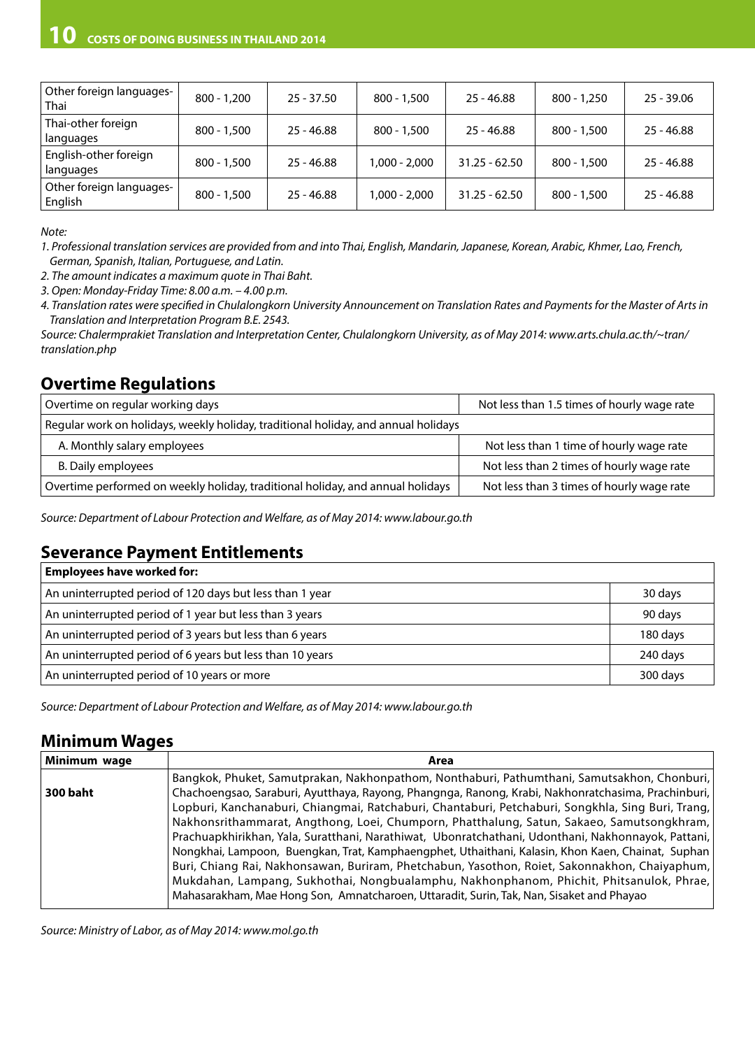| Other foreign languages-Thai | 800 - 1,200 | 25 - 37.50 | 800 - 1,500 | 25 - 46.88 | 800 - 1,250 | 25 - 39.06 |
|---|---|---|---|---|---|---|
| Thai-other foreign languages | 800 - 1,500 | 25 - 46.88 | 800 - 1,500 | 25 - 46.88 | 800 - 1,500 | 25 - 46.88 |
| English-other foreign languages | 800 - 1,500 | 25 - 46.88 | 1,000 - 2,000 | 31.25 - 62.50 | 800 - 1,500 | 25 - 46.88 |
| Other foreign languages-English | 800 - 1,500 | 25 - 46.88 | 1,000 - 2,000 | 31.25 - 62.50 | 800 - 1,500 | 25 - 46.88 |

*Note:*

*1. Professional translation services are provided from and into Thai, English, Mandarin, Japanese, Korean, Arabic, Khmer, Lao, French, German, Spanish, Italian, Portuguese, and Latin.*

*2. The amount indicates a maximum quote in Thai Baht.*

*3. Open: Monday-Friday Time: 8.00 a.m. – 4.00 p.m.*

*4. Translation rates were specified in Chulalongkorn University Announcement on Translation Rates and Payments for the Master of Arts in Translation and Interpretation Program B.E. 2543.*

*Source: Chalermprakiet Translation and Interpretation Center, Chulalongkorn University, as of May 2014: www.arts.chula.ac.th/~tran/translation.php*

## Overtime Regulations

| Overtime on regular working days | Not less than 1.5 times of hourly wage rate |
|---|---|
| Regular work on holidays, weekly holiday, traditional holiday, and annual holidays | |
| A. Monthly salary employees | Not less than 1 time of hourly wage rate |
| B. Daily employees | Not less than 2 times of hourly wage rate |
| Overtime performed on weekly holiday, traditional holiday, and annual holidays | Not less than 3 times of hourly wage rate |

*Source: Department of Labour Protection and Welfare, as of May 2014: www.labour.go.th*

## Severance Payment Entitlements

| **Employees have worked for:** | |
|---|---|
| An uninterrupted period of 120 days but less than 1 year | 30 days |
| An uninterrupted period of 1 year but less than 3 years | 90 days |
| An uninterrupted period of 3 years but less than 6 years | 180 days |
| An uninterrupted period of 6 years but less than 10 years | 240 days |
| An uninterrupted period of 10 years or more | 300 days |

*Source: Department of Labour Protection and Welfare, as of May 2014: www.labour.go.th*

## Minimum Wages

| **Minimum wage** | **Area** |
|---|---|
| **300 baht** | Bangkok, Phuket, Samutprakan, Nakhonpathom, Nonthaburi, Pathumthani, Samutsakhon, Chonburi, Chachoengsao, Saraburi, Ayutthaya, Rayong, Phangnga, Ranong, Krabi, Nakhonratchasima, Prachinburi, Lopburi, Kanchanaburi, Chiangmai, Ratchaburi, Chantaburi, Petchaburi, Songkhla, Sing Buri, Trang, Nakhonsrithammarat, Angthong, Loei, Chumporn, Phatthalung, Satun, Sakaeo, Samutsongkhram, Prachuapkhirikhan, Yala, Suratthani, Narathiwat, Ubonratchathani, Udonthani, Nakhonnayok, Pattani, Nongkhai, Lampoon, Buengkan, Trat, Kamphaengphet, Uthaithani, Kalasin, Khon Kaen, Chainat, Suphan Buri, Chiang Rai, Nakhonsawan, Buriram, Phetchabun, Yasothon, Roiet, Sakonnakhon, Chaiyaphum, Mukdahan, Lampang, Sukhothai, Nongbualamphu, Nakhonphanom, Phichit, Phitsanulok, Phrae, Mahasarakham, Mae Hong Son, Amnatcharoen, Uttaradit, Surin, Tak, Nan, Sisaket and Phayao |

*Source: Ministry of Labor, as of May 2014: www.mol.go.th*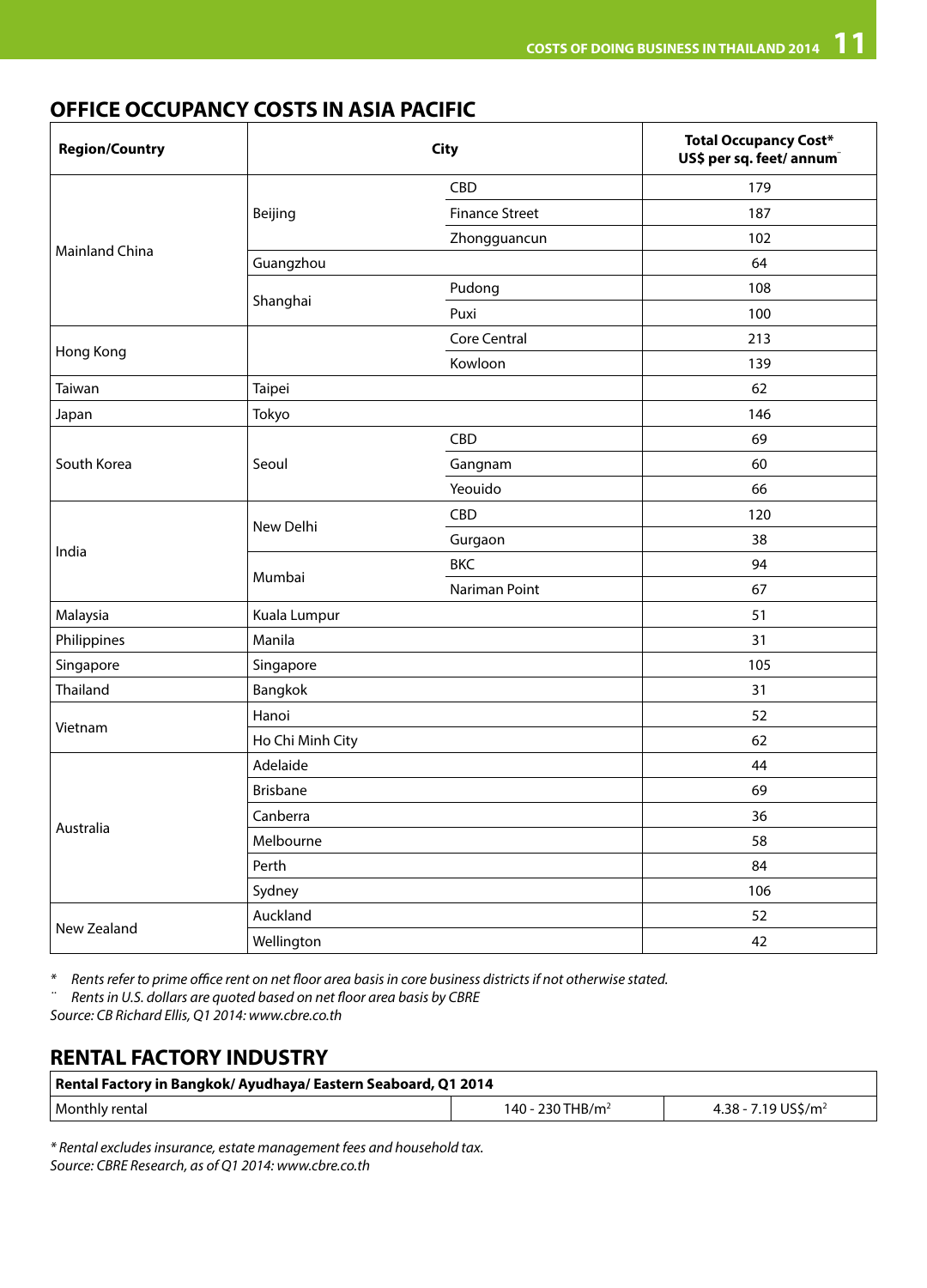## OFFICE OCCUPANCY COSTS IN ASIA PACIFIC

| Region/Country | City | | Total Occupancy Cost* US$ per sq. feet/ annum¨ |
|---|---|---|---|
| Mainland China | Beijing | CBD | 179 |
| | | Finance Street | 187 |
| | | Zhongguancun | 102 |
| | Guangzhou | | 64 |
| | Shanghai | Pudong | 108 |
| | | Puxi | 100 |
| Hong Kong | | Core Central | 213 |
| | | Kowloon | 139 |
| Taiwan | Taipei | | 62 |
| Japan | Tokyo | | 146 |
| South Korea | Seoul | CBD | 69 |
| | | Gangnam | 60 |
| | | Yeouido | 66 |
| India | New Delhi | CBD | 120 |
| | | Gurgaon | 38 |
| | Mumbai | BKC | 94 |
| | | Nariman Point | 67 |
| Malaysia | Kuala Lumpur | | 51 |
| Philippines | Manila | | 31 |
| Singapore | Singapore | | 105 |
| Thailand | Bangkok | | 31 |
| Vietnam | Hanoi | | 52 |
| | Ho Chi Minh City | | 62 |
| Australia | Adelaide | | 44 |
| | Brisbane | | 69 |
| | Canberra | | 36 |
| | Melbourne | | 58 |
| | Perth | | 84 |
| | Sydney | | 106 |
| New Zealand | Auckland | | 52 |
| | Wellington | | 42 |

*\* Rents refer to prime office rent on net floor area basis in core business districts if not otherwise stated.*
*¨ Rents in U.S. dollars are quoted based on net floor area basis by CBRE*
*Source: CB Richard Ellis, Q1 2014: www.cbre.co.th*

## RENTAL FACTORY INDUSTRY

| Rental Factory in Bangkok/ Ayudhaya/ Eastern Seaboard, Q1 2014 | | |
|---|---|---|
| Monthly rental | 140 - 230 THB/$m^2$ | 4.38 - 7.19 US$/$m^2$ |

*\* Rental excludes insurance, estate management fees and household tax.*
*Source: CBRE Research, as of Q1 2014: www.cbre.co.th*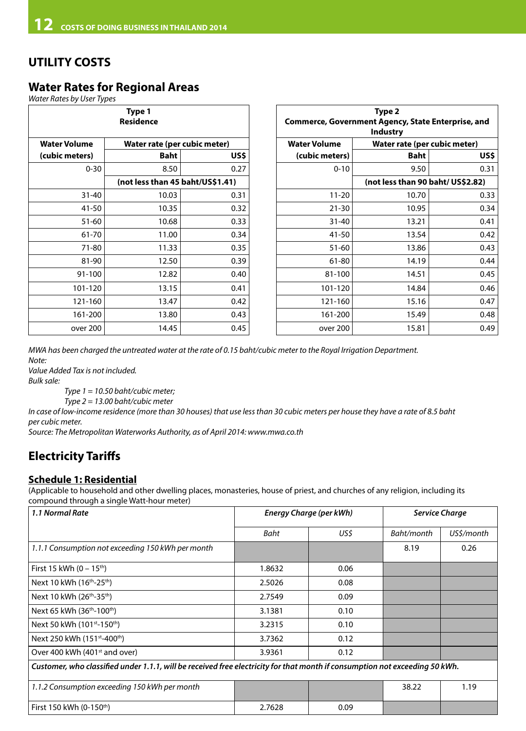# UTILITY COSTS

## Water Rates for Regional Areas

*Water Rates by User Types*

| Type 1 Residence | | |
|---|---|---|
| **Water Volume (cubic meters)** | **Water rate (per cubic meter)** | |
| | **Baht** | **US$** |
| 0-30 | 8.50 | 0.27 |
| | **(not less than 45 baht/US$1.41)** | |
| 31-40 | 10.03 | 0.31 |
| 41-50 | 10.35 | 0.32 |
| 51-60 | 10.68 | 0.33 |
| 61-70 | 11.00 | 0.34 |
| 71-80 | 11.33 | 0.35 |
| 81-90 | 12.50 | 0.39 |
| 91-100 | 12.82 | 0.40 |
| 101-120 | 13.15 | 0.41 |
| 121-160 | 13.47 | 0.42 |
| 161-200 | 13.80 | 0.43 |
| over 200 | 14.45 | 0.45 |

| Type 2 Commerce, Government Agency, State Enterprise, and Industry | | |
|---|---|---|
| **Water Volume (cubic meters)** | **Water rate (per cubic meter)** | |
| | **Baht** | **US$** |
| 0-10 | 9.50 | 0.31 |
| | **(not less than 90 baht/ US$2.82)** | |
| 11-20 | 10.70 | 0.33 |
| 21-30 | 10.95 | 0.34 |
| 31-40 | 13.21 | 0.41 |
| 41-50 | 13.54 | 0.42 |
| 51-60 | 13.86 | 0.43 |
| 61-80 | 14.19 | 0.44 |
| 81-100 | 14.51 | 0.45 |
| 101-120 | 14.84 | 0.46 |
| 121-160 | 15.16 | 0.47 |
| 161-200 | 15.49 | 0.48 |
| over 200 | 15.81 | 0.49 |

*MWA has been charged the untreated water at the rate of 0.15 baht/cubic meter to the Royal Irrigation Department.*
*Note:*
*Value Added Tax is not included.*
*Bulk sale:*

*Type 1 = 10.50 baht/cubic meter;*
*Type 2 = 13.00 baht/cubic meter*

*In case of low-income residence (more than 30 houses) that use less than 30 cubic meters per house they have a rate of 8.5 baht per cubic meter.*
*Source: The Metropolitan Waterworks Authority, as of April 2014: www.mwa.co.th*

## Electricity Tariffs

### Schedule 1: Residential

(Applicable to household and other dwelling places, monasteries, house of priest, and churches of any religion, including its compound through a single Watt-hour meter)

| *1.1 Normal Rate* | *Energy Charge (per kWh)* | | *Service Charge* | |
|---|---|---|---|---|
| | *Baht* | *US$* | *Baht/month* | *US$/month* |
| *1.1.1 Consumption not exceeding 150 kWh per month* | | | 8.19 | 0.26 |
| First 15 kWh (0 – 15th) | 1.8632 | 0.06 | | |
| Next 10 kWh (16th-25th) | 2.5026 | 0.08 | | |
| Next 10 kWh (26th-35th) | 2.7549 | 0.09 | | |
| Next 65 kWh (36th-100th) | 3.1381 | 0.10 | | |
| Next 50 kWh (101st-150th) | 3.2315 | 0.10 | | |
| Next 250 kWh (151st-400th) | 3.7362 | 0.12 | | |
| Over 400 kWh (401st and over) | 3.9361 | 0.12 | | |
| ***Customer, who classified under 1.1.1, will be received free electricity for that month if consumption not exceeding 50 kWh.*** | | | | |
| *1.1.2 Consumption exceeding 150 kWh per month* | | | 38.22 | 1.19 |
| First 150 kWh (0-150th) | 2.7628 | 0.09 | | |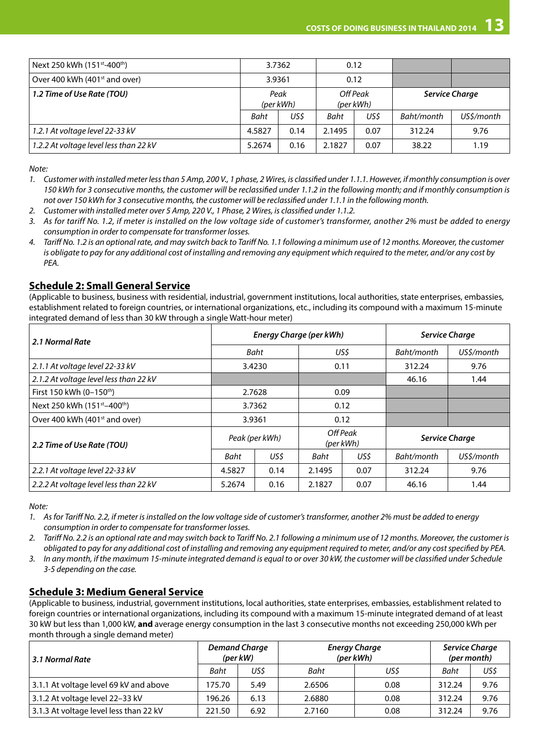| | | | | | | |
|---|---|---|---|---|---|---|
| Next 250 kWh (151[st]-400[th]) | 3.7362 | | 0.12 | | | |
| Over 400 kWh (401[st] and over) | 3.9361 | | 0.12 | | | |
| ***1.2 Time of Use Rate (TOU)*** | *Peak (per kWh)* | | *Off Peak (per kWh)* | | ***Service Charge*** | |
| | *Baht* | *US$* | *Baht* | *US$* | *Baht/month* | *US$/month* |
| *1.2.1 At voltage level 22-33 kV* | 4.5827 | 0.14 | 2.1495 | 0.07 | 312.24 | 9.76 |
| *1.2.2 At voltage level less than 22 kV* | 5.2674 | 0.16 | 2.1827 | 0.07 | 38.22 | 1.19 |

*Note:*

1. *Customer with installed meter less than 5 Amp, 200 V., 1 phase, 2 Wires, is classified under 1.1.1. However, if monthly consumption is over 150 kWh for 3 consecutive months, the customer will be reclassified under 1.1.2 in the following month; and if monthly consumption is not over 150 kWh for 3 consecutive months, the customer will be reclassified under 1.1.1 in the following month.*
2. *Customer with installed meter over 5 Amp, 220 V., 1 Phase, 2 Wires, is classified under 1.1.2.*
3. *As for tariff No. 1.2, if meter is installed on the low voltage side of customer's transformer, another 2% must be added to energy consumption in order to compensate for transformer losses.*
4. *Tariff No. 1.2 is an optional rate, and may switch back to Tariff No. 1.1 following a minimum use of 12 months. Moreover, the customer is obligate to pay for any additional cost of installing and removing any equipment which required to the meter, and/or any cost by PEA.*

## Schedule 2: Small General Service

(Applicable to business, business with residential, industrial, government institutions, local authorities, state enterprises, embassies, establishment related to foreign countries, or international organizations, etc., including its compound with a maximum 15-minute integrated demand of less than 30 kW through a single Watt-hour meter)

| ***2.1 Normal Rate*** | ***Energy Charge (per kWh)*** | | | | ***Service Charge*** | |
|---|---|---|---|---|---|---|
| | *Baht* | | *US$* | | *Baht/month* | *US$/month* |
| *2.1.1 At voltage level 22-33 kV* | 3.4230 | | 0.11 | | 312.24 | 9.76 |
| *2.1.2 At voltage level less than 22 kV* | | | | | 46.16 | 1.44 |
| First 150 kWh (0–150[th]) | 2.7628 | | 0.09 | | | |
| Next 250 kWh (151[st]–400[th]) | 3.7362 | | 0.12 | | | |
| Over 400 kWh (401[st] and over) | 3.9361 | | 0.12 | | | |
| ***2.2 Time of Use Rate (TOU)*** | *Peak (per kWh)* | | *Off Peak (per kWh)* | | ***Service Charge*** | |
| | *Baht* | *US$* | *Baht* | *US$* | *Baht/month* | *US$/month* |
| *2.2.1 At voltage level 22-33 kV* | 4.5827 | 0.14 | 2.1495 | 0.07 | 312.24 | 9.76 |
| *2.2.2 At voltage level less than 22 kV* | 5.2674 | 0.16 | 2.1827 | 0.07 | 46.16 | 1.44 |

*Note:*

1. *As for Tariff No. 2.2, if meter is installed on the low voltage side of customer's transformer, another 2% must be added to energy consumption in order to compensate for transformer losses.*
2. *Tariff No. 2.2 is an optional rate and may switch back to Tariff No. 2.1 following a minimum use of 12 months. Moreover, the customer is obligated to pay for any additional cost of installing and removing any equipment required to meter, and/or any cost specified by PEA.*
3. *In any month, if the maximum 15-minute integrated demand is equal to or over 30 kW, the customer will be classified under Schedule 3-5 depending on the case.*

## Schedule 3: Medium General Service

(Applicable to business, industrial, government institutions, local authorities, state enterprises, embassies, establishment related to foreign countries or international organizations, including its compound with a maximum 15-minute integrated demand of at least 30 kW but less than 1,000 kW, **and** average energy consumption in the last 3 consecutive months not exceeding 250,000 kWh per month through a single demand meter)

| ***3.1 Normal Rate*** | ***Demand Charge (per kW)*** | | ***Energy Charge (per kWh)*** | | ***Service Charge (per month)*** | |
|---|---|---|---|---|---|---|
| | *Baht* | *US$* | *Baht* | *US$* | *Baht* | *US$* |
| 3.1.1 At voltage level 69 kV and above | 175.70 | 5.49 | 2.6506 | 0.08 | 312.24 | 9.76 |
| 3.1.2 At voltage level 22–33 kV | 196.26 | 6.13 | 2.6880 | 0.08 | 312.24 | 9.76 |
| 3.1.3 At voltage level less than 22 kV | 221.50 | 6.92 | 2.7160 | 0.08 | 312.24 | 9.76 |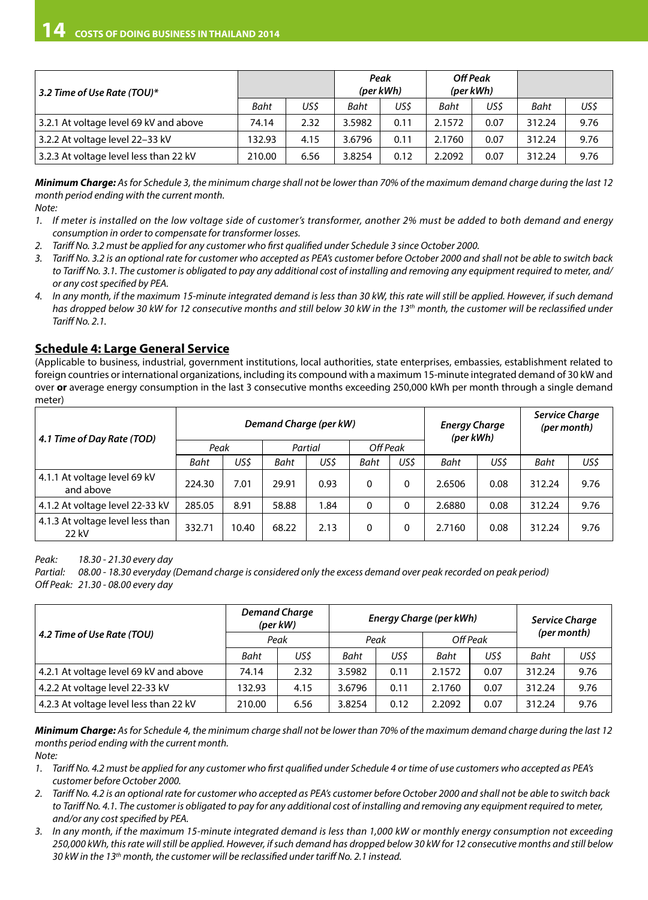| 3.2 Time of Use Rate (TOU)* | | | *Peak (per kWh)* | | *Off Peak (per kWh)* | | | |
|---|---|---|---|---|---|---|---|---|
| | Baht | US$ | Baht | US$ | Baht | US$ | Baht | US$ |
| 3.2.1 At voltage level 69 kV and above | 74.14 | 2.32 | 3.5982 | 0.11 | 2.1572 | 0.07 | 312.24 | 9.76 |
| 3.2.2 At voltage level 22–33 kV | 132.93 | 4.15 | 3.6796 | 0.11 | 2.1760 | 0.07 | 312.24 | 9.76 |
| 3.2.3 At voltage level less than 22 kV | 210.00 | 6.56 | 3.8254 | 0.12 | 2.2092 | 0.07 | 312.24 | 9.76 |

***Minimum Charge:*** *As for Schedule 3, the minimum charge shall not be lower than 70% of the maximum demand charge during the last 12 month period ending with the current month.*

*Note:*

1. *If meter is installed on the low voltage side of customer's transformer, another 2% must be added to both demand and energy consumption in order to compensate for transformer losses.*
2. *Tariff No. 3.2 must be applied for any customer who first qualified under Schedule 3 since October 2000.*
3. *Tariff No. 3.2 is an optional rate for customer who accepted as PEA's customer before October 2000 and shall not be able to switch back to Tariff No. 3.1. The customer is obligated to pay any additional cost of installing and removing any equipment required to meter, and/ or any cost specified by PEA.*
4. *In any month, if the maximum 15-minute integrated demand is less than 30 kW, this rate will still be applied. However, if such demand has dropped below 30 kW for 12 consecutive months and still below 30 kW in the 13th month, the customer will be reclassified under Tariff No. 2.1.*

## Schedule 4: Large General Service

(Applicable to business, industrial, government institutions, local authorities, state enterprises, embassies, establishment related to foreign countries or international organizations, including its compound with a maximum 15-minute integrated demand of 30 kW and over **or** average energy consumption in the last 3 consecutive months exceeding 250,000 kWh per month through a single demand meter)

| 4.1 Time of Day Rate (TOD) | *Demand Charge (per kW)* | | | | | | *Energy Charge (per kWh)* | | *Service Charge (per month)* | |
|---|---|---|---|---|---|---|---|---|---|---|
| | *Peak* | | *Partial* | | *Off Peak* | | | | | |
| | Baht | US$ | Baht | US$ | Baht | US$ | Baht | US$ | Baht | US$ |
| 4.1.1 At voltage level 69 kV and above | 224.30 | 7.01 | 29.91 | 0.93 | 0 | 0 | 2.6506 | 0.08 | 312.24 | 9.76 |
| 4.1.2 At voltage level 22-33 kV | 285.05 | 8.91 | 58.88 | 1.84 | 0 | 0 | 2.6880 | 0.08 | 312.24 | 9.76 |
| 4.1.3 At voltage level less than 22 kV | 332.71 | 10.40 | 68.22 | 2.13 | 0 | 0 | 2.7160 | 0.08 | 312.24 | 9.76 |

*Peak: 18.30 - 21.30 every day*
*Partial: 08.00 - 18.30 everyday (Demand charge is considered only the excess demand over peak recorded on peak period)*
*Off Peak: 21.30 - 08.00 every day*

| 4.2 Time of Use Rate (TOU) | *Demand Charge (per kW)* | | *Energy Charge (per kWh)* | | | | *Service Charge (per month)* | |
|---|---|---|---|---|---|---|---|---|
| | *Peak* | | *Peak* | | *Off Peak* | | | |
| | Baht | US$ | Baht | US$ | Baht | US$ | Baht | US$ |
| 4.2.1 At voltage level 69 kV and above | 74.14 | 2.32 | 3.5982 | 0.11 | 2.1572 | 0.07 | 312.24 | 9.76 |
| 4.2.2 At voltage level 22-33 kV | 132.93 | 4.15 | 3.6796 | 0.11 | 2.1760 | 0.07 | 312.24 | 9.76 |
| 4.2.3 At voltage level less than 22 kV | 210.00 | 6.56 | 3.8254 | 0.12 | 2.2092 | 0.07 | 312.24 | 9.76 |

***Minimum Charge:*** *As for Schedule 4, the minimum charge shall not be lower than 70% of the maximum demand charge during the last 12 months period ending with the current month.*

*Note:*

1. *Tariff No. 4.2 must be applied for any customer who first qualified under Schedule 4 or time of use customers who accepted as PEA's customer before October 2000.*
2. *Tariff No. 4.2 is an optional rate for customer who accepted as PEA's customer before October 2000 and shall not be able to switch back to Tariff No. 4.1. The customer is obligated to pay for any additional cost of installing and removing any equipment required to meter, and/or any cost specified by PEA.*
3. *In any month, if the maximum 15-minute integrated demand is less than 1,000 kW or monthly energy consumption not exceeding 250,000 kWh, this rate will still be applied. However, if such demand has dropped below 30 kW for 12 consecutive months and still below 30 kW in the 13th month, the customer will be reclassified under tariff No. 2.1 instead.*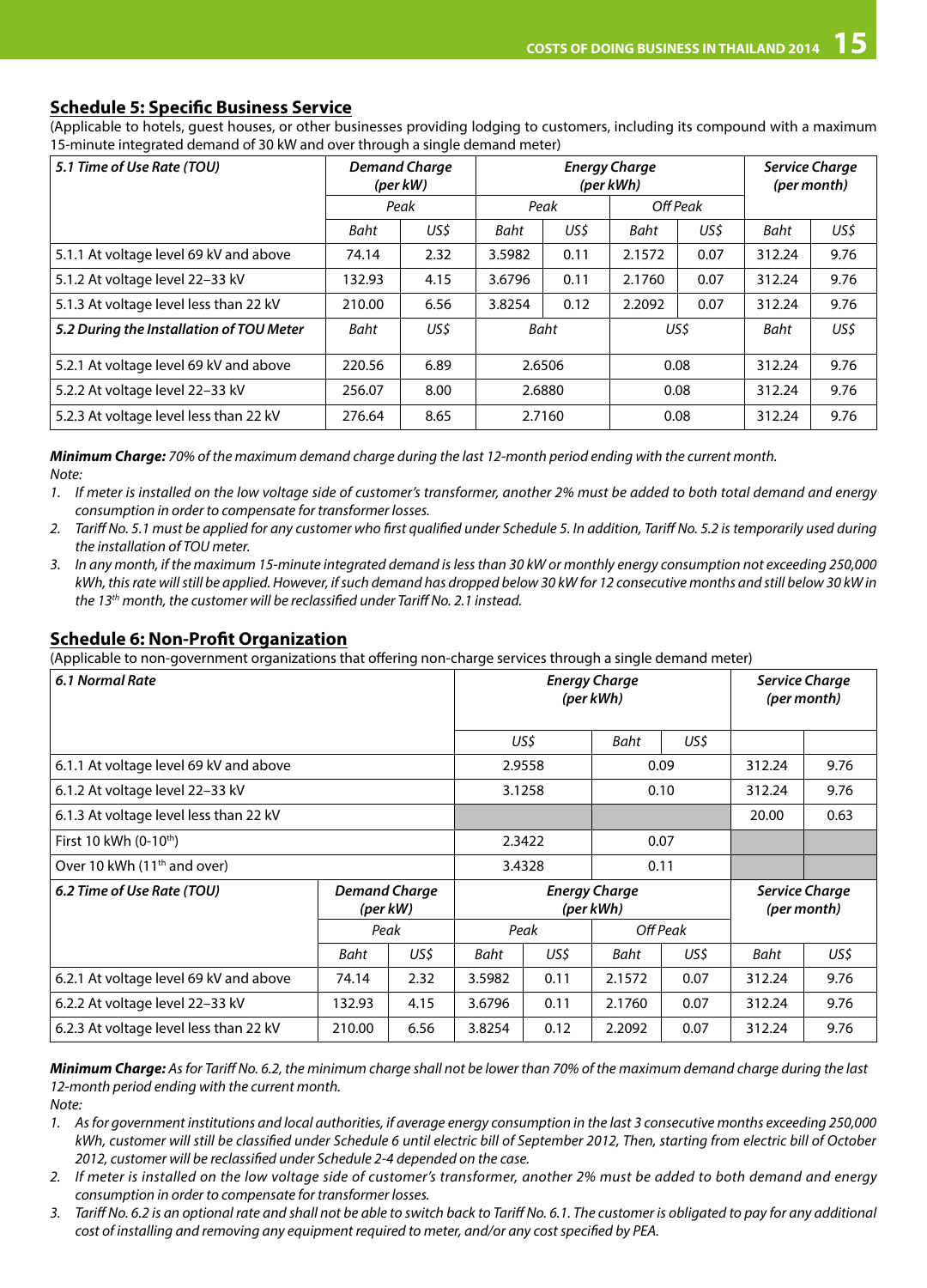## Schedule 5: Specific Business Service

(Applicable to hotels, guest houses, or other businesses providing lodging to customers, including its compound with a maximum 15-minute integrated demand of 30 kW and over through a single demand meter)

| *5.1 Time of Use Rate (TOU)* | *Demand Charge (per kW)* | | *Energy Charge (per kWh)* | | | | *Service Charge (per month)* | |
|---|---|---|---|---|---|---|---|---|
| | *Peak* | | *Peak* | | *Off Peak* | | | |
| | *Baht* | *US$* | *Baht* | *US$* | *Baht* | *US$* | *Baht* | *US$* |
| 5.1.1 At voltage level 69 kV and above | 74.14 | 2.32 | 3.5982 | 0.11 | 2.1572 | 0.07 | 312.24 | 9.76 |
| 5.1.2 At voltage level 22–33 kV | 132.93 | 4.15 | 3.6796 | 0.11 | 2.1760 | 0.07 | 312.24 | 9.76 |
| 5.1.3 At voltage level less than 22 kV | 210.00 | 6.56 | 3.8254 | 0.12 | 2.2092 | 0.07 | 312.24 | 9.76 |
| ***5.2 During the Installation of TOU Meter*** | *Baht* | *US$* | *Baht* | | *US$* | | *Baht* | *US$* |
| 5.2.1 At voltage level 69 kV and above | 220.56 | 6.89 | 2.6506 | | 0.08 | | 312.24 | 9.76 |
| 5.2.2 At voltage level 22–33 kV | 256.07 | 8.00 | 2.6880 | | 0.08 | | 312.24 | 9.76 |
| 5.2.3 At voltage level less than 22 kV | 276.64 | 8.65 | 2.7160 | | 0.08 | | 312.24 | 9.76 |

***Minimum Charge:*** *70% of the maximum demand charge during the last 12-month period ending with the current month.*

*Note:*

1. *If meter is installed on the low voltage side of customer's transformer, another 2% must be added to both total demand and energy consumption in order to compensate for transformer losses.*
2. *Tariff No. 5.1 must be applied for any customer who first qualified under Schedule 5. In addition, Tariff No. 5.2 is temporarily used during the installation of TOU meter.*
3. *In any month, if the maximum 15-minute integrated demand is less than 30 kW or monthly energy consumption not exceeding 250,000 kWh, this rate will still be applied. However, if such demand has dropped below 30 kW for 12 consecutive months and still below 30 kW in the 13th month, the customer will be reclassified under Tariff No. 2.1 instead.*

## Schedule 6: Non-Profit Organization

(Applicable to non-government organizations that offering non-charge services through a single demand meter)

| *6.1 Normal Rate* | | | *Energy Charge (per kWh)* | | | | *Service Charge (per month)* | |
|---|---|---|---|---|---|---|---|---|
| | | | *US$* | | *Baht* | *US$* | | |
| 6.1.1 At voltage level 69 kV and above | | | 2.9558 | | 0.09 | | 312.24 | 9.76 |
| 6.1.2 At voltage level 22–33 kV | | | 3.1258 | | 0.10 | | 312.24 | 9.76 |
| 6.1.3 At voltage level less than 22 kV | | | | | | | 20.00 | 0.63 |
| First 10 kWh (0-10th) | | | 2.3422 | | 0.07 | | | |
| Over 10 kWh (11th and over) | | | 3.4328 | | 0.11 | | | |
| ***6.2 Time of Use Rate (TOU)*** | *Demand Charge (per kW)* | | *Energy Charge (per kWh)* | | | | *Service Charge (per month)* | |
| | *Peak* | | *Peak* | | *Off Peak* | | | |
| | *Baht* | *US$* | *Baht* | *US$* | *Baht* | *US$* | *Baht* | *US$* |
| 6.2.1 At voltage level 69 kV and above | 74.14 | 2.32 | 3.5982 | 0.11 | 2.1572 | 0.07 | 312.24 | 9.76 |
| 6.2.2 At voltage level 22–33 kV | 132.93 | 4.15 | 3.6796 | 0.11 | 2.1760 | 0.07 | 312.24 | 9.76 |
| 6.2.3 At voltage level less than 22 kV | 210.00 | 6.56 | 3.8254 | 0.12 | 2.2092 | 0.07 | 312.24 | 9.76 |

***Minimum Charge:*** *As for Tariff No. 6.2, the minimum charge shall not be lower than 70% of the maximum demand charge during the last 12-month period ending with the current month.*

*Note:*

1. *As for government institutions and local authorities, if average energy consumption in the last 3 consecutive months exceeding 250,000 kWh, customer will still be classified under Schedule 6 until electric bill of September 2012, Then, starting from electric bill of October 2012, customer will be reclassified under Schedule 2-4 depended on the case.*
2. *If meter is installed on the low voltage side of customer's transformer, another 2% must be added to both demand and energy consumption in order to compensate for transformer losses.*
3. *Tariff No. 6.2 is an optional rate and shall not be able to switch back to Tariff No. 6.1. The customer is obligated to pay for any additional cost of installing and removing any equipment required to meter, and/or any cost specified by PEA.*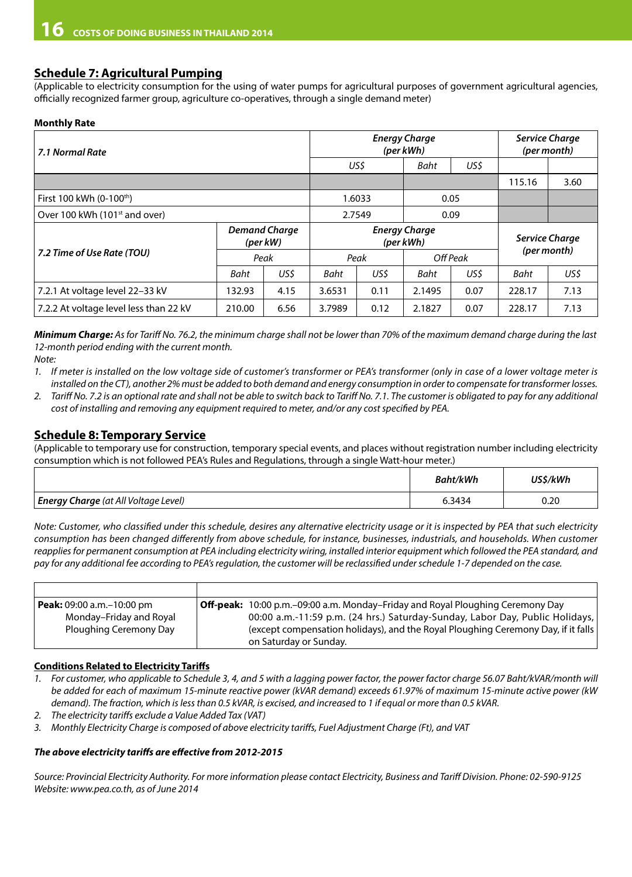## Schedule 7: Agricultural Pumping

(Applicable to electricity consumption for the using of water pumps for agricultural purposes of government agricultural agencies, officially recognized farmer group, agriculture co-operatives, through a single demand meter)

**Monthly Rate**

| *7.1 Normal Rate* | | | *Energy Charge (per kWh)* | | | | *Service Charge (per month)* | |
|---|---|---|---|---|---|---|---|---|
| | | | *US$* | | *Baht* | *US$* | | |
| | | | | | | | 115.16 | 3.60 |
| First 100 kWh (0-100th) | | | 1.6033 | | 0.05 | | | |
| Over 100 kWh (101st and over) | | | 2.7549 | | 0.09 | | | |
| *7.2 Time of Use Rate (TOU)* | *Demand Charge (per kW)* | | *Energy Charge (per kWh)* | | | | *Service Charge (per month)* | |
| | *Peak* | | *Peak* | | *Off Peak* | | | |
| | *Baht* | *US$* | *Baht* | *US$* | *Baht* | *US$* | *Baht* | *US$* |
| 7.2.1 At voltage level 22–33 kV | 132.93 | 4.15 | 3.6531 | 0.11 | 2.1495 | 0.07 | 228.17 | 7.13 |
| 7.2.2 At voltage level less than 22 kV | 210.00 | 6.56 | 3.7989 | 0.12 | 2.1827 | 0.07 | 228.17 | 7.13 |

***Minimum Charge:*** *As for Tariff No. 76.2, the minimum charge shall not be lower than 70% of the maximum demand charge during the last 12-month period ending with the current month.*

*Note:*

1. *If meter is installed on the low voltage side of customer's transformer or PEA's transformer (only in case of a lower voltage meter is installed on the CT), another 2% must be added to both demand and energy consumption in order to compensate for transformer losses.*
2. *Tariff No. 7.2 is an optional rate and shall not be able to switch back to Tariff No. 7.1. The customer is obligated to pay for any additional cost of installing and removing any equipment required to meter, and/or any cost specified by PEA.*

## Schedule 8: Temporary Service

(Applicable to temporary use for construction, temporary special events, and places without registration number including electricity consumption which is not followed PEA's Rules and Regulations, through a single Watt-hour meter.)

| | *Baht/kWh* | *US$/kWh* |
|---|---|---|
| ***Energy Charge*** *(at All Voltage Level)* | 6.3434 | 0.20 |

*Note: Customer, who classified under this schedule, desires any alternative electricity usage or it is inspected by PEA that such electricity consumption has been changed differently from above schedule, for instance, businesses, industrials, and households. When customer reapplies for permanent consumption at PEA including electricity wiring, installed interior equipment which followed the PEA standard, and pay for any additional fee according to PEA's regulation, the customer will be reclassified under schedule 1-7 depended on the case.*

| | |
|---|---|
| **Peak:** 09:00 a.m.–10:00 pm Monday–Friday and Royal Ploughing Ceremony Day | **Off-peak:** 10:00 p.m.–09:00 a.m. Monday–Friday and Royal Ploughing Ceremony Day 00:00 a.m.-11:59 p.m. (24 hrs.) Saturday-Sunday, Labor Day, Public Holidays, (except compensation holidays), and the Royal Ploughing Ceremony Day, if it falls on Saturday or Sunday. |

**Conditions Related to Electricity Tariffs**

1. *For customer, who applicable to Schedule 3, 4, and 5 with a lagging power factor, the power factor charge 56.07 Baht/kVAR/month will be added for each of maximum 15-minute reactive power (kVAR demand) exceeds 61.97% of maximum 15-minute active power (kW demand). The fraction, which is less than 0.5 kVAR, is excised, and increased to 1 if equal or more than 0.5 kVAR.*
2. *The electricity tariffs exclude a Value Added Tax (VAT)*
3. *Monthly Electricity Charge is composed of above electricity tariffs, Fuel Adjustment Charge (Ft), and VAT*

***The above electricity tariffs are effective from 2012-2015***

*Source: Provincial Electricity Authority. For more information please contact Electricity, Business and Tariff Division. Phone: 02-590-9125 Website: www.pea.co.th, as of June 2014*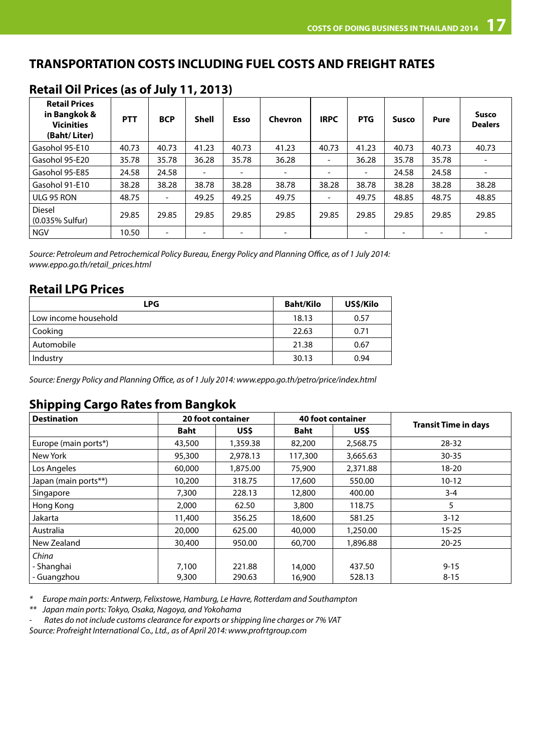## TRANSPORTATION COSTS INCLUDING FUEL COSTS AND FREIGHT RATES

### Retail Oil Prices (as of July 11, 2013)

| Retail Prices in Bangkok & Vicinities (Baht/ Liter) | PTT | BCP | Shell | Esso | Chevron | IRPC | PTG | Susco | Pure | Susco Dealers |
|---|---|---|---|---|---|---|---|---|---|---|
| Gasohol 95-E10 | 40.73 | 40.73 | 41.23 | 40.73 | 41.23 | 40.73 | 41.23 | 40.73 | 40.73 | 40.73 |
| Gasohol 95-E20 | 35.78 | 35.78 | 36.28 | 35.78 | 36.28 | - | 36.28 | 35.78 | 35.78 | - |
| Gasohol 95-E85 | 24.58 | 24.58 | - | - | - | - | - | 24.58 | 24.58 | - |
| Gasohol 91-E10 | 38.28 | 38.28 | 38.78 | 38.28 | 38.78 | 38.28 | 38.78 | 38.28 | 38.28 | 38.28 |
| ULG 95 RON | 48.75 | - | 49.25 | 49.25 | 49.75 | - | 49.75 | 48.85 | 48.75 | 48.85 |
| Diesel (0.035% Sulfur) | 29.85 | 29.85 | 29.85 | 29.85 | 29.85 | 29.85 | 29.85 | 29.85 | 29.85 | 29.85 |
| NGV | 10.50 | - | - | - | - | | - | - | - | - |

*Source: Petroleum and Petrochemical Policy Bureau, Energy Policy and Planning Office, as of 1 July 2014: www.eppo.go.th/retail_prices.html*

### Retail LPG Prices

| LPG | Baht/Kilo | US$/Kilo |
|---|---|---|
| Low income household | 18.13 | 0.57 |
| Cooking | 22.63 | 0.71 |
| Automobile | 21.38 | 0.67 |
| Industry | 30.13 | 0.94 |

*Source: Energy Policy and Planning Office, as of 1 July 2014: www.eppo.go.th/petro/price/index.html*

### Shipping Cargo Rates from Bangkok

| Destination | 20 foot container | | 40 foot container | | Transit Time in days |
|---|---|---|---|---|---|
| | Baht | US$ | Baht | US$ | |
| Europe (main ports*) | 43,500 | 1,359.38 | 82,200 | 2,568.75 | 28-32 |
| New York | 95,300 | 2,978.13 | 117,300 | 3,665.63 | 30-35 |
| Los Angeles | 60,000 | 1,875.00 | 75,900 | 2,371.88 | 18-20 |
| Japan (main ports**) | 10,200 | 318.75 | 17,600 | 550.00 | 10-12 |
| Singapore | 7,300 | 228.13 | 12,800 | 400.00 | 3-4 |
| Hong Kong | 2,000 | 62.50 | 3,800 | 118.75 | 5 |
| Jakarta | 11,400 | 356.25 | 18,600 | 581.25 | 3-12 |
| Australia | 20,000 | 625.00 | 40,000 | 1,250.00 | 15-25 |
| New Zealand | 30,400 | 950.00 | 60,700 | 1,896.88 | 20-25 |
| *China* | | | | | |
| - Shanghai | 7,100 | 221.88 | 14,000 | 437.50 | 9-15 |
| - Guangzhou | 9,300 | 290.63 | 16,900 | 528.13 | 8-15 |

*\* Europe main ports: Antwerp, Felixstowe, Hamburg, Le Havre, Rotterdam and Southampton*

*\*\* Japan main ports: Tokyo, Osaka, Nagoya, and Yokohama*

*- Rates do not include customs clearance for exports or shipping line charges or 7% VAT*

*Source: Profreight International Co., Ltd., as of April 2014: www.profrtgroup.com*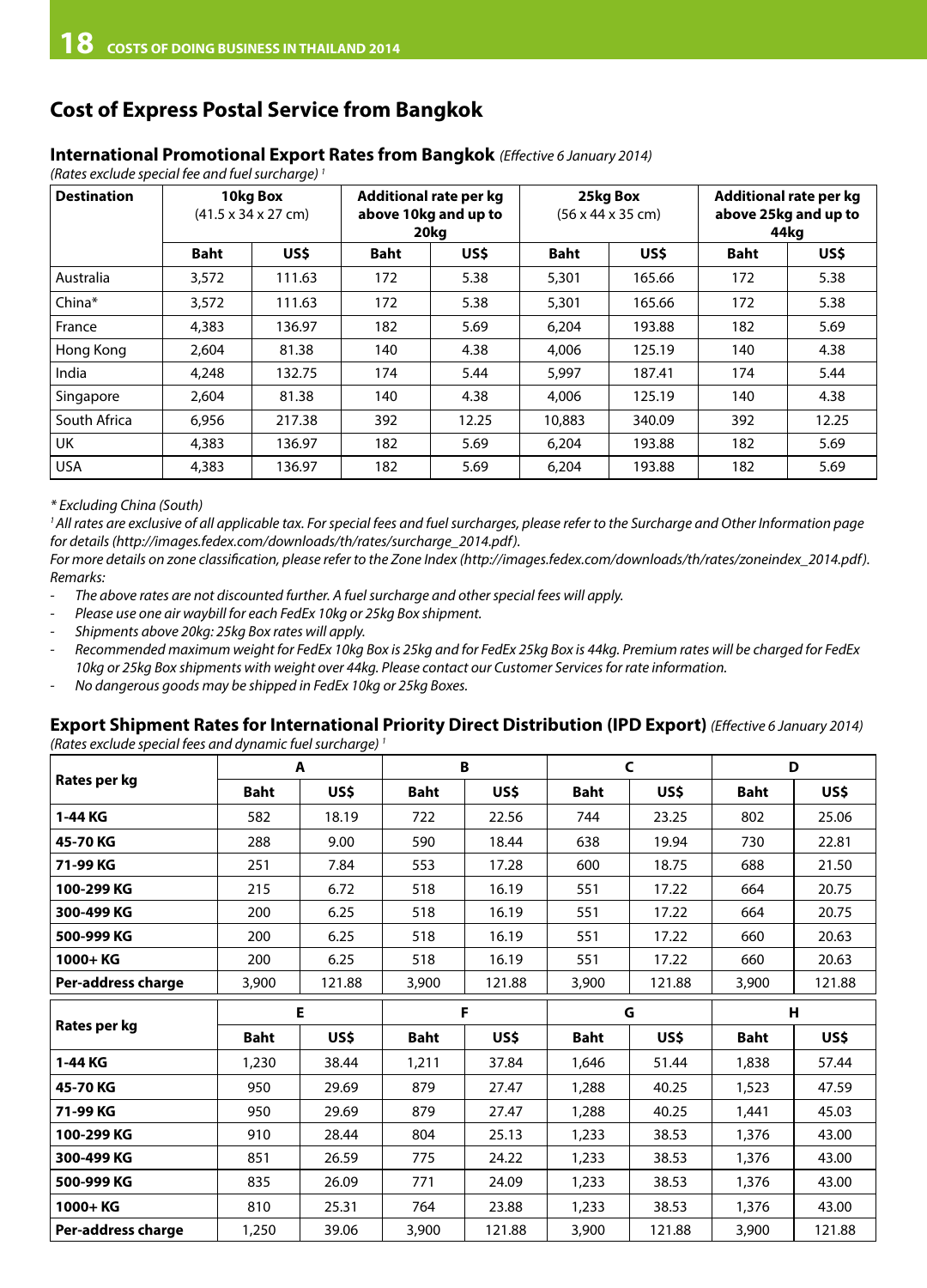## Cost of Express Postal Service from Bangkok

### International Promotional Export Rates from Bangkok *(Effective 6 January 2014)*

*(Rates exclude special fee and fuel surcharge)* [1]

| Destination | 10kg Box (41.5 x 34 x 27 cm) | | Additional rate per kg above 10kg and up to 20kg | | 25kg Box (56 x 44 x 35 cm) | | Additional rate per kg above 25kg and up to 44kg | |
|---|---|---|---|---|---|---|---|---|
| | Baht | US$ | Baht | US$ | Baht | US$ | Baht | US$ |
| Australia | 3,572 | 111.63 | 172 | 5.38 | 5,301 | 165.66 | 172 | 5.38 |
| China* | 3,572 | 111.63 | 172 | 5.38 | 5,301 | 165.66 | 172 | 5.38 |
| France | 4,383 | 136.97 | 182 | 5.69 | 6,204 | 193.88 | 182 | 5.69 |
| Hong Kong | 2,604 | 81.38 | 140 | 4.38 | 4,006 | 125.19 | 140 | 4.38 |
| India | 4,248 | 132.75 | 174 | 5.44 | 5,997 | 187.41 | 174 | 5.44 |
| Singapore | 2,604 | 81.38 | 140 | 4.38 | 4,006 | 125.19 | 140 | 4.38 |
| South Africa | 6,956 | 217.38 | 392 | 12.25 | 10,883 | 340.09 | 392 | 12.25 |
| UK | 4,383 | 136.97 | 182 | 5.69 | 6,204 | 193.88 | 182 | 5.69 |
| USA | 4,383 | 136.97 | 182 | 5.69 | 6,204 | 193.88 | 182 | 5.69 |

*\* Excluding China (South)*

*[1] All rates are exclusive of all applicable tax. For special fees and fuel surcharges, please refer to the Surcharge and Other Information page for details (http://images.fedex.com/downloads/th/rates/surcharge_2014.pdf).*

*For more details on zone classification, please refer to the Zone Index (http://images.fedex.com/downloads/th/rates/zoneindex_2014.pdf).*

*Remarks:*

- *The above rates are not discounted further. A fuel surcharge and other special fees will apply.*
- *Please use one air waybill for each FedEx 10kg or 25kg Box shipment.*
- *Shipments above 20kg: 25kg Box rates will apply.*
- *Recommended maximum weight for FedEx 10kg Box is 25kg and for FedEx 25kg Box is 44kg. Premium rates will be charged for FedEx 10kg or 25kg Box shipments with weight over 44kg. Please contact our Customer Services for rate information.*
- *No dangerous goods may be shipped in FedEx 10kg or 25kg Boxes.*

### Export Shipment Rates for International Priority Direct Distribution (IPD Export) *(Effective 6 January 2014)*

*(Rates exclude special fees and dynamic fuel surcharge)* [1]

| Rates per kg | A | | B | | C | | D | |
|---|---|---|---|---|---|---|---|---|
| | Baht | US$ | Baht | US$ | Baht | US$ | Baht | US$ |
| **1-44 KG** | 582 | 18.19 | 722 | 22.56 | 744 | 23.25 | 802 | 25.06 |
| **45-70 KG** | 288 | 9.00 | 590 | 18.44 | 638 | 19.94 | 730 | 22.81 |
| **71-99 KG** | 251 | 7.84 | 553 | 17.28 | 600 | 18.75 | 688 | 21.50 |
| **100-299 KG** | 215 | 6.72 | 518 | 16.19 | 551 | 17.22 | 664 | 20.75 |
| **300-499 KG** | 200 | 6.25 | 518 | 16.19 | 551 | 17.22 | 664 | 20.75 |
| **500-999 KG** | 200 | 6.25 | 518 | 16.19 | 551 | 17.22 | 660 | 20.63 |
| **1000+ KG** | 200 | 6.25 | 518 | 16.19 | 551 | 17.22 | 660 | 20.63 |
| **Per-address charge** | 3,900 | 121.88 | 3,900 | 121.88 | 3,900 | 121.88 | 3,900 | 121.88 |

| Rates per kg | E | | F | | G | | H | |
|---|---|---|---|---|---|---|---|---|
| | Baht | US$ | Baht | US$ | Baht | US$ | Baht | US$ |
| **1-44 KG** | 1,230 | 38.44 | 1,211 | 37.84 | 1,646 | 51.44 | 1,838 | 57.44 |
| **45-70 KG** | 950 | 29.69 | 879 | 27.47 | 1,288 | 40.25 | 1,523 | 47.59 |
| **71-99 KG** | 950 | 29.69 | 879 | 27.47 | 1,288 | 40.25 | 1,441 | 45.03 |
| **100-299 KG** | 910 | 28.44 | 804 | 25.13 | 1,233 | 38.53 | 1,376 | 43.00 |
| **300-499 KG** | 851 | 26.59 | 775 | 24.22 | 1,233 | 38.53 | 1,376 | 43.00 |
| **500-999 KG** | 835 | 26.09 | 771 | 24.09 | 1,233 | 38.53 | 1,376 | 43.00 |
| **1000+ KG** | 810 | 25.31 | 764 | 23.88 | 1,233 | 38.53 | 1,376 | 43.00 |
| **Per-address charge** | 1,250 | 39.06 | 3,900 | 121.88 | 3,900 | 121.88 | 3,900 | 121.88 |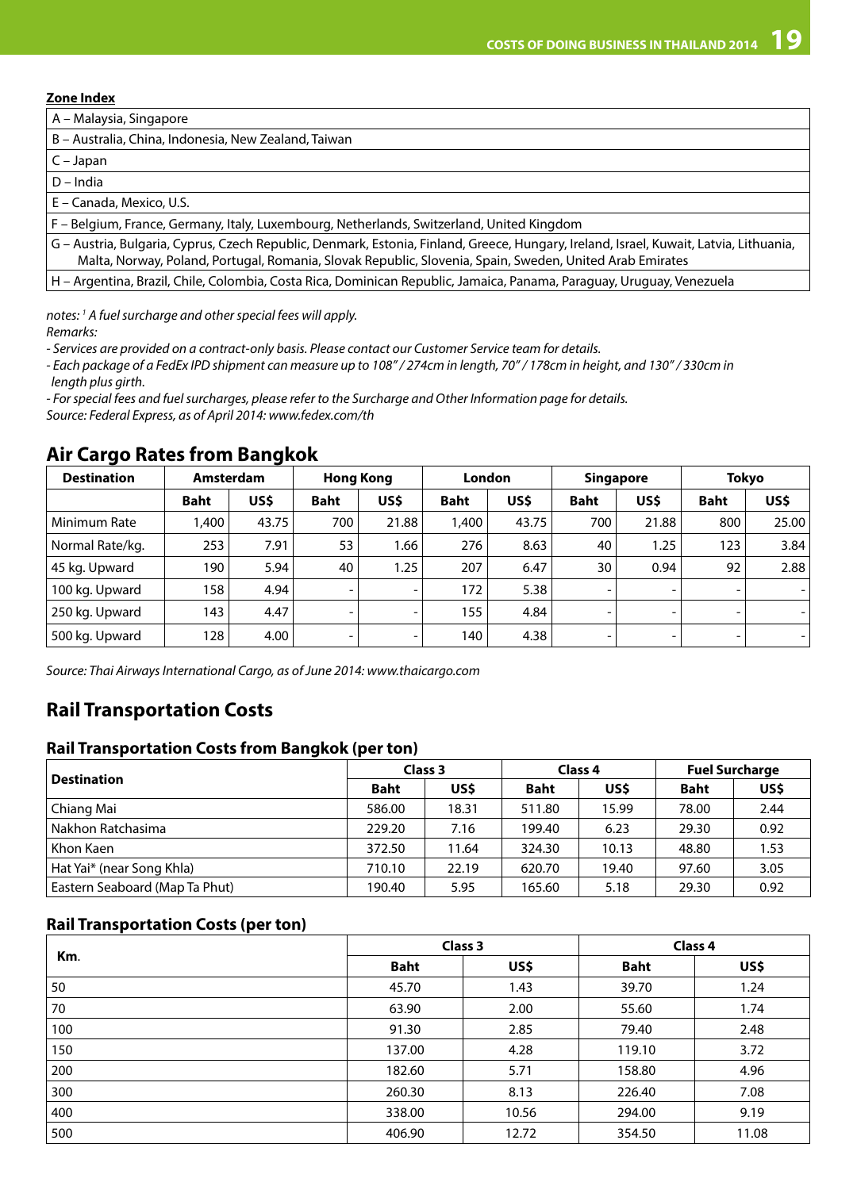**Zone Index**

| |
|---|
| A – Malaysia, Singapore |
| B – Australia, China, Indonesia, New Zealand, Taiwan |
| C – Japan |
| D – India |
| E – Canada, Mexico, U.S. |
| F – Belgium, France, Germany, Italy, Luxembourg, Netherlands, Switzerland, United Kingdom |
| G – Austria, Bulgaria, Cyprus, Czech Republic, Denmark, Estonia, Finland, Greece, Hungary, Ireland, Israel, Kuwait, Latvia, Lithuania, Malta, Norway, Poland, Portugal, Romania, Slovak Republic, Slovenia, Spain, Sweden, United Arab Emirates |
| H – Argentina, Brazil, Chile, Colombia, Costa Rica, Dominican Republic, Jamaica, Panama, Paraguay, Uruguay, Venezuela |

*notes: [1] A fuel surcharge and other special fees will apply.*
*Remarks:*
*- Services are provided on a contract-only basis. Please contact our Customer Service team for details.*
*- Each package of a FedEx IPD shipment can measure up to 108" / 274cm in length, 70" / 178cm in height, and 130" / 330cm in length plus girth.*
*- For special fees and fuel surcharges, please refer to the Surcharge and Other Information page for details.*
*Source: Federal Express, as of April 2014: www.fedex.com/th*

## Air Cargo Rates from Bangkok

| Destination | Amsterdam | | Hong Kong | | London | | Singapore | | Tokyo | |
|---|---|---|---|---|---|---|---|---|---|---|
| | Baht | US$ | Baht | US$ | Baht | US$ | Baht | US$ | Baht | US$ |
| Minimum Rate | 1,400 | 43.75 | 700 | 21.88 | 1,400 | 43.75 | 700 | 21.88 | 800 | 25.00 |
| Normal Rate/kg. | 253 | 7.91 | 53 | 1.66 | 276 | 8.63 | 40 | 1.25 | 123 | 3.84 |
| 45 kg. Upward | 190 | 5.94 | 40 | 1.25 | 207 | 6.47 | 30 | 0.94 | 92 | 2.88 |
| 100 kg. Upward | 158 | 4.94 | - | - | 172 | 5.38 | - | - | - | - |
| 250 kg. Upward | 143 | 4.47 | - | - | 155 | 4.84 | - | - | - | - |
| 500 kg. Upward | 128 | 4.00 | - | - | 140 | 4.38 | - | - | - | - |

*Source: Thai Airways International Cargo, as of June 2014: www.thaicargo.com*

## Rail Transportation Costs

### Rail Transportation Costs from Bangkok (per ton)

| Destination | Class 3 | | Class 4 | | Fuel Surcharge | |
|---|---|---|---|---|---|---|
| | Baht | US$ | Baht | US$ | Baht | US$ |
| Chiang Mai | 586.00 | 18.31 | 511.80 | 15.99 | 78.00 | 2.44 |
| Nakhon Ratchasima | 229.20 | 7.16 | 199.40 | 6.23 | 29.30 | 0.92 |
| Khon Kaen | 372.50 | 11.64 | 324.30 | 10.13 | 48.80 | 1.53 |
| Hat Yai* (near Song Khla) | 710.10 | 22.19 | 620.70 | 19.40 | 97.60 | 3.05 |
| Eastern Seaboard (Map Ta Phut) | 190.40 | 5.95 | 165.60 | 5.18 | 29.30 | 0.92 |

### Rail Transportation Costs (per ton)

| Km. | Class 3 | | Class 4 | |
|---|---|---|---|---|
| | Baht | US$ | Baht | US$ |
| 50 | 45.70 | 1.43 | 39.70 | 1.24 |
| 70 | 63.90 | 2.00 | 55.60 | 1.74 |
| 100 | 91.30 | 2.85 | 79.40 | 2.48 |
| 150 | 137.00 | 4.28 | 119.10 | 3.72 |
| 200 | 182.60 | 5.71 | 158.80 | 4.96 |
| 300 | 260.30 | 8.13 | 226.40 | 7.08 |
| 400 | 338.00 | 10.56 | 294.00 | 9.19 |
| 500 | 406.90 | 12.72 | 354.50 | 11.08 |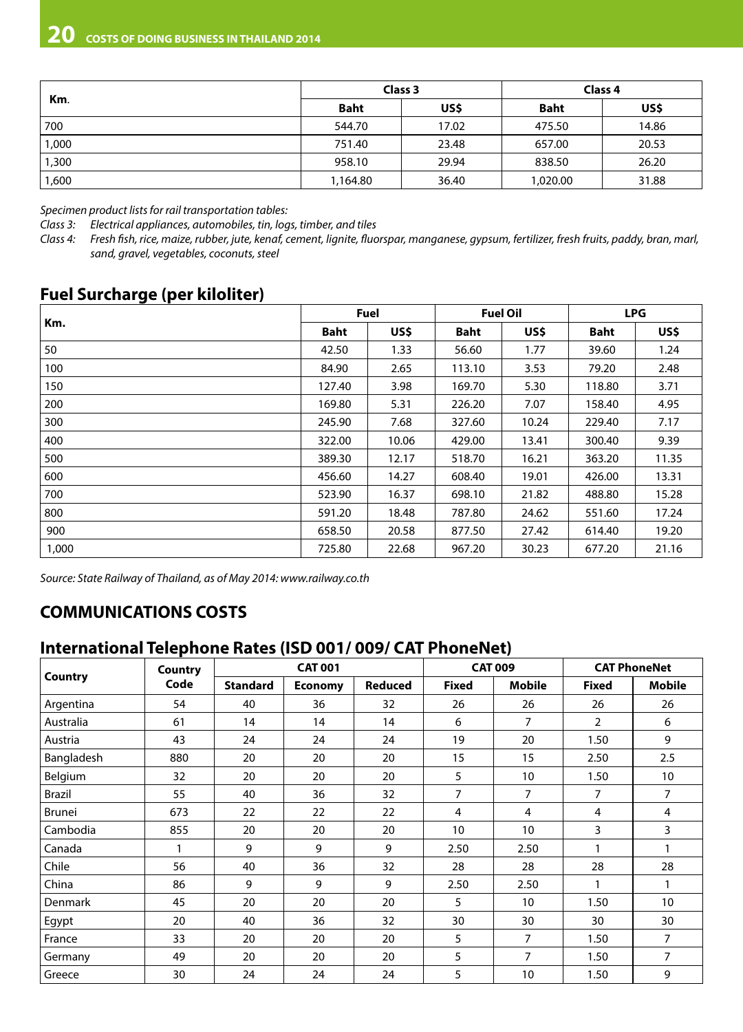| Km. | Class 3 | | Class 4 | |
|---|---|---|---|---|
| | Baht | US$ | Baht | US$ |
| 700 | 544.70 | 17.02 | 475.50 | 14.86 |
| 1,000 | 751.40 | 23.48 | 657.00 | 20.53 |
| 1,300 | 958.10 | 29.94 | 838.50 | 26.20 |
| 1,600 | 1,164.80 | 36.40 | 1,020.00 | 31.88 |

*Specimen product lists for rail transportation tables:*
*Class 3: Electrical appliances, automobiles, tin, logs, timber, and tiles*
*Class 4: Fresh fish, rice, maize, rubber, jute, kenaf, cement, lignite, fluorspar, manganese, gypsum, fertilizer, fresh fruits, paddy, bran, marl, sand, gravel, vegetables, coconuts, steel*

## Fuel Surcharge (per kiloliter)

| Km. | Fuel | | Fuel Oil | | LPG | |
|---|---|---|---|---|---|---|
| | Baht | US$ | Baht | US$ | Baht | US$ |
| 50 | 42.50 | 1.33 | 56.60 | 1.77 | 39.60 | 1.24 |
| 100 | 84.90 | 2.65 | 113.10 | 3.53 | 79.20 | 2.48 |
| 150 | 127.40 | 3.98 | 169.70 | 5.30 | 118.80 | 3.71 |
| 200 | 169.80 | 5.31 | 226.20 | 7.07 | 158.40 | 4.95 |
| 300 | 245.90 | 7.68 | 327.60 | 10.24 | 229.40 | 7.17 |
| 400 | 322.00 | 10.06 | 429.00 | 13.41 | 300.40 | 9.39 |
| 500 | 389.30 | 12.17 | 518.70 | 16.21 | 363.20 | 11.35 |
| 600 | 456.60 | 14.27 | 608.40 | 19.01 | 426.00 | 13.31 |
| 700 | 523.90 | 16.37 | 698.10 | 21.82 | 488.80 | 15.28 |
| 800 | 591.20 | 18.48 | 787.80 | 24.62 | 551.60 | 17.24 |
| 900 | 658.50 | 20.58 | 877.50 | 27.42 | 614.40 | 19.20 |
| 1,000 | 725.80 | 22.68 | 967.20 | 30.23 | 677.20 | 21.16 |

*Source: State Railway of Thailand, as of May 2014: www.railway.co.th*

# COMMUNICATIONS COSTS

## International Telephone Rates (ISD 001/ 009/ CAT PhoneNet)

| Country | Country Code | CAT 001 | | | CAT 009 | | CAT PhoneNet | |
|---|---|---|---|---|---|---|---|---|
| | | Standard | Economy | Reduced | Fixed | Mobile | Fixed | Mobile |
| Argentina | 54 | 40 | 36 | 32 | 26 | 26 | 26 | 26 |
| Australia | 61 | 14 | 14 | 14 | 6 | 7 | 2 | 6 |
| Austria | 43 | 24 | 24 | 24 | 19 | 20 | 1.50 | 9 |
| Bangladesh | 880 | 20 | 20 | 20 | 15 | 15 | 2.50 | 2.5 |
| Belgium | 32 | 20 | 20 | 20 | 5 | 10 | 1.50 | 10 |
| Brazil | 55 | 40 | 36 | 32 | 7 | 7 | 7 | 7 |
| Brunei | 673 | 22 | 22 | 22 | 4 | 4 | 4 | 4 |
| Cambodia | 855 | 20 | 20 | 20 | 10 | 10 | 3 | 3 |
| Canada | 1 | 9 | 9 | 9 | 2.50 | 2.50 | 1 | 1 |
| Chile | 56 | 40 | 36 | 32 | 28 | 28 | 28 | 28 |
| China | 86 | 9 | 9 | 9 | 2.50 | 2.50 | 1 | 1 |
| Denmark | 45 | 20 | 20 | 20 | 5 | 10 | 1.50 | 10 |
| Egypt | 20 | 40 | 36 | 32 | 30 | 30 | 30 | 30 |
| France | 33 | 20 | 20 | 20 | 5 | 7 | 1.50 | 7 |
| Germany | 49 | 20 | 20 | 20 | 5 | 7 | 1.50 | 7 |
| Greece | 30 | 24 | 24 | 24 | 5 | 10 | 1.50 | 9 |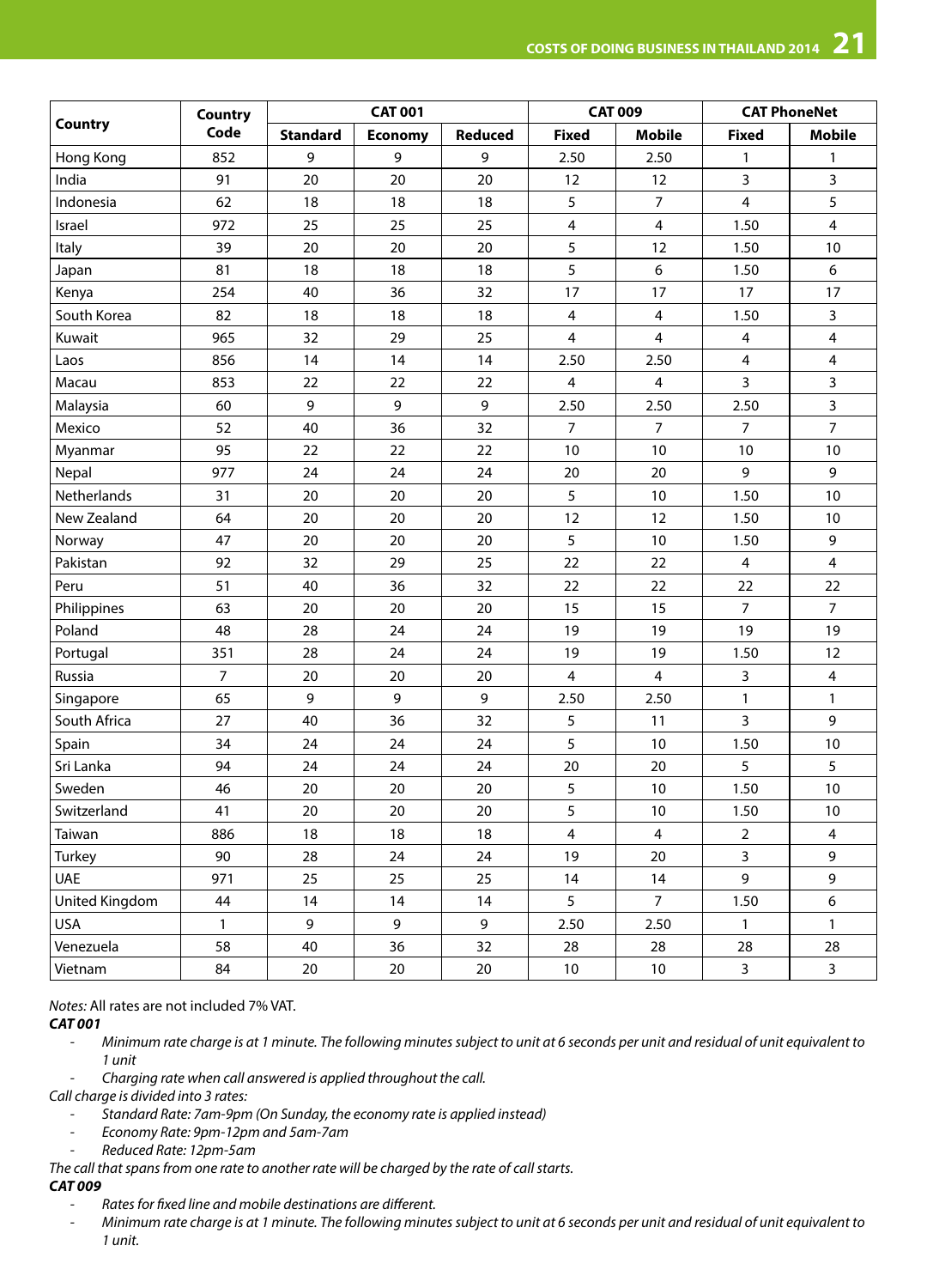| Country | Country Code | CAT 001 | | | CAT 009 | | CAT PhoneNet | |
|---|---|---|---|---|---|---|---|---|
| | | Standard | Economy | Reduced | Fixed | Mobile | Fixed | Mobile |
| Hong Kong | 852 | 9 | 9 | 9 | 2.50 | 2.50 | 1 | 1 |
| India | 91 | 20 | 20 | 20 | 12 | 12 | 3 | 3 |
| Indonesia | 62 | 18 | 18 | 18 | 5 | 7 | 4 | 5 |
| Israel | 972 | 25 | 25 | 25 | 4 | 4 | 1.50 | 4 |
| Italy | 39 | 20 | 20 | 20 | 5 | 12 | 1.50 | 10 |
| Japan | 81 | 18 | 18 | 18 | 5 | 6 | 1.50 | 6 |
| Kenya | 254 | 40 | 36 | 32 | 17 | 17 | 17 | 17 |
| South Korea | 82 | 18 | 18 | 18 | 4 | 4 | 1.50 | 3 |
| Kuwait | 965 | 32 | 29 | 25 | 4 | 4 | 4 | 4 |
| Laos | 856 | 14 | 14 | 14 | 2.50 | 2.50 | 4 | 4 |
| Macau | 853 | 22 | 22 | 22 | 4 | 4 | 3 | 3 |
| Malaysia | 60 | 9 | 9 | 9 | 2.50 | 2.50 | 2.50 | 3 |
| Mexico | 52 | 40 | 36 | 32 | 7 | 7 | 7 | 7 |
| Myanmar | 95 | 22 | 22 | 22 | 10 | 10 | 10 | 10 |
| Nepal | 977 | 24 | 24 | 24 | 20 | 20 | 9 | 9 |
| Netherlands | 31 | 20 | 20 | 20 | 5 | 10 | 1.50 | 10 |
| New Zealand | 64 | 20 | 20 | 20 | 12 | 12 | 1.50 | 10 |
| Norway | 47 | 20 | 20 | 20 | 5 | 10 | 1.50 | 9 |
| Pakistan | 92 | 32 | 29 | 25 | 22 | 22 | 4 | 4 |
| Peru | 51 | 40 | 36 | 32 | 22 | 22 | 22 | 22 |
| Philippines | 63 | 20 | 20 | 20 | 15 | 15 | 7 | 7 |
| Poland | 48 | 28 | 24 | 24 | 19 | 19 | 19 | 19 |
| Portugal | 351 | 28 | 24 | 24 | 19 | 19 | 1.50 | 12 |
| Russia | 7 | 20 | 20 | 20 | 4 | 4 | 3 | 4 |
| Singapore | 65 | 9 | 9 | 9 | 2.50 | 2.50 | 1 | 1 |
| South Africa | 27 | 40 | 36 | 32 | 5 | 11 | 3 | 9 |
| Spain | 34 | 24 | 24 | 24 | 5 | 10 | 1.50 | 10 |
| Sri Lanka | 94 | 24 | 24 | 24 | 20 | 20 | 5 | 5 |
| Sweden | 46 | 20 | 20 | 20 | 5 | 10 | 1.50 | 10 |
| Switzerland | 41 | 20 | 20 | 20 | 5 | 10 | 1.50 | 10 |
| Taiwan | 886 | 18 | 18 | 18 | 4 | 4 | 2 | 4 |
| Turkey | 90 | 28 | 24 | 24 | 19 | 20 | 3 | 9 |
| UAE | 971 | 25 | 25 | 25 | 14 | 14 | 9 | 9 |
| United Kingdom | 44 | 14 | 14 | 14 | 5 | 7 | 1.50 | 6 |
| USA | 1 | 9 | 9 | 9 | 2.50 | 2.50 | 1 | 1 |
| Venezuela | 58 | 40 | 36 | 32 | 28 | 28 | 28 | 28 |
| Vietnam | 84 | 20 | 20 | 20 | 10 | 10 | 3 | 3 |

*Notes:* All rates are not included 7% VAT.

***CAT 001***

- *Minimum rate charge is at 1 minute. The following minutes subject to unit at 6 seconds per unit and residual of unit equivalent to 1 unit*
- *Charging rate when call answered is applied throughout the call.*

*Call charge is divided into 3 rates:*

- *Standard Rate: 7am-9pm (On Sunday, the economy rate is applied instead)*
- *Economy Rate: 9pm-12pm and 5am-7am*
- *Reduced Rate: 12pm-5am*

*The call that spans from one rate to another rate will be charged by the rate of call starts.*

***CAT 009***

- *Rates for fixed line and mobile destinations are different.*
- *Minimum rate charge is at 1 minute. The following minutes subject to unit at 6 seconds per unit and residual of unit equivalent to 1 unit.*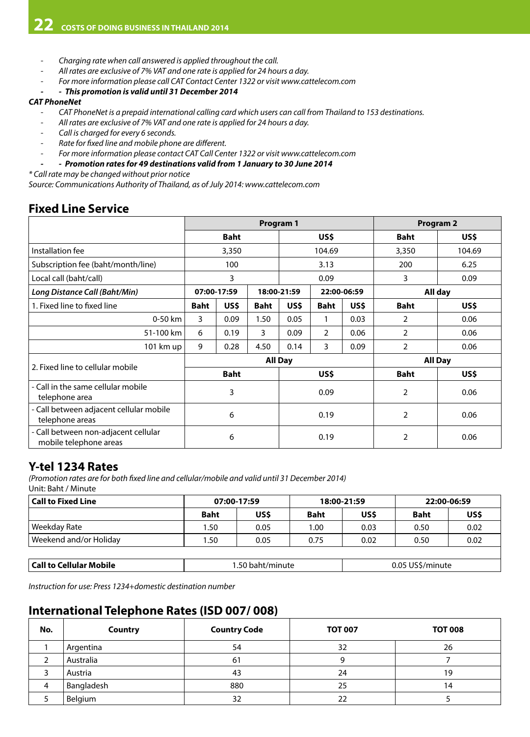- *Charging rate when call answered is applied throughout the call.*
- *All rates are exclusive of 7% VAT and one rate is applied for 24 hours a day.*
- *For more information please call CAT Contact Center 1322 or visit www.cattelecom.com*
- ***- This promotion is valid until 31 December 2014***

***CAT PhoneNet***

- *CAT PhoneNet is a prepaid international calling card which users can call from Thailand to 153 destinations.*
- *All rates are exclusive of 7% VAT and one rate is applied for 24 hours a day.*
- *Call is charged for every 6 seconds.*
- *Rate for fixed line and mobile phone are different.*
- *For more information please contact CAT Call Center 1322 or visit www.cattelecom.com*
- ***- Promotion rates for 49 destinations valid from 1 January to 30 June 2014***

*\* Call rate may be changed without prior notice*

*Source: Communications Authority of Thailand, as of July 2014: www.cattelecom.com*

## Fixed Line Service

| | Program 1 | | | | | | Program 2 | |
|---|---|---|---|---|---|---|---|---|
| | Baht | | | US$ | | | Baht | US$ |
| Installation fee | 3,350 | | | 104.69 | | | 3,350 | 104.69 |
| Subscription fee (baht/month/line) | 100 | | | 3.13 | | | 200 | 6.25 |
| Local call (baht/call) | 3 | | | 0.09 | | | 3 | 0.09 |
| ***Long Distance Call (Baht/Min)*** | **07:00-17:59** | | **18:00-21:59** | | **22:00-06:59** | | **All day** | |
| 1. Fixed line to fixed line | **Baht** | **US$** | **Baht** | **US$** | **Baht** | **US$** | **Baht** | **US$** |
| 0-50 km | 3 | 0.09 | 1.50 | 0.05 | 1 | 0.03 | 2 | 0.06 |
| 51-100 km | 6 | 0.19 | 3 | 0.09 | 2 | 0.06 | 2 | 0.06 |
| 101 km up | 9 | 0.28 | 4.50 | 0.14 | 3 | 0.09 | 2 | 0.06 |
| 2. Fixed line to cellular mobile | **All Day** | | | | | | **All Day** | |
| | **Baht** | | | **US$** | | | **Baht** | **US$** |
| - Call in the same cellular mobile telephone area | 3 | | | 0.09 | | | 2 | 0.06 |
| - Call between adjacent cellular mobile telephone areas | 6 | | | 0.19 | | | 2 | 0.06 |
| - Call between non-adjacent cellular mobile telephone areas | 6 | | | 0.19 | | | 2 | 0.06 |

## Y-tel 1234 Rates

*(Promotion rates are for both fixed line and cellular/mobile and valid until 31 December 2014)*

Unit: Baht / Minute

| Call to Fixed Line | 07:00-17:59 | | 18:00-21:59 | | 22:00-06:59 | |
|---|---|---|---|---|---|---|
| | **Baht** | **US$** | **Baht** | **US$** | **Baht** | **US$** |
| Weekday Rate | 1.50 | 0.05 | 1.00 | 0.03 | 0.50 | 0.02 |
| Weekend and/or Holiday | 1.50 | 0.05 | 0.75 | 0.02 | 0.50 | 0.02 |

| Call to Cellular Mobile | 1.50 baht/minute | 0.05 US$/minute |
|---|---|---|

*Instruction for use: Press 1234+domestic destination number*

## International Telephone Rates (ISD 007/ 008)

| No. | Country | Country Code | TOT 007 | TOT 008 |
|---|---|---|---|---|
| 1 | Argentina | 54 | 32 | 26 |
| 2 | Australia | 61 | 9 | 7 |
| 3 | Austria | 43 | 24 | 19 |
| 4 | Bangladesh | 880 | 25 | 14 |
| 5 | Belgium | 32 | 22 | 5 |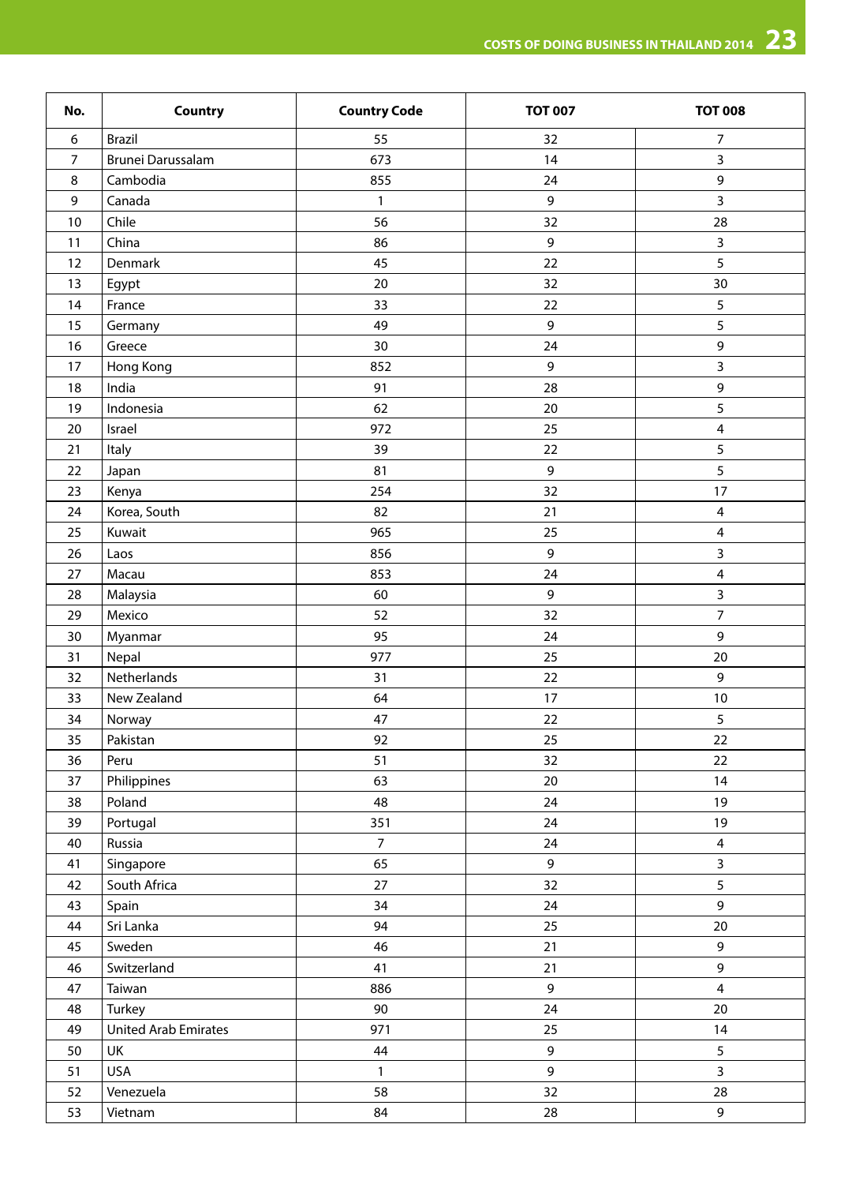| No. | Country | Country Code | TOT 007 | TOT 008 |
|---|---|---|---|---|
| 6 | Brazil | 55 | 32 | 7 |
| 7 | Brunei Darussalam | 673 | 14 | 3 |
| 8 | Cambodia | 855 | 24 | 9 |
| 9 | Canada | 1 | 9 | 3 |
| 10 | Chile | 56 | 32 | 28 |
| 11 | China | 86 | 9 | 3 |
| 12 | Denmark | 45 | 22 | 5 |
| 13 | Egypt | 20 | 32 | 30 |
| 14 | France | 33 | 22 | 5 |
| 15 | Germany | 49 | 9 | 5 |
| 16 | Greece | 30 | 24 | 9 |
| 17 | Hong Kong | 852 | 9 | 3 |
| 18 | India | 91 | 28 | 9 |
| 19 | Indonesia | 62 | 20 | 5 |
| 20 | Israel | 972 | 25 | 4 |
| 21 | Italy | 39 | 22 | 5 |
| 22 | Japan | 81 | 9 | 5 |
| 23 | Kenya | 254 | 32 | 17 |
| 24 | Korea, South | 82 | 21 | 4 |
| 25 | Kuwait | 965 | 25 | 4 |
| 26 | Laos | 856 | 9 | 3 |
| 27 | Macau | 853 | 24 | 4 |
| 28 | Malaysia | 60 | 9 | 3 |
| 29 | Mexico | 52 | 32 | 7 |
| 30 | Myanmar | 95 | 24 | 9 |
| 31 | Nepal | 977 | 25 | 20 |
| 32 | Netherlands | 31 | 22 | 9 |
| 33 | New Zealand | 64 | 17 | 10 |
| 34 | Norway | 47 | 22 | 5 |
| 35 | Pakistan | 92 | 25 | 22 |
| 36 | Peru | 51 | 32 | 22 |
| 37 | Philippines | 63 | 20 | 14 |
| 38 | Poland | 48 | 24 | 19 |
| 39 | Portugal | 351 | 24 | 19 |
| 40 | Russia | 7 | 24 | 4 |
| 41 | Singapore | 65 | 9 | 3 |
| 42 | South Africa | 27 | 32 | 5 |
| 43 | Spain | 34 | 24 | 9 |
| 44 | Sri Lanka | 94 | 25 | 20 |
| 45 | Sweden | 46 | 21 | 9 |
| 46 | Switzerland | 41 | 21 | 9 |
| 47 | Taiwan | 886 | 9 | 4 |
| 48 | Turkey | 90 | 24 | 20 |
| 49 | United Arab Emirates | 971 | 25 | 14 |
| 50 | UK | 44 | 9 | 5 |
| 51 | USA | 1 | 9 | 3 |
| 52 | Venezuela | 58 | 32 | 28 |
| 53 | Vietnam | 84 | 28 | 9 |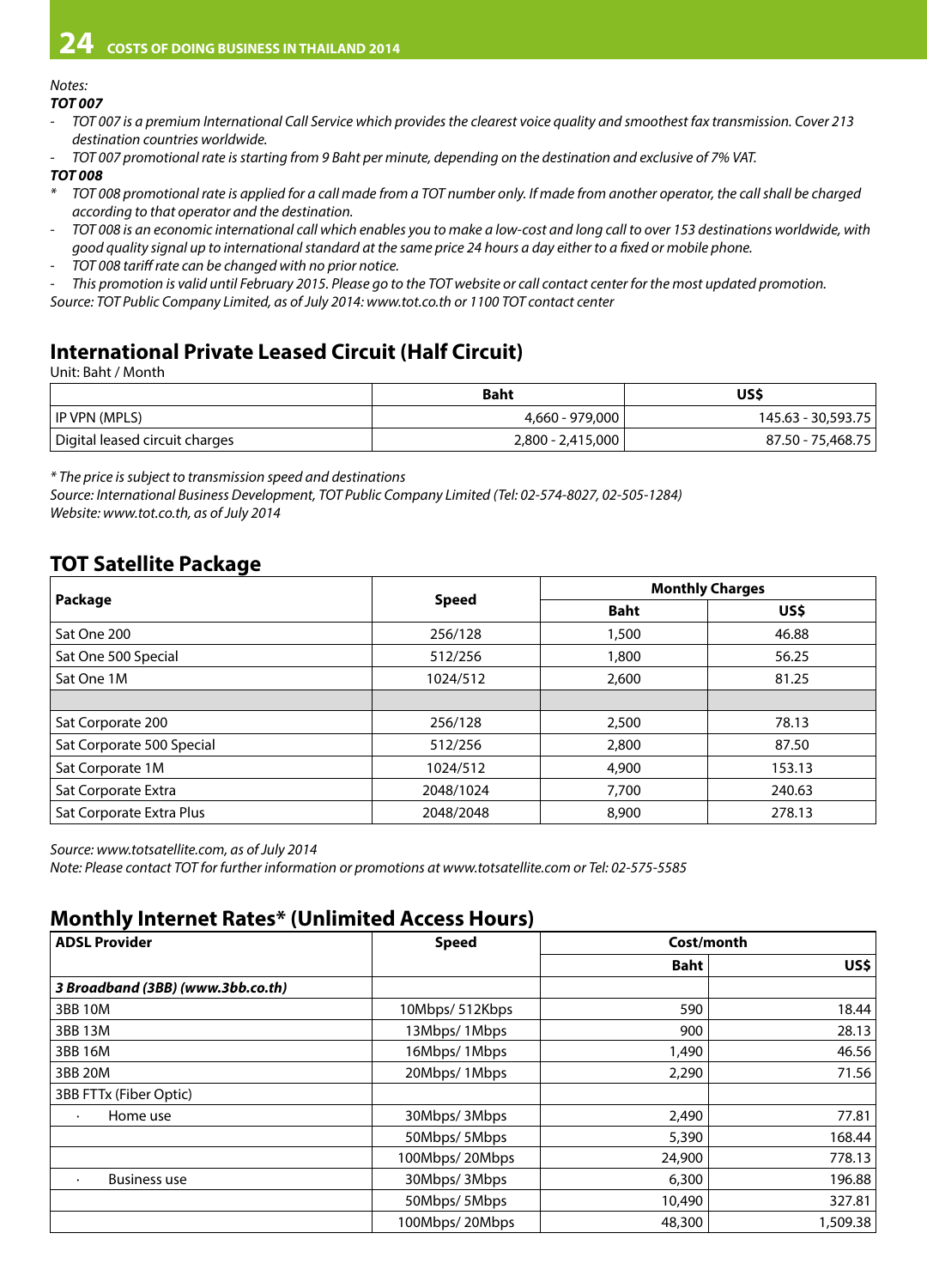*Notes:*

***TOT 007***

- *TOT 007 is a premium International Call Service which provides the clearest voice quality and smoothest fax transmission. Cover 213 destination countries worldwide.*
- *TOT 007 promotional rate is starting from 9 Baht per minute, depending on the destination and exclusive of 7% VAT.*

***TOT 008***

\* *TOT 008 promotional rate is applied for a call made from a TOT number only. If made from another operator, the call shall be charged according to that operator and the destination.*

- *TOT 008 is an economic international call which enables you to make a low-cost and long call to over 153 destinations worldwide, with good quality signal up to international standard at the same price 24 hours a day either to a fixed or mobile phone.*
- *TOT 008 tariff rate can be changed with no prior notice.*
- *This promotion is valid until February 2015. Please go to the TOT website or call contact center for the most updated promotion.*

*Source: TOT Public Company Limited, as of July 2014: www.tot.co.th or 1100 TOT contact center*

## International Private Leased Circuit (Half Circuit)

Unit: Baht / Month

| | Baht | US$ |
|---|---|---|
| IP VPN (MPLS) | 4,660 - 979,000 | 145.63 - 30,593.75 |
| Digital leased circuit charges | 2,800 - 2,415,000 | 87.50 - 75,468.75 |

*\* The price is subject to transmission speed and destinations*
*Source: International Business Development, TOT Public Company Limited (Tel: 02-574-8027, 02-505-1284)*
*Website: www.tot.co.th, as of July 2014*

## TOT Satellite Package

| Package | Speed | Monthly Charges | |
|---|---|---|---|
| | | Baht | US$ |
| Sat One 200 | 256/128 | 1,500 | 46.88 |
| Sat One 500 Special | 512/256 | 1,800 | 56.25 |
| Sat One 1M | 1024/512 | 2,600 | 81.25 |
| | | | |
| Sat Corporate 200 | 256/128 | 2,500 | 78.13 |
| Sat Corporate 500 Special | 512/256 | 2,800 | 87.50 |
| Sat Corporate 1M | 1024/512 | 4,900 | 153.13 |
| Sat Corporate Extra | 2048/1024 | 7,700 | 240.63 |
| Sat Corporate Extra Plus | 2048/2048 | 8,900 | 278.13 |

*Source: www.totsatellite.com, as of July 2014*
*Note: Please contact TOT for further information or promotions at www.totsatellite.com or Tel: 02-575-5585*

## Monthly Internet Rates* (Unlimited Access Hours)

| ADSL Provider | Speed | Cost/month | |
|---|---|---|---|
| | | Baht | US$ |
| ***3 Broadband (3BB) (www.3bb.co.th)*** | | | |
| 3BB 10M | 10Mbps/ 512Kbps | 590 | 18.44 |
| 3BB 13M | 13Mbps/ 1Mbps | 900 | 28.13 |
| 3BB 16M | 16Mbps/ 1Mbps | 1,490 | 46.56 |
| 3BB 20M | 20Mbps/ 1Mbps | 2,290 | 71.56 |
| 3BB FTTx (Fiber Optic) | | | |
| · Home use | 30Mbps/ 3Mbps | 2,490 | 77.81 |
| | 50Mbps/ 5Mbps | 5,390 | 168.44 |
| | 100Mbps/ 20Mbps | 24,900 | 778.13 |
| · Business use | 30Mbps/ 3Mbps | 6,300 | 196.88 |
| | 50Mbps/ 5Mbps | 10,490 | 327.81 |
| | 100Mbps/ 20Mbps | 48,300 | 1,509.38 |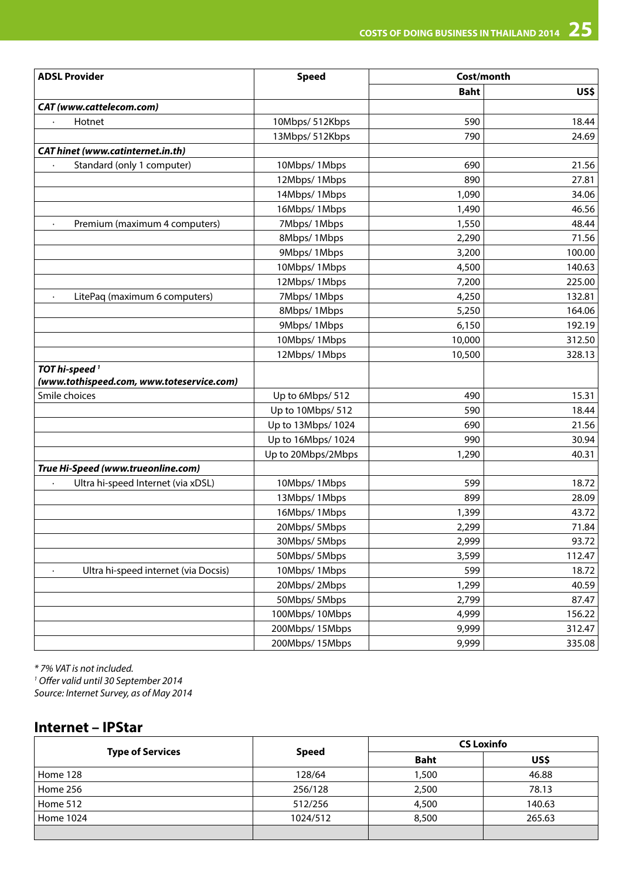| ADSL Provider | Speed | Cost/month | |
|---|---|---|---|
| | | Baht | US$ |
| ***CAT (www.cattelecom.com)*** | | | |
| · Hotnet | 10Mbps/ 512Kbps | 590 | 18.44 |
| | 13Mbps/ 512Kbps | 790 | 24.69 |
| ***CAT hinet (www.catinternet.in.th)*** | | | |
| · Standard (only 1 computer) | 10Mbps/ 1Mbps | 690 | 21.56 |
| | 12Mbps/ 1Mbps | 890 | 27.81 |
| | 14Mbps/ 1Mbps | 1,090 | 34.06 |
| | 16Mbps/ 1Mbps | 1,490 | 46.56 |
| · Premium (maximum 4 computers) | 7Mbps/ 1Mbps | 1,550 | 48.44 |
| | 8Mbps/ 1Mbps | 2,290 | 71.56 |
| | 9Mbps/ 1Mbps | 3,200 | 100.00 |
| | 10Mbps/ 1Mbps | 4,500 | 140.63 |
| | 12Mbps/ 1Mbps | 7,200 | 225.00 |
| · LitePaq (maximum 6 computers) | 7Mbps/ 1Mbps | 4,250 | 132.81 |
| | 8Mbps/ 1Mbps | 5,250 | 164.06 |
| | 9Mbps/ 1Mbps | 6,150 | 192.19 |
| | 10Mbps/ 1Mbps | 10,000 | 312.50 |
| | 12Mbps/ 1Mbps | 10,500 | 328.13 |
| ***TOT hi-speed [1] (www.tothispeed.com, www.toteservice.com)*** | | | |
| Smile choices | Up to 6Mbps/ 512 | 490 | 15.31 |
| | Up to 10Mbps/ 512 | 590 | 18.44 |
| | Up to 13Mbps/ 1024 | 690 | 21.56 |
| | Up to 16Mbps/ 1024 | 990 | 30.94 |
| | Up to 20Mbps/2Mbps | 1,290 | 40.31 |
| ***True Hi-Speed (www.trueonline.com)*** | | | |
| · Ultra hi-speed Internet (via xDSL) | 10Mbps/ 1Mbps | 599 | 18.72 |
| | 13Mbps/ 1Mbps | 899 | 28.09 |
| | 16Mbps/ 1Mbps | 1,399 | 43.72 |
| | 20Mbps/ 5Mbps | 2,299 | 71.84 |
| | 30Mbps/ 5Mbps | 2,999 | 93.72 |
| | 50Mbps/ 5Mbps | 3,599 | 112.47 |
| · Ultra hi-speed internet (via Docsis) | 10Mbps/ 1Mbps | 599 | 18.72 |
| | 20Mbps/ 2Mbps | 1,299 | 40.59 |
| | 50Mbps/ 5Mbps | 2,799 | 87.47 |
| | 100Mbps/ 10Mbps | 4,999 | 156.22 |
| | 200Mbps/ 15Mbps | 9,999 | 312.47 |
| | 200Mbps/ 15Mbps | 9,999 | 335.08 |

*\* 7% VAT is not included.*
*[1] Offer valid until 30 September 2014*
*Source: Internet Survey, as of May 2014*

## Internet – IPStar

| Type of Services | Speed | CS Loxinfo | |
|---|---|---|---|
| | | Baht | US$ |
| Home 128 | 128/64 | 1,500 | 46.88 |
| Home 256 | 256/128 | 2,500 | 78.13 |
| Home 512 | 512/256 | 4,500 | 140.63 |
| Home 1024 | 1024/512 | 8,500 | 265.63 |
| | | | |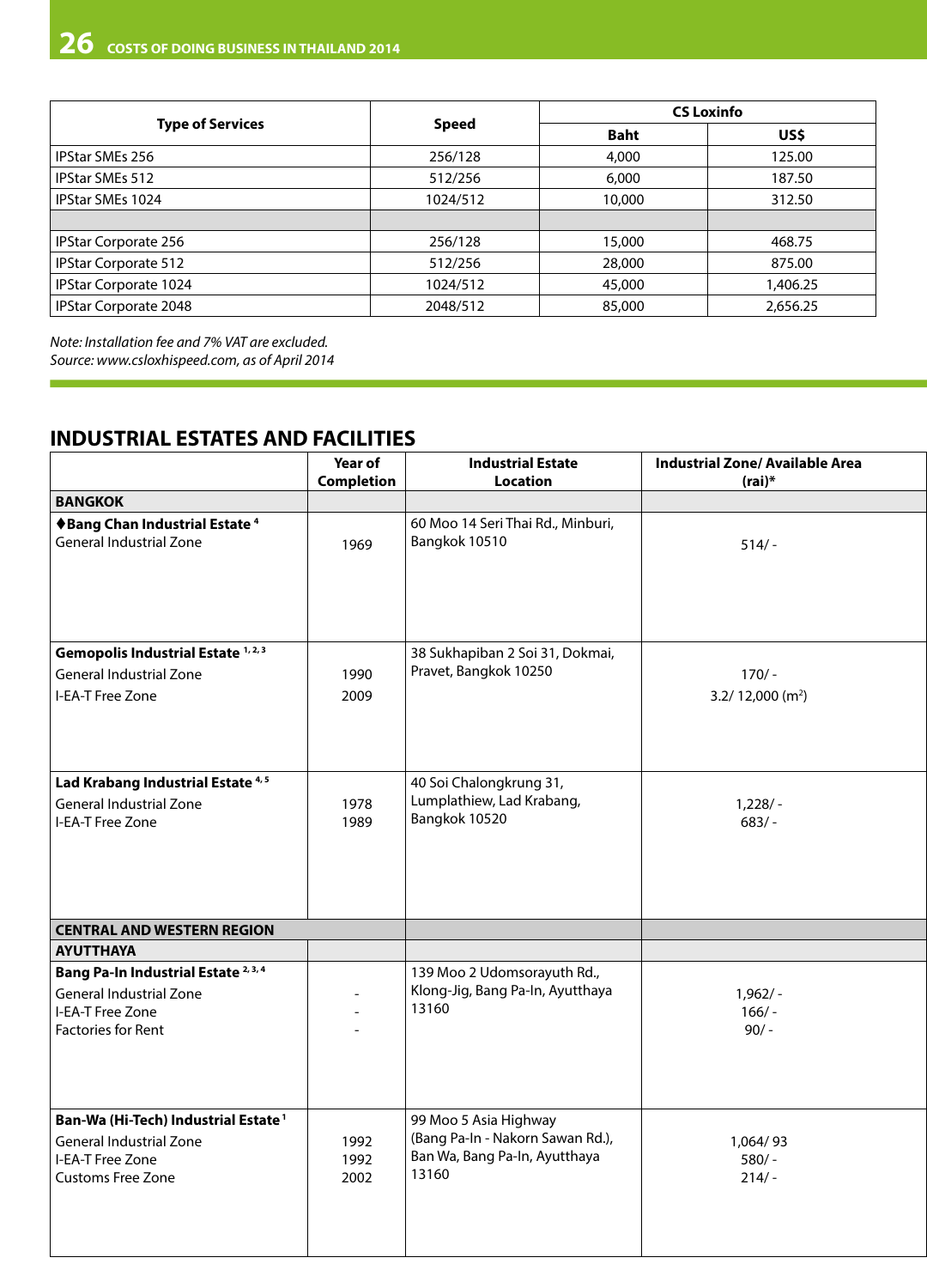| Type of Services | Speed | CS Loxinfo | |
|---|---|---|---|
| | | Baht | US$ |
| IPStar SMEs 256 | 256/128 | 4,000 | 125.00 |
| IPStar SMEs 512 | 512/256 | 6,000 | 187.50 |
| IPStar SMEs 1024 | 1024/512 | 10,000 | 312.50 |
| | | | |
| IPStar Corporate 256 | 256/128 | 15,000 | 468.75 |
| IPStar Corporate 512 | 512/256 | 28,000 | 875.00 |
| IPStar Corporate 1024 | 1024/512 | 45,000 | 1,406.25 |
| IPStar Corporate 2048 | 2048/512 | 85,000 | 2,656.25 |

*Note: Installation fee and 7% VAT are excluded.*
*Source: www.csloxhispeed.com, as of April 2014*

## INDUSTRIAL ESTATES AND FACILITIES

| | Year of Completion | Industrial Estate Location | Industrial Zone/ Available Area (rai)* |
|---|---|---|---|
| **BANGKOK** | | | |
| **♦Bang Chan Industrial Estate** [4]<br>General Industrial Zone | 1969 | 60 Moo 14 Seri Thai Rd., Minburi, Bangkok 10510 | 514/ - |
| **Gemopolis Industrial Estate** [1, 2, 3]<br>General Industrial Zone<br>I-EA-T Free Zone | 1990<br>2009 | 38 Sukhapiban 2 Soi 31, Dokmai, Pravet, Bangkok 10250 | 170/ -<br>3.2/ 12,000 ($m^2$) |
| **Lad Krabang Industrial Estate** [4, 5]<br>General Industrial Zone<br>I-EA-T Free Zone | 1978<br>1989 | 40 Soi Chalongkrung 31, Lumplathiew, Lad Krabang, Bangkok 10520 | 1,228/ -<br>683/ - |
| **CENTRAL AND WESTERN REGION** | | | |
| **AYUTTHAYA** | | | |
| **Bang Pa-In Industrial Estate** [2, 3, 4]<br>General Industrial Zone<br>I-EA-T Free Zone<br>Factories for Rent | -<br>-<br>- | 139 Moo 2 Udomsorayuth Rd., Klong-Jig, Bang Pa-In, Ayutthaya 13160 | 1,962/ -<br>166/ -<br>90/ - |
| **Ban-Wa (Hi-Tech) Industrial Estate** [1]<br>General Industrial Zone<br>I-EA-T Free Zone<br>Customs Free Zone | 1992<br>1992<br>2002 | 99 Moo 5 Asia Highway (Bang Pa-In - Nakorn Sawan Rd.), Ban Wa, Bang Pa-In, Ayutthaya 13160 | 1,064/ 93<br>580/ -<br>214/ - |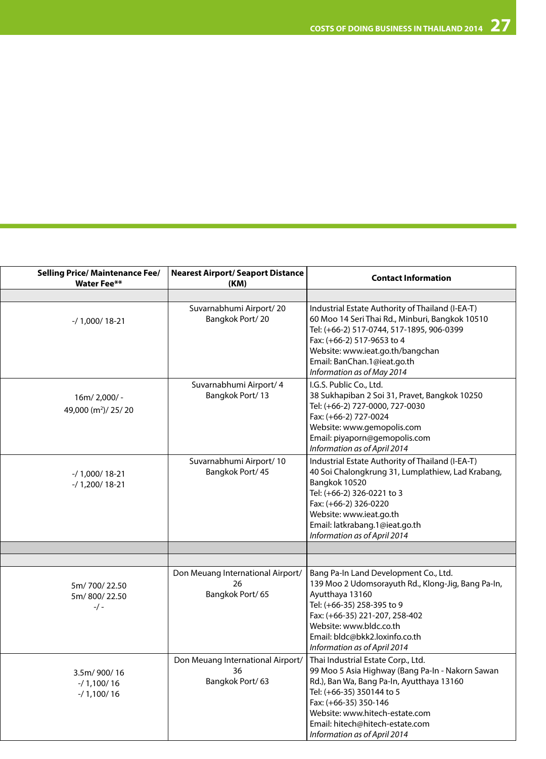| Selling Price/ Maintenance Fee/ Water Fee** | Nearest Airport/ Seaport Distance (KM) | Contact Information |
|---|---|---|
| | | |
| -/ 1,000/ 18-21 | Suvarnabhumi Airport/ 20<br>Bangkok Port/ 20 | Industrial Estate Authority of Thailand (I-EA-T)<br>60 Moo 14 Seri Thai Rd., Minburi, Bangkok 10510<br>Tel: (+66-2) 517-0744, 517-1895, 906-0399<br>Fax: (+66-2) 517-9653 to 4<br>Website: www.ieat.go.th/bangchan<br>Email: BanChan.1@ieat.go.th<br>*Information as of May 2014* |
| 16m/ 2,000/ -<br>49,000 (m$^2$)/ 25/ 20 | Suvarnabhumi Airport/ 4<br>Bangkok Port/ 13 | I.G.S. Public Co., Ltd.<br>38 Sukhapiban 2 Soi 31, Pravet, Bangkok 10250<br>Tel: (+66-2) 727-0000, 727-0030<br>Fax: (+66-2) 727-0024<br>Website: www.gemopolis.com<br>Email: piyaporn@gemopolis.com<br>*Information as of April 2014* |
| -/ 1,000/ 18-21<br>-/ 1,200/ 18-21 | Suvarnabhumi Airport/ 10<br>Bangkok Port/ 45 | Industrial Estate Authority of Thailand (I-EA-T)<br>40 Soi Chalongkrung 31, Lumplathiew, Lad Krabang, Bangkok 10520<br>Tel: (+66-2) 326-0221 to 3<br>Fax: (+66-2) 326-0220<br>Website: www.ieat.go.th<br>Email: latkrabang.1@ieat.go.th<br>*Information as of April 2014* |
| | | |
| | | |
| 5m/ 700/ 22.50<br>5m/ 800/ 22.50<br>-/ - | Don Meuang International Airport/ 26<br>Bangkok Port/ 65 | Bang Pa-In Land Development Co., Ltd.<br>139 Moo 2 Udomsorayuth Rd., Klong-Jig, Bang Pa-In, Ayutthaya 13160<br>Tel: (+66-35) 258-395 to 9<br>Fax: (+66-35) 221-207, 258-402<br>Website: www.bldc.co.th<br>Email: bldc@bkk2.loxinfo.co.th<br>*Information as of April 2014* |
| 3.5m/ 900/ 16<br>-/ 1,100/ 16<br>-/ 1,100/ 16 | Don Meuang International Airport/ 36<br>Bangkok Port/ 63 | Thai Industrial Estate Corp., Ltd.<br>99 Moo 5 Asia Highway (Bang Pa-In - Nakorn Sawan Rd.), Ban Wa, Bang Pa-In, Ayutthaya 13160<br>Tel: (+66-35) 350144 to 5<br>Fax: (+66-35) 350-146<br>Website: www.hitech-estate.com<br>Email: hitech@hitech-estate.com<br>*Information as of April 2014* |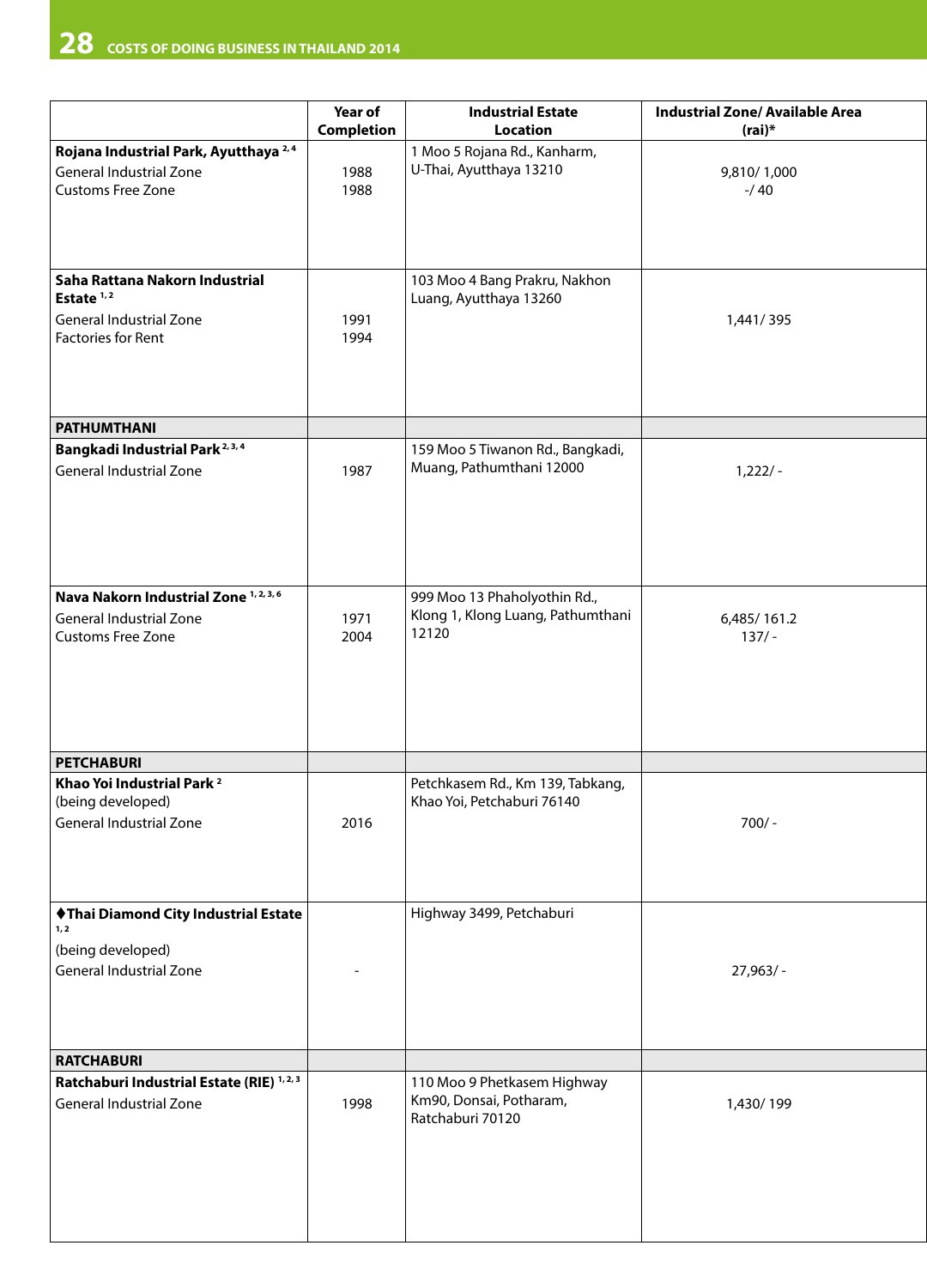| | Year of Completion | Industrial Estate Location | Industrial Zone/ Available Area (rai)* |
|---|---|---|---|
| **Rojana Industrial Park, Ayutthaya** [2,4] | | 1 Moo 5 Rojana Rd., Kanharm, U-Thai, Ayutthaya 13210 | |
| General Industrial Zone | 1988 | | 9,810/ 1,000 |
| Customs Free Zone | 1988 | | -/ 40 |
| **Saha Rattana Nakorn Industrial Estate** [1,2] | | 103 Moo 4 Bang Prakru, Nakhon Luang, Ayutthaya 13260 | |
| General Industrial Zone | 1991 | | 1,441/ 395 |
| Factories for Rent | 1994 | | |
| **PATHUMTHANI** | | | |
| **Bangkadi Industrial Park** [2,3,4] | | 159 Moo 5 Tiwanon Rd., Bangkadi, Muang, Pathumthani 12000 | |
| General Industrial Zone | 1987 | | 1,222/ - |
| **Nava Nakorn Industrial Zone** [1,2,3,6] | | 999 Moo 13 Phaholyothin Rd., Klong 1, Klong Luang, Pathumthani 12120 | |
| General Industrial Zone | 1971 | | 6,485/ 161.2 |
| Customs Free Zone | 2004 | | 137/ - |
| **PETCHABURI** | | | |
| **Khao Yoi Industrial Park** [2] (being developed) | | Petchkasem Rd., Km 139, Tabkang, Khao Yoi, Petchaburi 76140 | |
| General Industrial Zone | 2016 | | 700/ - |
| **♦Thai Diamond City Industrial Estate** [1,2] (being developed) | | Highway 3499, Petchaburi | |
| General Industrial Zone | - | | 27,963/ - |
| **RATCHABURI** | | | |
| **Ratchaburi Industrial Estate (RIE)** [1,2,3] | | 110 Moo 9 Phetkasem Highway Km90, Donsai, Potharam, Ratchaburi 70120 | |
| General Industrial Zone | 1998 | | 1,430/ 199 |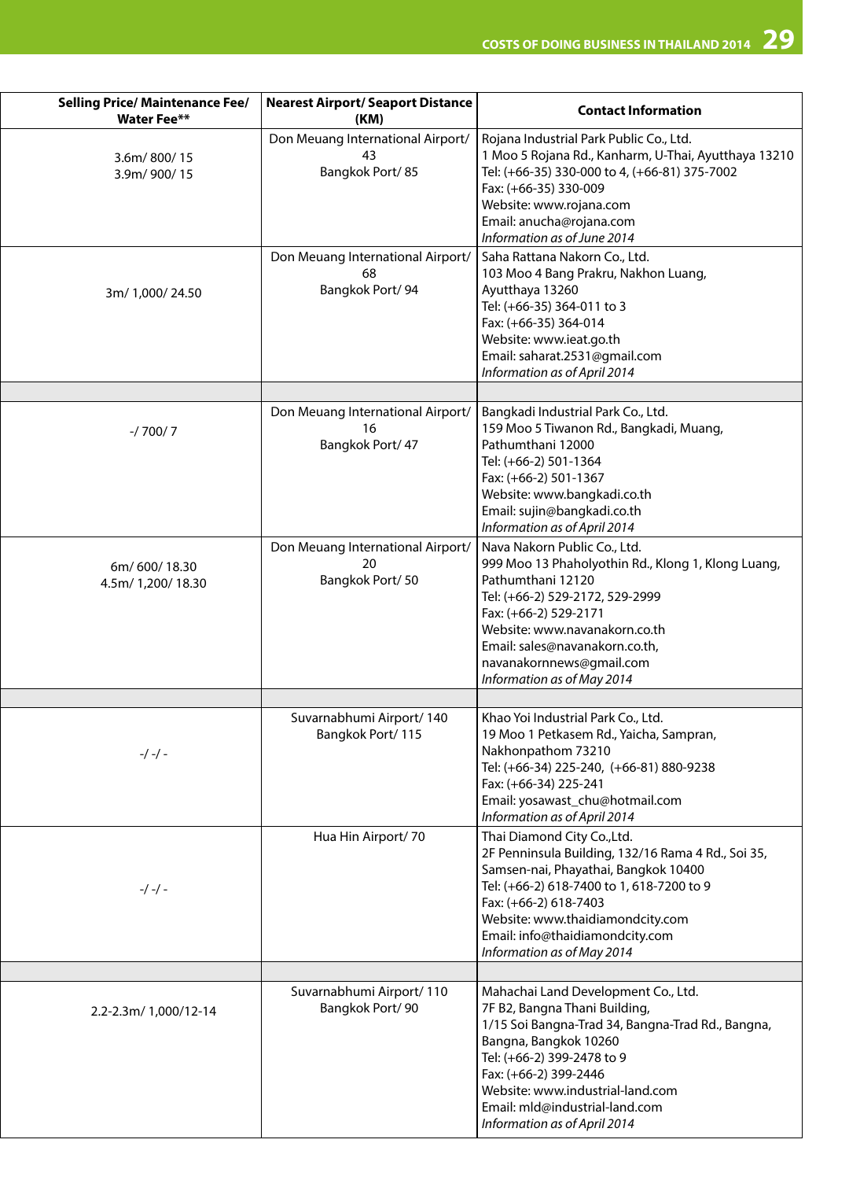| Selling Price/ Maintenance Fee/ Water Fee** | Nearest Airport/ Seaport Distance (KM) | Contact Information |
|---|---|---|
| 3.6m/ 800/ 15<br>3.9m/ 900/ 15 | Don Meuang International Airport/ 43<br>Bangkok Port/ 85 | Rojana Industrial Park Public Co., Ltd.<br>1 Moo 5 Rojana Rd., Kanharm, U-Thai, Ayutthaya 13210<br>Tel: (+66-35) 330-000 to 4, (+66-81) 375-7002<br>Fax: (+66-35) 330-009<br>Website: www.rojana.com<br>Email: anucha@rojana.com<br>*Information as of June 2014* |
| 3m/ 1,000/ 24.50 | Don Meuang International Airport/ 68<br>Bangkok Port/ 94 | Saha Rattana Nakorn Co., Ltd.<br>103 Moo 4 Bang Prakru, Nakhon Luang, Ayutthaya 13260<br>Tel: (+66-35) 364-011 to 3<br>Fax: (+66-35) 364-014<br>Website: www.ieat.go.th<br>Email: saharat.2531@gmail.com<br>*Information as of April 2014* |
| | | |
| -/ 700/ 7 | Don Meuang International Airport/ 16<br>Bangkok Port/ 47 | Bangkadi Industrial Park Co., Ltd.<br>159 Moo 5 Tiwanon Rd., Bangkadi, Muang, Pathumthani 12000<br>Tel: (+66-2) 501-1364<br>Fax: (+66-2) 501-1367<br>Website: www.bangkadi.co.th<br>Email: sujin@bangkadi.co.th<br>*Information as of April 2014* |
| 6m/ 600/ 18.30<br>4.5m/ 1,200/ 18.30 | Don Meuang International Airport/ 20<br>Bangkok Port/ 50 | Nava Nakorn Public Co., Ltd.<br>999 Moo 13 Phaholyothin Rd., Klong 1, Klong Luang, Pathumthani 12120<br>Tel: (+66-2) 529-2172, 529-2999<br>Fax: (+66-2) 529-2171<br>Website: www.navanakorn.co.th<br>Email: sales@navanakorn.co.th, navanakornnews@gmail.com<br>*Information as of May 2014* |
| | | |
| -/ -/ - | Suvarnabhumi Airport/ 140<br>Bangkok Port/ 115 | Khao Yoi Industrial Park Co., Ltd.<br>19 Moo 1 Petkasem Rd., Yaicha, Sampran, Nakhonpathom 73210<br>Tel: (+66-34) 225-240, (+66-81) 880-9238<br>Fax: (+66-34) 225-241<br>Email: yosawast_chu@hotmail.com<br>*Information as of April 2014* |
| -/ -/ - | Hua Hin Airport/ 70 | Thai Diamond City Co.,Ltd.<br>2F Penninsula Building, 132/16 Rama 4 Rd., Soi 35, Samsen-nai, Phayathai, Bangkok 10400<br>Tel: (+66-2) 618-7400 to 1, 618-7200 to 9<br>Fax: (+66-2) 618-7403<br>Website: www.thaidiamondcity.com<br>Email: info@thaidiamondcity.com<br>*Information as of May 2014* |
| | | |
| 2.2-2.3m/ 1,000/12-14 | Suvarnabhumi Airport/ 110<br>Bangkok Port/ 90 | Mahachai Land Development Co., Ltd.<br>7F B2, Bangna Thani Building,<br>1/15 Soi Bangna-Trad 34, Bangna-Trad Rd., Bangna, Bangna, Bangkok 10260<br>Tel: (+66-2) 399-2478 to 9<br>Fax: (+66-2) 399-2446<br>Website: www.industrial-land.com<br>Email: mld@industrial-land.com<br>*Information as of April 2014* |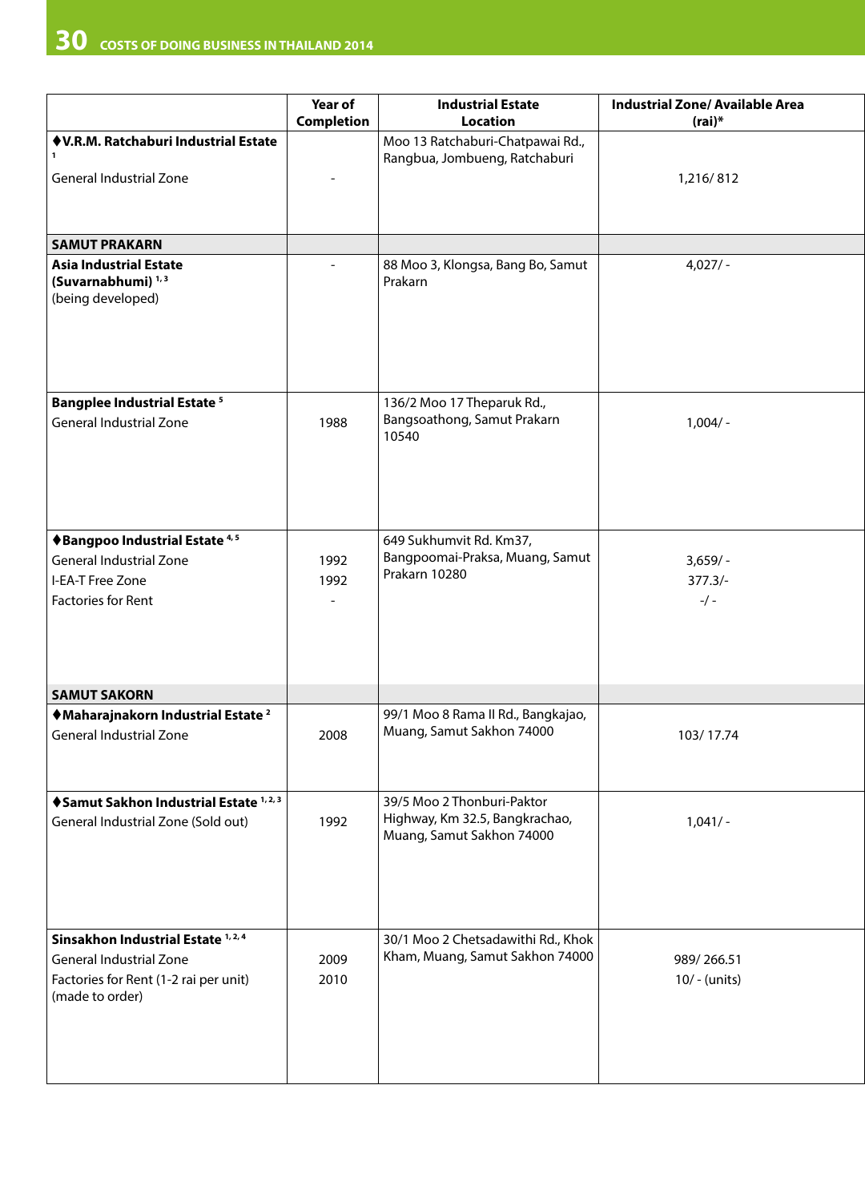| | Year of Completion | Industrial Estate Location | Industrial Zone/ Available Area (rai)* |
|---|---|---|---|
| **♦V.R.M. Ratchaburi Industrial Estate** [1]<br>General Industrial Zone | - | Moo 13 Ratchaburi-Chatpawai Rd., Rangbua, Jombueng, Ratchaburi | 1,216/ 812 |
| **SAMUT PRAKARN** | | | |
| **Asia Industrial Estate (Suvarnabhumi)** [1, 3]<br>(being developed) | - | 88 Moo 3, Klongsa, Bang Bo, Samut Prakarn | 4,027/ - |
| **Bangplee Industrial Estate** [5]<br>General Industrial Zone | 1988 | 136/2 Moo 17 Theparuk Rd., Bangsoathong, Samut Prakarn 10540 | 1,004/ - |
| **♦Bangpoo Industrial Estate** [4, 5]<br>General Industrial Zone<br>I-EA-T Free Zone<br>Factories for Rent | <br>1992<br>1992<br>- | 649 Sukhumvit Rd. Km37, Bangpoomai-Praksa, Muang, Samut Prakarn 10280 | <br>3,659/ -<br>377.3/-<br>-/ - |
| **SAMUT SAKORN** | | | |
| **♦Maharajnakorn Industrial Estate** [2]<br>General Industrial Zone | 2008 | 99/1 Moo 8 Rama II Rd., Bangkajao, Muang, Samut Sakhon 74000 | 103/ 17.74 |
| **♦Samut Sakhon Industrial Estate** [1, 2, 3]<br>General Industrial Zone (Sold out) | 1992 | 39/5 Moo 2 Thonburi-Paktor Highway, Km 32.5, Bangkrachao, Muang, Samut Sakhon 74000 | 1,041/ - |
| **Sinsakhon Industrial Estate** [1, 2, 4]<br>General Industrial Zone<br>Factories for Rent (1-2 rai per unit) (made to order) | <br>2009<br>2010 | 30/1 Moo 2 Chetsadawithi Rd., Khok Kham, Muang, Samut Sakhon 74000 | <br>989/ 266.51<br>10/ - (units) |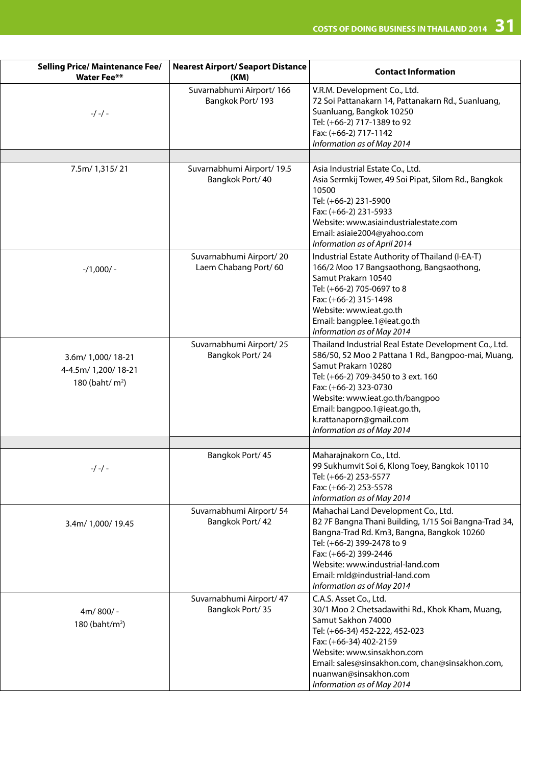| Selling Price/ Maintenance Fee/ Water Fee** | Nearest Airport/ Seaport Distance (KM) | Contact Information |
|---|---|---|
| -/ -/ - | Suvarnabhumi Airport/ 166<br>Bangkok Port/ 193 | V.R.M. Development Co., Ltd.<br>72 Soi Pattanakarn 14, Pattanakarn Rd., Suanluang, Suanluang, Bangkok 10250<br>Tel: (+66-2) 717-1389 to 92<br>Fax: (+66-2) 717-1142<br>*Information as of May 2014* |
| | | |
| 7.5m/ 1,315/ 21 | Suvarnabhumi Airport/ 19.5<br>Bangkok Port/ 40 | Asia Industrial Estate Co., Ltd.<br>Asia Sermkij Tower, 49 Soi Pipat, Silom Rd., Bangkok 10500<br>Tel: (+66-2) 231-5900<br>Fax: (+66-2) 231-5933<br>Website: www.asiaindustrialestate.com<br>Email: asiaie2004@yahoo.com<br>*Information as of April 2014* |
| -/1,000/ - | Suvarnabhumi Airport/ 20<br>Laem Chabang Port/ 60 | Industrial Estate Authority of Thailand (I-EA-T)<br>166/2 Moo 17 Bangsaothong, Bangsaothong, Samut Prakarn 10540<br>Tel: (+66-2) 705-0697 to 8<br>Fax: (+66-2) 315-1498<br>Website: www.ieat.go.th<br>Email: bangplee.1@ieat.go.th<br>*Information as of May 2014* |
| 3.6m/ 1,000/ 18-21<br>4-4.5m/ 1,200/ 18-21<br>180 (baht/ $m^2$) | Suvarnabhumi Airport/ 25<br>Bangkok Port/ 24 | Thailand Industrial Real Estate Development Co., Ltd.<br>586/50, 52 Moo 2 Pattana 1 Rd., Bangpoo-mai, Muang, Samut Prakarn 10280<br>Tel: (+66-2) 709-3450 to 3 ext. 160<br>Fax: (+66-2) 323-0730<br>Website: www.ieat.go.th/bangpoo<br>Email: bangpoo.1@ieat.go.th, k.rattanaporn@gmail.com<br>*Information as of May 2014* |
| | | |
| -/ -/ - | Bangkok Port/ 45 | Maharajnakorn Co., Ltd.<br>99 Sukhumvit Soi 6, Klong Toey, Bangkok 10110<br>Tel: (+66-2) 253-5577<br>Fax: (+66-2) 253-5578<br>*Information as of May 2014* |
| 3.4m/ 1,000/ 19.45 | Suvarnabhumi Airport/ 54<br>Bangkok Port/ 42 | Mahachai Land Development Co., Ltd.<br>B2 7F Bangna Thani Building, 1/15 Soi Bangna-Trad 34, Bangna-Trad Rd. Km3, Bangna, Bangkok 10260<br>Tel: (+66-2) 399-2478 to 9<br>Fax: (+66-2) 399-2446<br>Website: www.industrial-land.com<br>Email: mld@industrial-land.com<br>*Information as of May 2014* |
| 4m/ 800/ -<br>180 (baht/$m^2$) | Suvarnabhumi Airport/ 47<br>Bangkok Port/ 35 | C.A.S. Asset Co., Ltd.<br>30/1 Moo 2 Chetsadawithi Rd., Khok Kham, Muang, Samut Sakhon 74000<br>Tel: (+66-34) 452-222, 452-023<br>Fax: (+66-34) 402-2159<br>Website: www.sinsakhon.com<br>Email: sales@sinsakhon.com, chan@sinsakhon.com, nuanwan@sinsakhon.com<br>*Information as of May 2014* |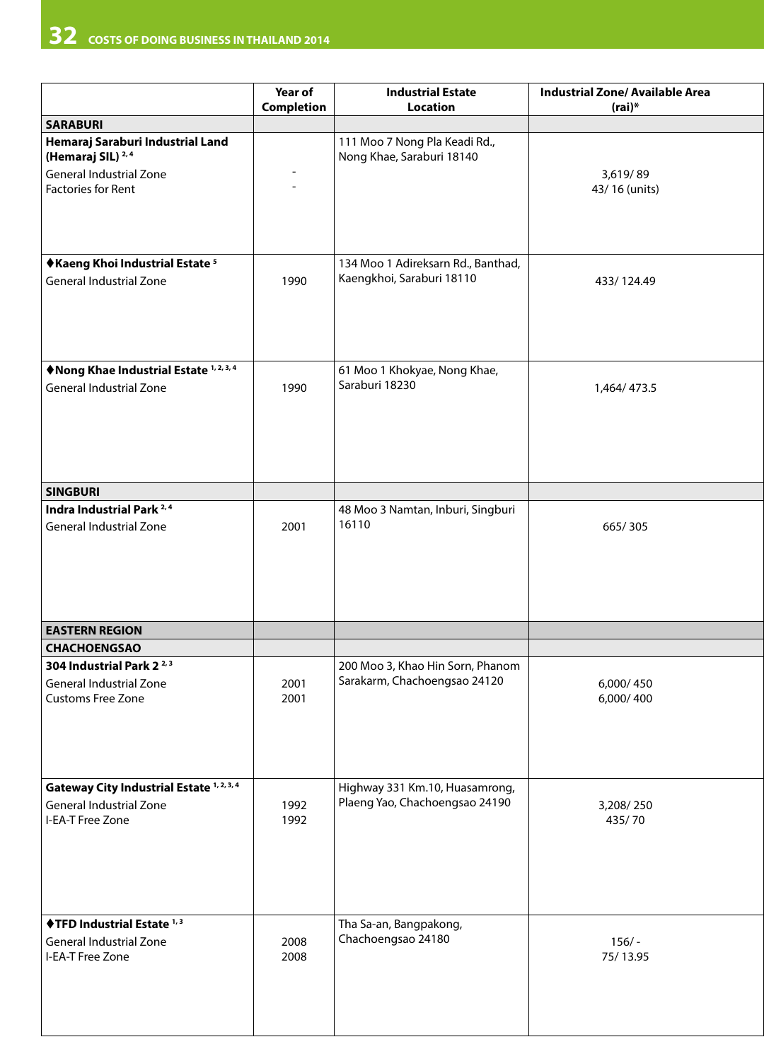| | Year of Completion | Industrial Estate Location | Industrial Zone/ Available Area (rai)* |
|---|---|---|---|
| **SARABURI** | | | |
| **Hemaraj Saraburi Industrial Land (Hemaraj SIL)** [2, 4]<br>General Industrial Zone<br>Factories for Rent | <br>-<br>- | 111 Moo 7 Nong Pla Keadi Rd., Nong Khae, Saraburi 18140 | <br>3,619/ 89<br>43/ 16 (units) |
| **♦Kaeng Khoi Industrial Estate** [5]<br>General Industrial Zone | <br>1990 | 134 Moo 1 Adireksarn Rd., Banthad, Kaengkhoi, Saraburi 18110 | <br>433/ 124.49 |
| **♦Nong Khae Industrial Estate** [1, 2, 3, 4]<br>General Industrial Zone | <br>1990 | 61 Moo 1 Khokyae, Nong Khae, Saraburi 18230 | <br>1,464/ 473.5 |
| **SINGBURI** | | | |
| **Indra Industrial Park** [2, 4]<br>General Industrial Zone | <br>2001 | 48 Moo 3 Namtan, Inburi, Singburi 16110 | <br>665/ 305 |
| **EASTERN REGION** | | | |
| **CHACHOENGSAO** | | | |
| **304 Industrial Park 2** [2, 3]<br>General Industrial Zone<br>Customs Free Zone | <br>2001<br>2001 | 200 Moo 3, Khao Hin Sorn, Phanom Sarakarm, Chachoengsao 24120 | <br>6,000/ 450<br>6,000/ 400 |
| **Gateway City Industrial Estate** [1, 2, 3, 4]<br>General Industrial Zone<br>I-EA-T Free Zone | <br>1992<br>1992 | Highway 331 Km.10, Huasamrong, Plaeng Yao, Chachoengsao 24190 | <br>3,208/ 250<br>435/ 70 |
| **♦TFD Industrial Estate** [1, 3]<br>General Industrial Zone<br>I-EA-T Free Zone | <br>2008<br>2008 | Tha Sa-an, Bangpakong, Chachoengsao 24180 | <br>156/ -<br>75/ 13.95 |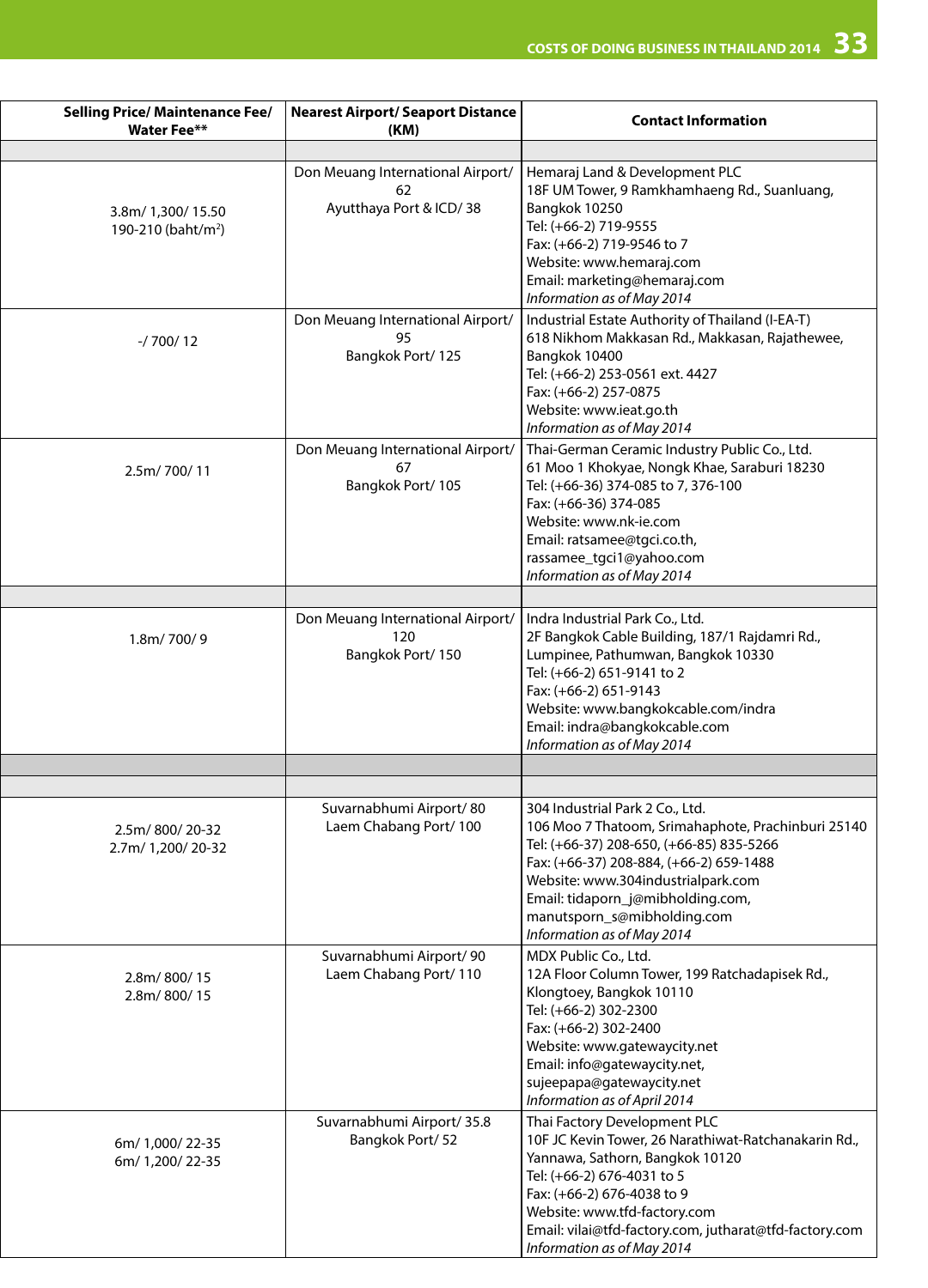| Selling Price/ Maintenance Fee/ Water Fee** | Nearest Airport/ Seaport Distance (KM) | Contact Information |
|---|---|---|
| | | |
| 3.8m/ 1,300/ 15.50<br>190-210 (baht/m$^2$) | Don Meuang International Airport/ 62<br>Ayutthaya Port & ICD/ 38 | Hemaraj Land & Development PLC<br>18F UM Tower, 9 Ramkhamhaeng Rd., Suanluang, Bangkok 10250<br>Tel: (+66-2) 719-9555<br>Fax: (+66-2) 719-9546 to 7<br>Website: www.hemaraj.com<br>Email: marketing@hemaraj.com<br>*Information as of May 2014* |
| -/ 700/ 12 | Don Meuang International Airport/ 95<br>Bangkok Port/ 125 | Industrial Estate Authority of Thailand (I-EA-T)<br>618 Nikhom Makkasan Rd., Makkasan, Rajathewee, Bangkok 10400<br>Tel: (+66-2) 253-0561 ext. 4427<br>Fax: (+66-2) 257-0875<br>Website: www.ieat.go.th<br>*Information as of May 2014* |
| 2.5m/ 700/ 11 | Don Meuang International Airport/ 67<br>Bangkok Port/ 105 | Thai-German Ceramic Industry Public Co., Ltd.<br>61 Moo 1 Khokyae, Nongk Khae, Saraburi 18230<br>Tel: (+66-36) 374-085 to 7, 376-100<br>Fax: (+66-36) 374-085<br>Website: www.nk-ie.com<br>Email: ratsamee@tgci.co.th, rassamee_tgci1@yahoo.com<br>*Information as of May 2014* |
| | | |
| 1.8m/ 700/ 9 | Don Meuang International Airport/ 120<br>Bangkok Port/ 150 | Indra Industrial Park Co., Ltd.<br>2F Bangkok Cable Building, 187/1 Rajdamri Rd., Lumpinee, Pathumwan, Bangkok 10330<br>Tel: (+66-2) 651-9141 to 2<br>Fax: (+66-2) 651-9143<br>Website: www.bangkokcable.com/indra<br>Email: indra@bangkokcable.com<br>*Information as of May 2014* |
| | | |
| | | |
| 2.5m/ 800/ 20-32<br>2.7m/ 1,200/ 20-32 | Suvarnabhumi Airport/ 80<br>Laem Chabang Port/ 100 | 304 Industrial Park 2 Co., Ltd.<br>106 Moo 7 Thatoom, Srimahaphote, Prachinburi 25140<br>Tel: (+66-37) 208-650, (+66-85) 835-5266<br>Fax: (+66-37) 208-884, (+66-2) 659-1488<br>Website: www.304industrialpark.com<br>Email: tidaporn_j@mibholding.com, manutsporn_s@mibholding.com<br>*Information as of May 2014* |
| 2.8m/ 800/ 15<br>2.8m/ 800/ 15 | Suvarnabhumi Airport/ 90<br>Laem Chabang Port/ 110 | MDX Public Co., Ltd.<br>12A Floor Column Tower, 199 Ratchadapisek Rd., Klongtoey, Bangkok 10110<br>Tel: (+66-2) 302-2300<br>Fax: (+66-2) 302-2400<br>Website: www.gatewaycity.net<br>Email: info@gatewaycity.net, sujeepapa@gatewaycity.net<br>*Information as of April 2014* |
| 6m/ 1,000/ 22-35<br>6m/ 1,200/ 22-35 | Suvarnabhumi Airport/ 35.8<br>Bangkok Port/ 52 | Thai Factory Development PLC<br>10F JC Kevin Tower, 26 Narathiwat-Ratchanakarin Rd., Yannawa, Sathorn, Bangkok 10120<br>Tel: (+66-2) 676-4031 to 5<br>Fax: (+66-2) 676-4038 to 9<br>Website: www.tfd-factory.com<br>Email: vilai@tfd-factory.com, jutharat@tfd-factory.com<br>*Information as of May 2014* |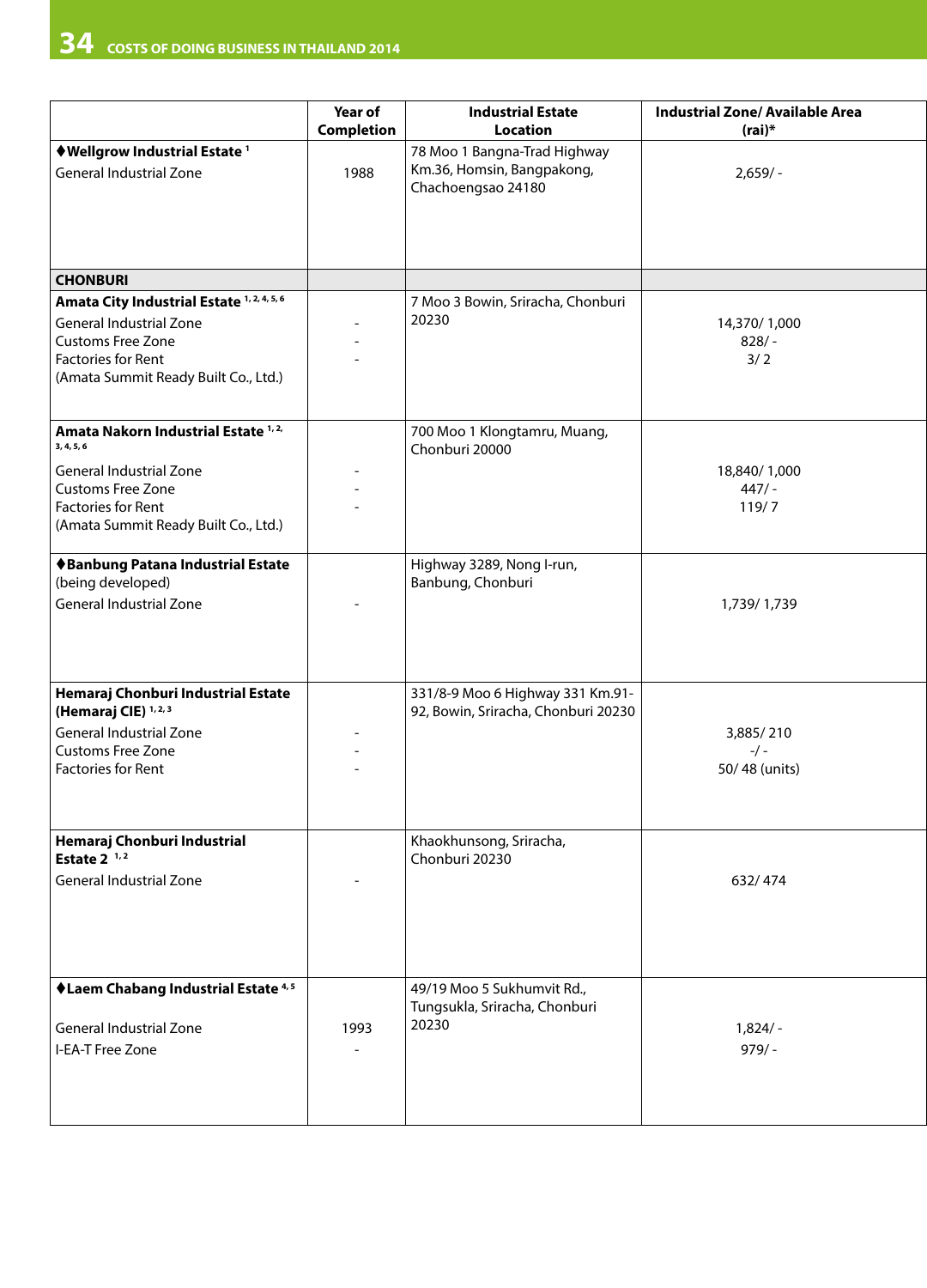| | Year of Completion | Industrial Estate Location | Industrial Zone/ Available Area (rai)* |
|---|---|---|---|
| ♦**Wellgrow Industrial Estate** [1]<br>General Industrial Zone | 1988 | 78 Moo 1 Bangna-Trad Highway Km.36, Homsin, Bangpakong, Chachoengsao 24180 | 2,659/ - |
| **CHONBURI** | | | |
| **Amata City Industrial Estate** [1, 2, 4, 5, 6]<br>General Industrial Zone<br>Customs Free Zone<br>Factories for Rent<br>(Amata Summit Ready Built Co., Ltd.) | -<br>-<br>- | 7 Moo 3 Bowin, Sriracha, Chonburi 20230 | 14,370/ 1,000<br>828/ -<br>3/ 2 |
| **Amata Nakorn Industrial Estate** [1, 2, 3, 4, 5, 6]<br>General Industrial Zone<br>Customs Free Zone<br>Factories for Rent<br>(Amata Summit Ready Built Co., Ltd.) | -<br>-<br>- | 700 Moo 1 Klongtamru, Muang, Chonburi 20000 | 18,840/ 1,000<br>447/ -<br>119/ 7 |
| ♦**Banbung Patana Industrial Estate** (being developed)<br>General Industrial Zone | - | Highway 3289, Nong I-run, Banbung, Chonburi | 1,739/ 1,739 |
| **Hemaraj Chonburi Industrial Estate (Hemaraj CIE)** [1, 2, 3]<br>General Industrial Zone<br>Customs Free Zone<br>Factories for Rent | -<br>-<br>- | 331/8-9 Moo 6 Highway 331 Km.91-92, Bowin, Sriracha, Chonburi 20230 | 3,885/ 210<br>-/ -<br>50/ 48 (units) |
| **Hemaraj Chonburi Industrial Estate 2** [1, 2]<br>General Industrial Zone | - | Khaokhunsong, Sriracha, Chonburi 20230 | 632/ 474 |
| ♦**Laem Chabang Industrial Estate** [4, 5]<br>General Industrial Zone<br>I-EA-T Free Zone | 1993<br>- | 49/19 Moo 5 Sukhumvit Rd., Tungsukla, Sriracha, Chonburi 20230 | 1,824/ -<br>979/ - |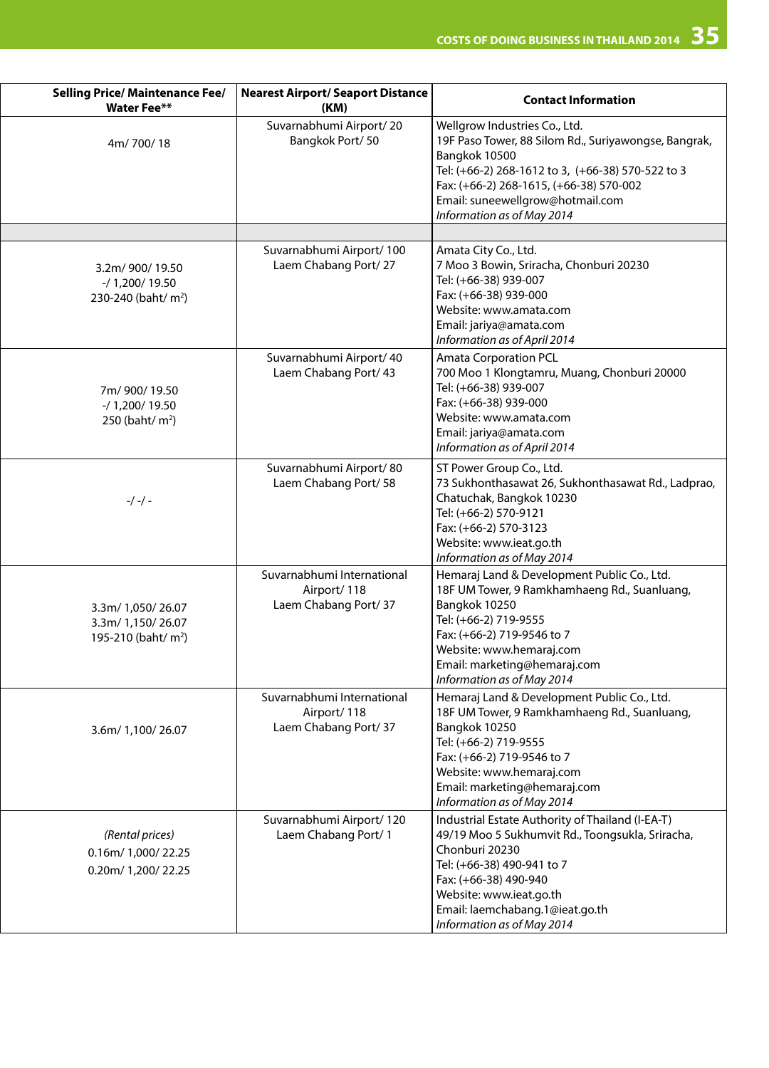| Selling Price/ Maintenance Fee/ Water Fee** | Nearest Airport/ Seaport Distance (KM) | Contact Information |
|---|---|---|
| 4m/ 700/ 18 | Suvarnabhumi Airport/ 20<br>Bangkok Port/ 50 | Wellgrow Industries Co., Ltd.<br>19F Paso Tower, 88 Silom Rd., Suriyawongse, Bangrak, Bangkok 10500<br>Tel: (+66-2) 268-1612 to 3, (+66-38) 570-522 to 3<br>Fax: (+66-2) 268-1615, (+66-38) 570-002<br>Email: suneewellgrow@hotmail.com<br>*Information as of May 2014* |
| | | |
| 3.2m/ 900/ 19.50<br>-/ 1,200/ 19.50<br>230-240 (baht/ m$^2$) | Suvarnabhumi Airport/ 100<br>Laem Chabang Port/ 27 | Amata City Co., Ltd.<br>7 Moo 3 Bowin, Sriracha, Chonburi 20230<br>Tel: (+66-38) 939-007<br>Fax: (+66-38) 939-000<br>Website: www.amata.com<br>Email: jariya@amata.com<br>*Information as of April 2014* |
| 7m/ 900/ 19.50<br>-/ 1,200/ 19.50<br>250 (baht/ m$^2$) | Suvarnabhumi Airport/ 40<br>Laem Chabang Port/ 43 | Amata Corporation PCL<br>700 Moo 1 Klongtamru, Muang, Chonburi 20000<br>Tel: (+66-38) 939-007<br>Fax: (+66-38) 939-000<br>Website: www.amata.com<br>Email: jariya@amata.com<br>*Information as of April 2014* |
| -/ -/ - | Suvarnabhumi Airport/ 80<br>Laem Chabang Port/ 58 | ST Power Group Co., Ltd.<br>73 Sukhonthasawat 26, Sukhonthasawat Rd., Ladprao, Chatuchak, Bangkok 10230<br>Tel: (+66-2) 570-9121<br>Fax: (+66-2) 570-3123<br>Website: www.ieat.go.th<br>*Information as of May 2014* |
| 3.3m/ 1,050/ 26.07<br>3.3m/ 1,150/ 26.07<br>195-210 (baht/ m$^2$) | Suvarnabhumi International Airport/ 118<br>Laem Chabang Port/ 37 | Hemaraj Land & Development Public Co., Ltd.<br>18F UM Tower, 9 Ramkhamhaeng Rd., Suanluang, Bangkok 10250<br>Tel: (+66-2) 719-9555<br>Fax: (+66-2) 719-9546 to 7<br>Website: www.hemaraj.com<br>Email: marketing@hemaraj.com<br>*Information as of May 2014* |
| 3.6m/ 1,100/ 26.07 | Suvarnabhumi International Airport/ 118<br>Laem Chabang Port/ 37 | Hemaraj Land & Development Public Co., Ltd.<br>18F UM Tower, 9 Ramkhamhaeng Rd., Suanluang, Bangkok 10250<br>Tel: (+66-2) 719-9555<br>Fax: (+66-2) 719-9546 to 7<br>Website: www.hemaraj.com<br>Email: marketing@hemaraj.com<br>*Information as of May 2014* |
| *(Rental prices)*<br>0.16m/ 1,000/ 22.25<br>0.20m/ 1,200/ 22.25 | Suvarnabhumi Airport/ 120<br>Laem Chabang Port/ 1 | Industrial Estate Authority of Thailand (I-EA-T)<br>49/19 Moo 5 Sukhumvit Rd., Toongsukla, Sriracha, Chonburi 20230<br>Tel: (+66-38) 490-941 to 7<br>Fax: (+66-38) 490-940<br>Website: www.ieat.go.th<br>Email: laemchabang.1@ieat.go.th<br>*Information as of May 2014* |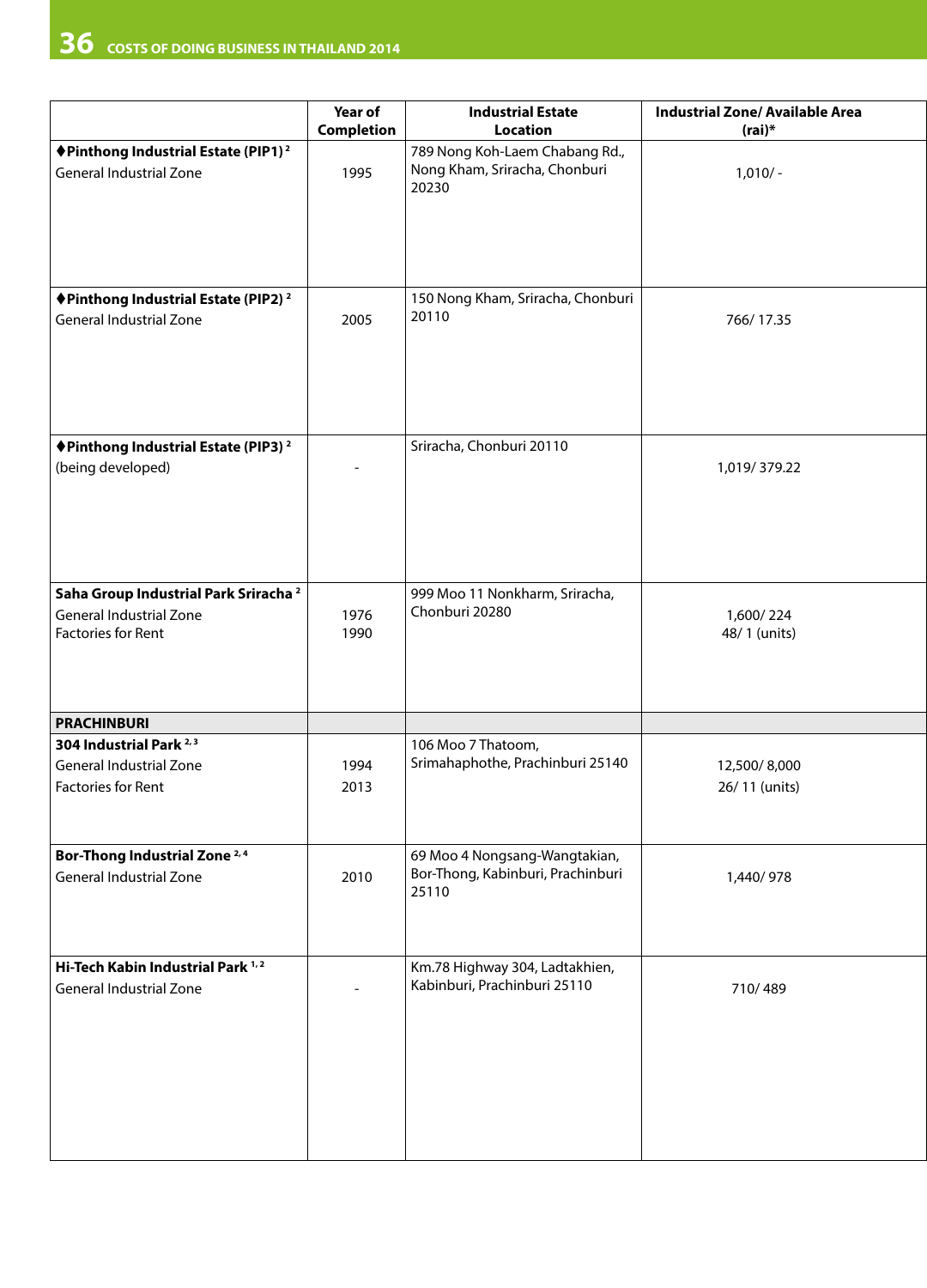| | Year of Completion | Industrial Estate Location | Industrial Zone/ Available Area (rai)* |
|---|---|---|---|
| **♦Pinthong Industrial Estate (PIP1)** [2]<br>General Industrial Zone | 1995 | 789 Nong Koh-Laem Chabang Rd., Nong Kham, Sriracha, Chonburi 20230 | 1,010/ - |
| **♦Pinthong Industrial Estate (PIP2)** [2]<br>General Industrial Zone | 2005 | 150 Nong Kham, Sriracha, Chonburi 20110 | 766/ 17.35 |
| **♦Pinthong Industrial Estate (PIP3)** [2]<br>(being developed) | - | Sriracha, Chonburi 20110 | 1,019/ 379.22 |
| **Saha Group Industrial Park Sriracha** [2]<br>General Industrial Zone<br>Factories for Rent | 1976<br>1990 | 999 Moo 11 Nonkharm, Sriracha, Chonburi 20280 | 1,600/ 224<br>48/ 1 (units) |
| **PRACHINBURI** | | | |
| **304 Industrial Park** [2, 3]<br>General Industrial Zone<br>Factories for Rent | 1994<br>2013 | 106 Moo 7 Thatoom, Srimahaphothe, Prachinburi 25140 | 12,500/ 8,000<br>26/ 11 (units) |
| **Bor-Thong Industrial Zone** [2, 4]<br>General Industrial Zone | 2010 | 69 Moo 4 Nongsang-Wangtakian, Bor-Thong, Kabinburi, Prachinburi 25110 | 1,440/ 978 |
| **Hi-Tech Kabin Industrial Park** [1, 2]<br>General Industrial Zone | - | Km.78 Highway 304, Ladtakhien, Kabinburi, Prachinburi 25110 | 710/ 489 |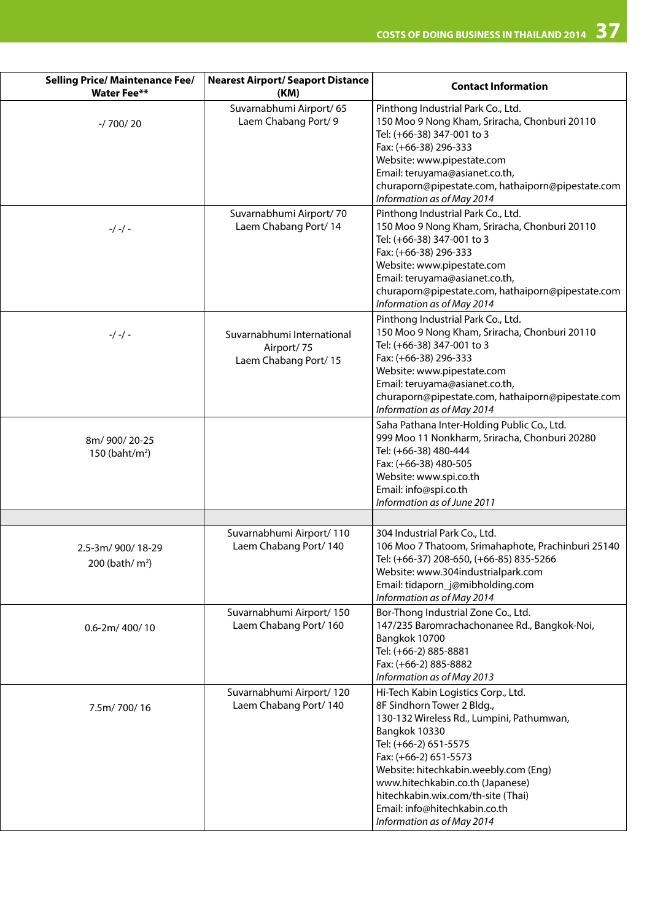| Selling Price/ Maintenance Fee/ Water Fee** | Nearest Airport/ Seaport Distance (KM) | Contact Information |
|---|---|---|
| -/ 700/ 20 | Suvarnabhumi Airport/ 65<br>Laem Chabang Port/ 9 | Pinthong Industrial Park Co., Ltd.<br>150 Moo 9 Nong Kham, Sriracha, Chonburi 20110<br>Tel: (+66-38) 347-001 to 3<br>Fax: (+66-38) 296-333<br>Website: www.pipestate.com<br>Email: teruyama@asianet.co.th, churaporn@pipestate.com, hathaiporn@pipestate.com<br>*Information as of May 2014* |
| -/ -/ - | Suvarnabhumi Airport/ 70<br>Laem Chabang Port/ 14 | Pinthong Industrial Park Co., Ltd.<br>150 Moo 9 Nong Kham, Sriracha, Chonburi 20110<br>Tel: (+66-38) 347-001 to 3<br>Fax: (+66-38) 296-333<br>Website: www.pipestate.com<br>Email: teruyama@asianet.co.th, churaporn@pipestate.com, hathaiporn@pipestate.com<br>*Information as of May 2014* |
| -/ -/ - | Suvarnabhumi International Airport/ 75<br>Laem Chabang Port/ 15 | Pinthong Industrial Park Co., Ltd.<br>150 Moo 9 Nong Kham, Sriracha, Chonburi 20110<br>Tel: (+66-38) 347-001 to 3<br>Fax: (+66-38) 296-333<br>Website: www.pipestate.com<br>Email: teruyama@asianet.co.th, churaporn@pipestate.com, hathaiporn@pipestate.com<br>*Information as of May 2014* |
| 8m/ 900/ 20-25<br>150 (baht/m$^2$) | | Saha Pathana Inter-Holding Public Co., Ltd.<br>999 Moo 11 Nonkharm, Sriracha, Chonburi 20280<br>Tel: (+66-38) 480-444<br>Fax: (+66-38) 480-505<br>Website: www.spi.co.th<br>Email: info@spi.co.th<br>*Information as of June 2011* |
| | | |
| 2.5-3m/ 900/ 18-29<br>200 (bath/ m$^2$) | Suvarnabhumi Airport/ 110<br>Laem Chabang Port/ 140 | 304 Industrial Park Co., Ltd.<br>106 Moo 7 Thatoom, Srimahaphote, Prachinburi 25140<br>Tel: (+66-37) 208-650, (+66-85) 835-5266<br>Website: www.304industrialpark.com<br>Email: tidaporn_j@mibholding.com<br>*Information as of May 2014* |
| 0.6-2m/ 400/ 10 | Suvarnabhumi Airport/ 150<br>Laem Chabang Port/ 160 | Bor-Thong Industrial Zone Co., Ltd.<br>147/235 Baromrachachonanee Rd., Bangkok-Noi, Bangkok 10700<br>Tel: (+66-2) 885-8881<br>Fax: (+66-2) 885-8882<br>*Information as of May 2013* |
| 7.5m/ 700/ 16 | Suvarnabhumi Airport/ 120<br>Laem Chabang Port/ 140 | Hi-Tech Kabin Logistics Corp., Ltd.<br>8F Sindhorn Tower 2 Bldg.,<br>130-132 Wireless Rd., Lumpini, Pathumwan, Bangkok 10330<br>Tel: (+66-2) 651-5575<br>Fax: (+66-2) 651-5573<br>Website: hitechkabin.weebly.com (Eng)<br>www.hitechkabin.co.th (Japanese)<br>hitechkabin.wix.com/th-site (Thai)<br>Email: info@hitechkabin.co.th<br>*Information as of May 2014* |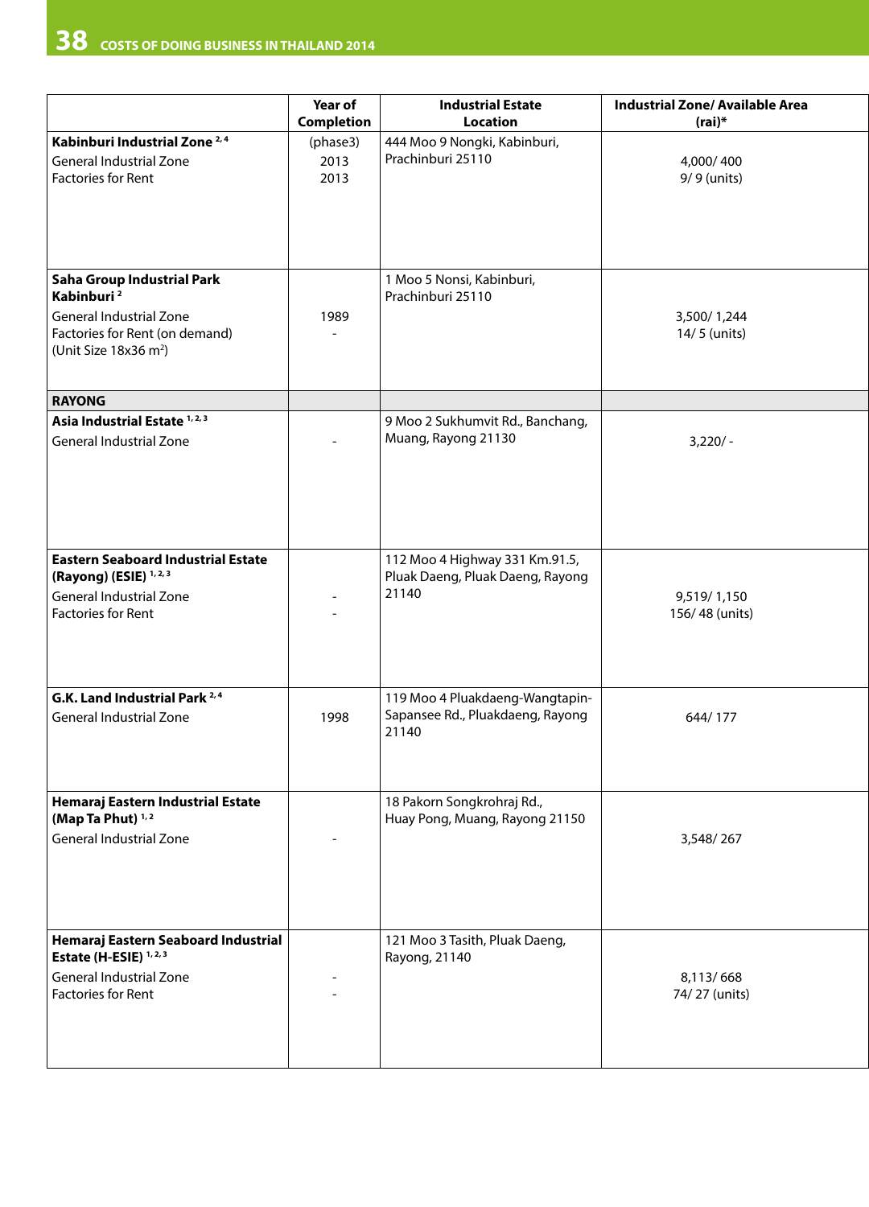| | Year of Completion | Industrial Estate Location | Industrial Zone/ Available Area (rai)* |
|---|---|---|---|
| **Kabinburi Industrial Zone** [2, 4]<br>General Industrial Zone<br>Factories for Rent | (phase3)<br>2013<br>2013 | 444 Moo 9 Nongki, Kabinburi, Prachinburi 25110 | 4,000/ 400<br>9/ 9 (units) |
| **Saha Group Industrial Park Kabinburi** [2]<br>General Industrial Zone<br>Factories for Rent (on demand)<br>(Unit Size 18x36 $m^2$) | 1989<br>- | 1 Moo 5 Nonsi, Kabinburi, Prachinburi 25110 | 3,500/ 1,244<br>14/ 5 (units) |
| **RAYONG** | | | |
| **Asia Industrial Estate** [1, 2, 3]<br>General Industrial Zone | - | 9 Moo 2 Sukhumvit Rd., Banchang, Muang, Rayong 21130 | 3,220/ - |
| **Eastern Seaboard Industrial Estate (Rayong) (ESIE)** [1, 2, 3]<br>General Industrial Zone<br>Factories for Rent | -<br>- | 112 Moo 4 Highway 331 Km.91.5, Pluak Daeng, Pluak Daeng, Rayong 21140 | 9,519/ 1,150<br>156/ 48 (units) |
| **G.K. Land Industrial Park** [2, 4]<br>General Industrial Zone | 1998 | 119 Moo 4 Pluakdaeng-Wangtapin-Sapansee Rd., Pluakdaeng, Rayong 21140 | 644/ 177 |
| **Hemaraj Eastern Industrial Estate (Map Ta Phut)** [1, 2]<br>General Industrial Zone | - | 18 Pakorn Songkrohraj Rd., Huay Pong, Muang, Rayong 21150 | 3,548/ 267 |
| **Hemaraj Eastern Seaboard Industrial Estate (H-ESIE)** [1, 2, 3]<br>General Industrial Zone<br>Factories for Rent | -<br>- | 121 Moo 3 Tasith, Pluak Daeng, Rayong, 21140 | 8,113/ 668<br>74/ 27 (units) |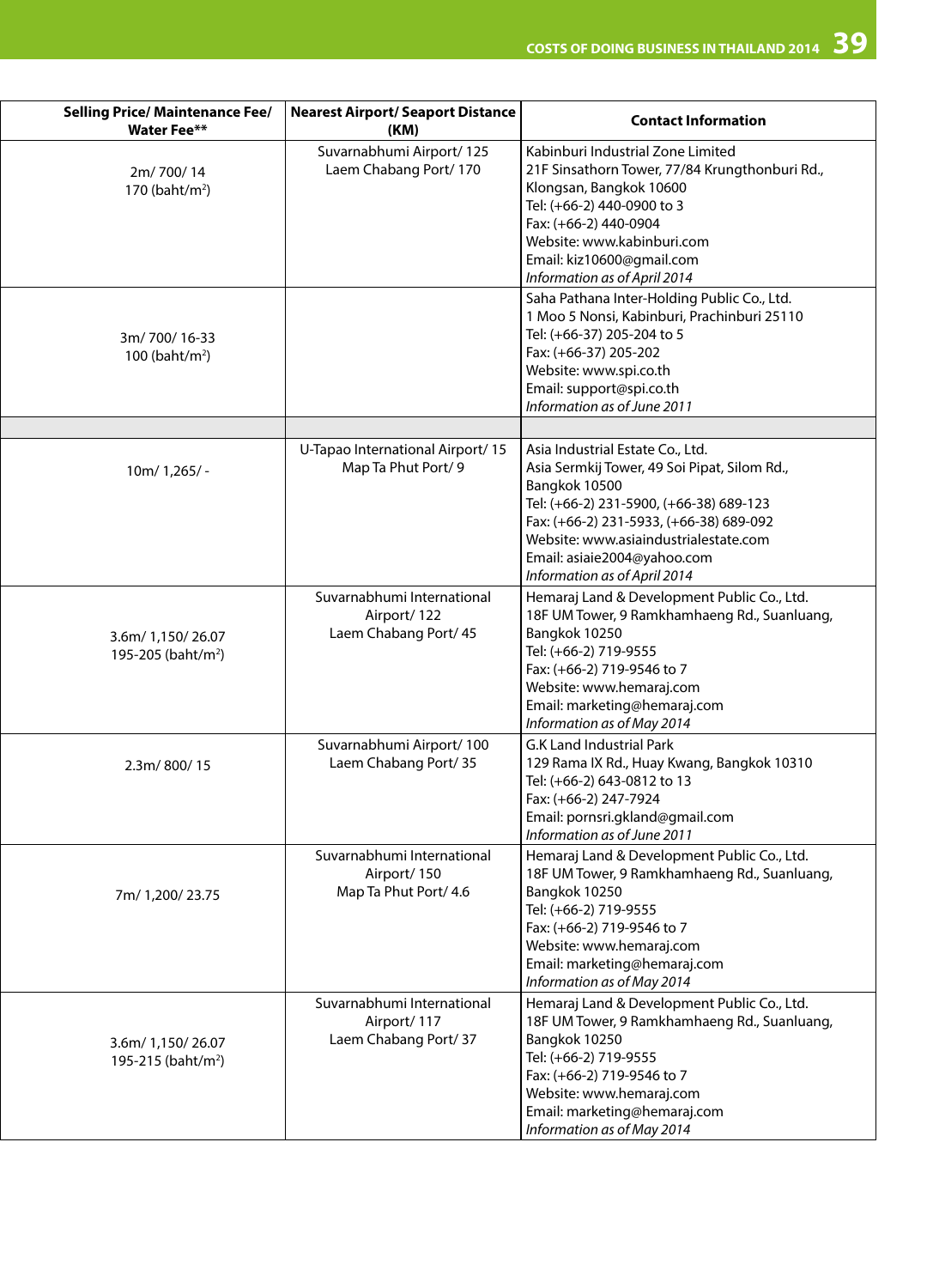| Selling Price/ Maintenance Fee/ Water Fee** | Nearest Airport/ Seaport Distance (KM) | Contact Information |
|---|---|---|
| 2m/ 700/ 14<br>170 (baht/m$^2$) | Suvarnabhumi Airport/ 125<br>Laem Chabang Port/ 170 | Kabinburi Industrial Zone Limited<br>21F Sinsathorn Tower, 77/84 Krungthonburi Rd., Klongsan, Bangkok 10600<br>Tel: (+66-2) 440-0900 to 3<br>Fax: (+66-2) 440-0904<br>Website: www.kabinburi.com<br>Email: kiz10600@gmail.com<br>*Information as of April 2014* |
| 3m/ 700/ 16-33<br>100 (baht/m$^2$) | | Saha Pathana Inter-Holding Public Co., Ltd.<br>1 Moo 5 Nonsi, Kabinburi, Prachinburi 25110<br>Tel: (+66-37) 205-204 to 5<br>Fax: (+66-37) 205-202<br>Website: www.spi.co.th<br>Email: support@spi.co.th<br>*Information as of June 2011* |
| | | |
| 10m/ 1,265/ - | U-Tapao International Airport/ 15<br>Map Ta Phut Port/ 9 | Asia Industrial Estate Co., Ltd.<br>Asia Sermkij Tower, 49 Soi Pipat, Silom Rd., Bangkok 10500<br>Tel: (+66-2) 231-5900, (+66-38) 689-123<br>Fax: (+66-2) 231-5933, (+66-38) 689-092<br>Website: www.asiaindustrialestate.com<br>Email: asiaie2004@yahoo.com<br>*Information as of April 2014* |
| 3.6m/ 1,150/ 26.07<br>195-205 (baht/m$^2$) | Suvarnabhumi International Airport/ 122<br>Laem Chabang Port/ 45 | Hemaraj Land & Development Public Co., Ltd.<br>18F UM Tower, 9 Ramkhamhaeng Rd., Suanluang, Bangkok 10250<br>Tel: (+66-2) 719-9555<br>Fax: (+66-2) 719-9546 to 7<br>Website: www.hemaraj.com<br>Email: marketing@hemaraj.com<br>*Information as of May 2014* |
| 2.3m/ 800/ 15 | Suvarnabhumi Airport/ 100<br>Laem Chabang Port/ 35 | G.K Land Industrial Park<br>129 Rama IX Rd., Huay Kwang, Bangkok 10310<br>Tel: (+66-2) 643-0812 to 13<br>Fax: (+66-2) 247-7924<br>Email: pornsri.gkland@gmail.com<br>*Information as of June 2011* |
| 7m/ 1,200/ 23.75 | Suvarnabhumi International Airport/ 150<br>Map Ta Phut Port/ 4.6 | Hemaraj Land & Development Public Co., Ltd.<br>18F UM Tower, 9 Ramkhamhaeng Rd., Suanluang, Bangkok 10250<br>Tel: (+66-2) 719-9555<br>Fax: (+66-2) 719-9546 to 7<br>Website: www.hemaraj.com<br>Email: marketing@hemaraj.com<br>*Information as of May 2014* |
| 3.6m/ 1,150/ 26.07<br>195-215 (baht/m$^2$) | Suvarnabhumi International Airport/ 117<br>Laem Chabang Port/ 37 | Hemaraj Land & Development Public Co., Ltd.<br>18F UM Tower, 9 Ramkhamhaeng Rd., Suanluang, Bangkok 10250<br>Tel: (+66-2) 719-9555<br>Fax: (+66-2) 719-9546 to 7<br>Website: www.hemaraj.com<br>Email: marketing@hemaraj.com<br>*Information as of May 2014* |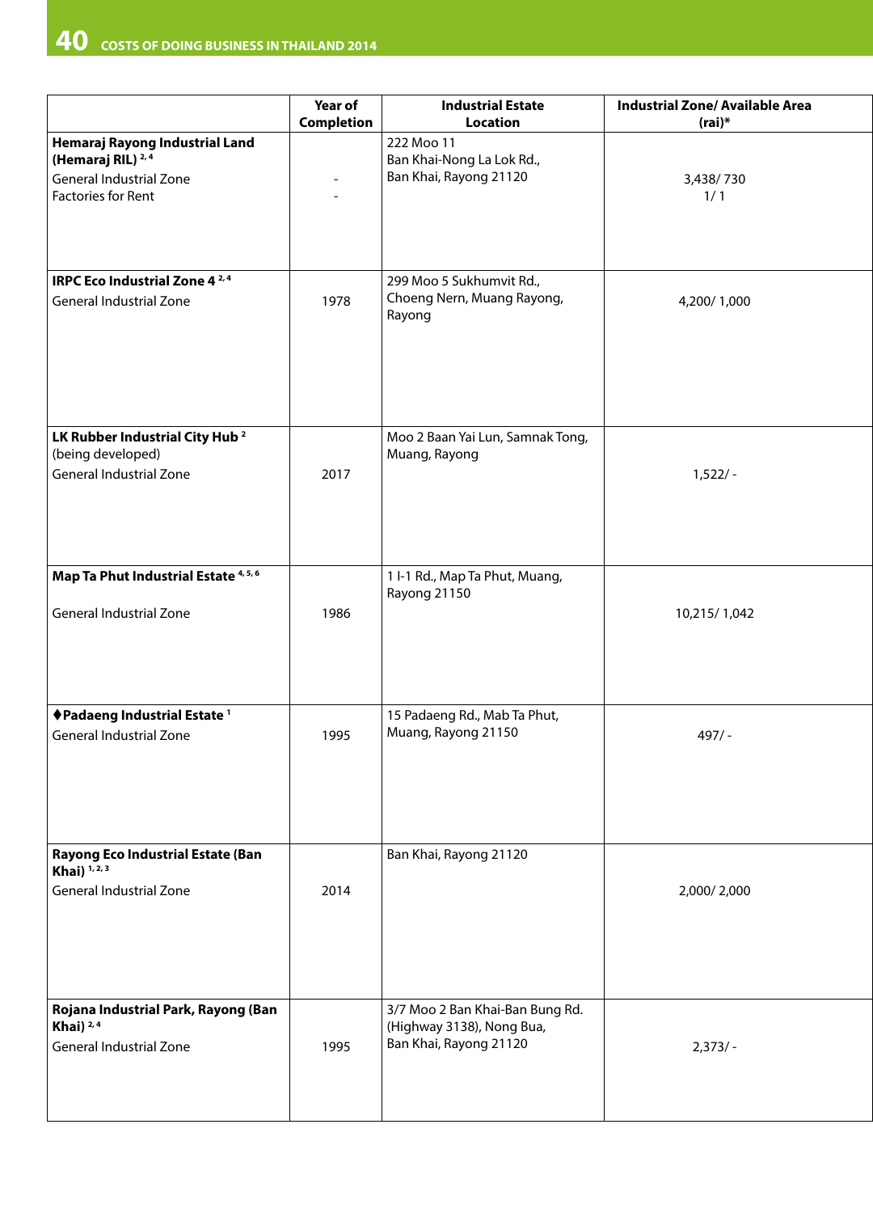| | Year of Completion | Industrial Estate Location | Industrial Zone/ Available Area (rai)* |
|---|---|---|---|
| **Hemaraj Rayong Industrial Land (Hemaraj RIL)** [2,4]<br>General Industrial Zone<br>Factories for Rent | -<br>- | 222 Moo 11<br>Ban Khai-Nong La Lok Rd.,<br>Ban Khai, Rayong 21120 | 3,438/ 730<br>1/ 1 |
| **IRPC Eco Industrial Zone 4** [2,4]<br>General Industrial Zone | 1978 | 299 Moo 5 Sukhumvit Rd.,<br>Choeng Nern, Muang Rayong,<br>Rayong | 4,200/ 1,000 |
| **LK Rubber Industrial City Hub** [2]<br>(being developed)<br>General Industrial Zone | 2017 | Moo 2 Baan Yai Lun, Samnak Tong,<br>Muang, Rayong | 1,522/ - |
| **Map Ta Phut Industrial Estate** [4,5,6]<br>General Industrial Zone | 1986 | 1 I-1 Rd., Map Ta Phut, Muang,<br>Rayong 21150 | 10,215/ 1,042 |
| **♦Padaeng Industrial Estate** [1]<br>General Industrial Zone | 1995 | 15 Padaeng Rd., Mab Ta Phut,<br>Muang, Rayong 21150 | 497/ - |
| **Rayong Eco Industrial Estate (Ban Khai)** [1,2,3]<br>General Industrial Zone | 2014 | Ban Khai, Rayong 21120 | 2,000/ 2,000 |
| **Rojana Industrial Park, Rayong (Ban Khai)** [2,4]<br>General Industrial Zone | 1995 | 3/7 Moo 2 Ban Khai-Ban Bung Rd.<br>(Highway 3138), Nong Bua,<br>Ban Khai, Rayong 21120 | 2,373/ - |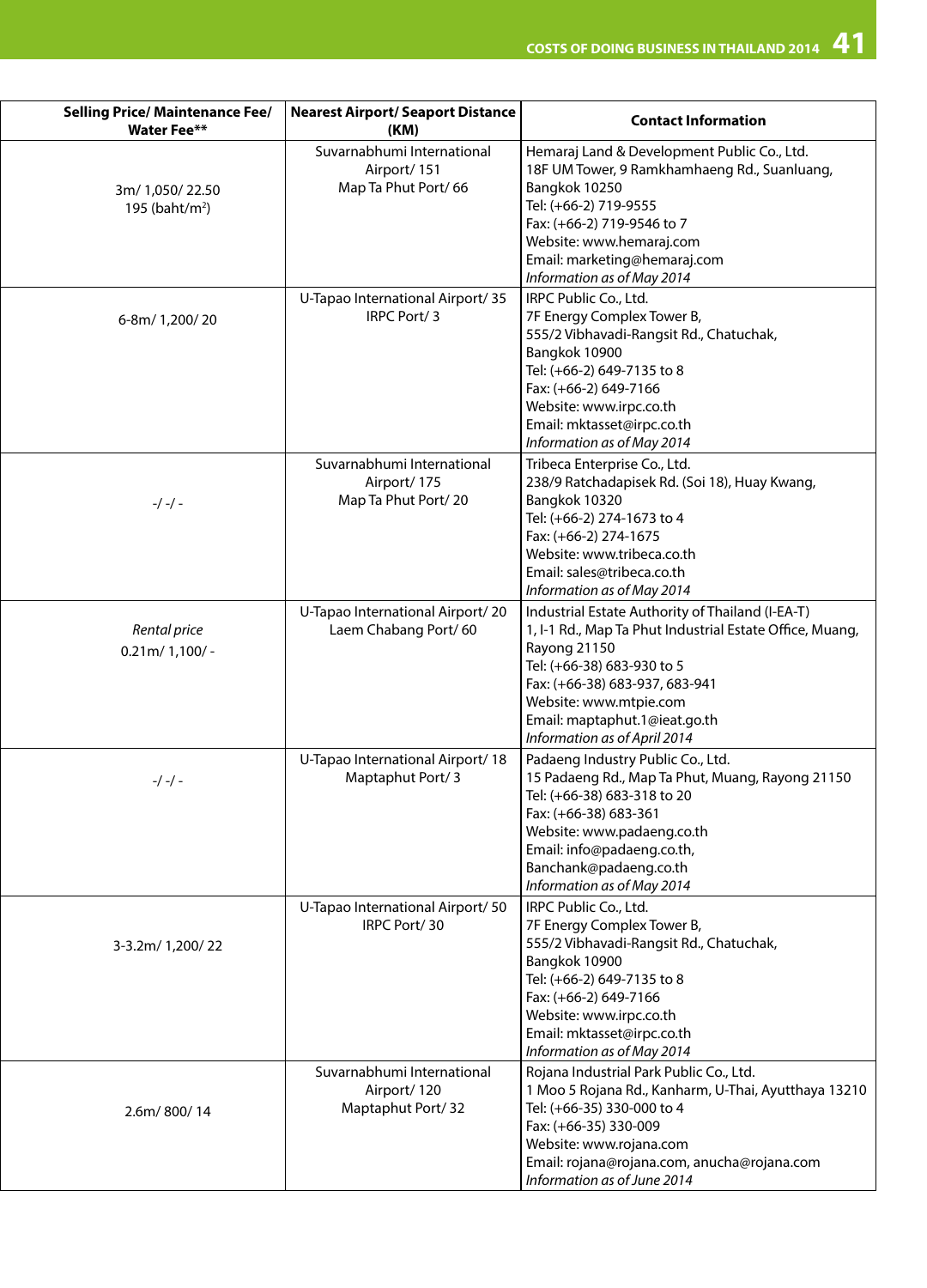| Selling Price/ Maintenance Fee/ Water Fee** | Nearest Airport/ Seaport Distance (KM) | Contact Information |
|---|---|---|
| 3m/ 1,050/ 22.50<br>195 (baht/m$^2$) | Suvarnabhumi International Airport/ 151<br>Map Ta Phut Port/ 66 | Hemaraj Land & Development Public Co., Ltd.<br>18F UM Tower, 9 Ramkhamhaeng Rd., Suanluang, Bangkok 10250<br>Tel: (+66-2) 719-9555<br>Fax: (+66-2) 719-9546 to 7<br>Website: www.hemaraj.com<br>Email: marketing@hemaraj.com<br>*Information as of May 2014* |
| 6-8m/ 1,200/ 20 | U-Tapao International Airport/ 35<br>IRPC Port/ 3 | IRPC Public Co., Ltd.<br>7F Energy Complex Tower B,<br>555/2 Vibhavadi-Rangsit Rd., Chatuchak, Bangkok 10900<br>Tel: (+66-2) 649-7135 to 8<br>Fax: (+66-2) 649-7166<br>Website: www.irpc.co.th<br>Email: mktasset@irpc.co.th<br>*Information as of May 2014* |
| -/ -/ - | Suvarnabhumi International Airport/ 175<br>Map Ta Phut Port/ 20 | Tribeca Enterprise Co., Ltd.<br>238/9 Ratchadapisek Rd. (Soi 18), Huay Kwang, Bangkok 10320<br>Tel: (+66-2) 274-1673 to 4<br>Fax: (+66-2) 274-1675<br>Website: www.tribeca.co.th<br>Email: sales@tribeca.co.th<br>*Information as of May 2014* |
| *Rental price*<br>0.21m/ 1,100/ - | U-Tapao International Airport/ 20<br>Laem Chabang Port/ 60 | Industrial Estate Authority of Thailand (I-EA-T)<br>1, I-1 Rd., Map Ta Phut Industrial Estate Office, Muang, Rayong 21150<br>Tel: (+66-38) 683-930 to 5<br>Fax: (+66-38) 683-937, 683-941<br>Website: www.mtpie.com<br>Email: maptaphut.1@ieat.go.th<br>*Information as of April 2014* |
| -/ -/ - | U-Tapao International Airport/ 18<br>Maptaphut Port/ 3 | Padaeng Industry Public Co., Ltd.<br>15 Padaeng Rd., Map Ta Phut, Muang, Rayong 21150<br>Tel: (+66-38) 683-318 to 20<br>Fax: (+66-38) 683-361<br>Website: www.padaeng.co.th<br>Email: info@padaeng.co.th, Banchank@padaeng.co.th<br>*Information as of May 2014* |
| 3-3.2m/ 1,200/ 22 | U-Tapao International Airport/ 50<br>IRPC Port/ 30 | IRPC Public Co., Ltd.<br>7F Energy Complex Tower B,<br>555/2 Vibhavadi-Rangsit Rd., Chatuchak, Bangkok 10900<br>Tel: (+66-2) 649-7135 to 8<br>Fax: (+66-2) 649-7166<br>Website: www.irpc.co.th<br>Email: mktasset@irpc.co.th<br>*Information as of May 2014* |
| 2.6m/ 800/ 14 | Suvarnabhumi International Airport/ 120<br>Maptaphut Port/ 32 | Rojana Industrial Park Public Co., Ltd.<br>1 Moo 5 Rojana Rd., Kanharm, U-Thai, Ayutthaya 13210<br>Tel: (+66-35) 330-000 to 4<br>Fax: (+66-35) 330-009<br>Website: www.rojana.com<br>Email: rojana@rojana.com, anucha@rojana.com<br>*Information as of June 2014* |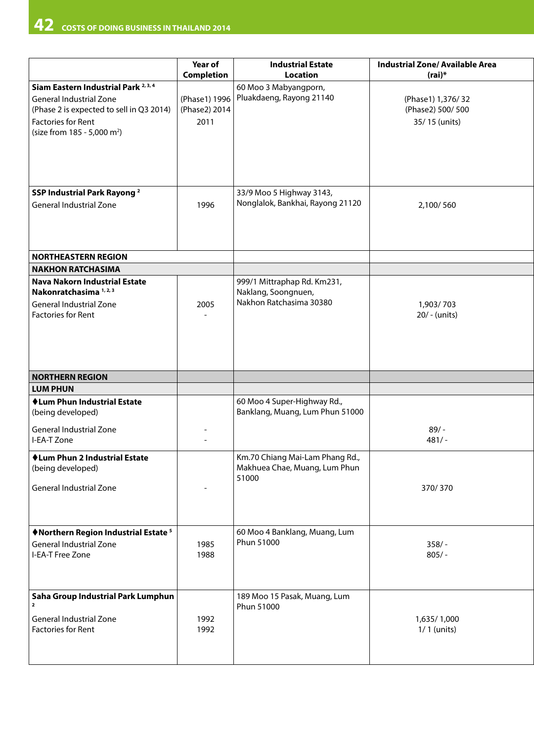| | Year of Completion | Industrial Estate Location | Industrial Zone/ Available Area (rai)* |
|---|---|---|---|
| **Siam Eastern Industrial Park** [2,3,4]<br>General Industrial Zone<br>(Phase 2 is expected to sell in Q3 2014)<br>Factories for Rent<br>(size from 185 - 5,000 m²) | (Phase1) 1996<br>(Phase2) 2014<br>2011 | 60 Moo 3 Mabyangporn, Pluakdaeng, Rayong 21140 | (Phase1) 1,376/ 32<br>(Phase2) 500/ 500<br>35/ 15 (units) |
| **SSP Industrial Park Rayong** [2]<br>General Industrial Zone | 1996 | 33/9 Moo 5 Highway 3143, Nonglalok, Bankhai, Rayong 21120 | 2,100/ 560 |
| **NORTHEASTERN REGION** | | | |
| **NAKHON RATCHASIMA** | | | |
| **Nava Nakorn Industrial Estate Nakonratchasima** [1,2,3]<br>General Industrial Zone<br>Factories for Rent | 2005<br>- | 999/1 Mittraphap Rd. Km231, Naklang, Soongnuen, Nakhon Ratchasima 30380 | 1,903/ 703<br>20/ - (units) |
| **NORTHERN REGION** | | | |
| **LUM PHUN** | | | |
| **♦Lum Phun Industrial Estate**<br>(being developed)<br>General Industrial Zone<br>I-EA-T Zone | -<br>- | 60 Moo 4 Super-Highway Rd., Banklang, Muang, Lum Phun 51000 | 89/ -<br>481/ - |
| **♦Lum Phun 2 Industrial Estate**<br>(being developed)<br>General Industrial Zone | - | Km.70 Chiang Mai-Lam Phang Rd., Makhuea Chae, Muang, Lum Phun 51000 | 370/ 370 |
| **♦Northern Region Industrial Estate** [5]<br>General Industrial Zone<br>I-EA-T Free Zone | 1985<br>1988 | 60 Moo 4 Banklang, Muang, Lum Phun 51000 | 358/ -<br>805/ - |
| **Saha Group Industrial Park Lumphun** [2]<br>General Industrial Zone<br>Factories for Rent | 1992<br>1992 | 189 Moo 15 Pasak, Muang, Lum Phun 51000 | 1,635/ 1,000<br>1/ 1 (units) |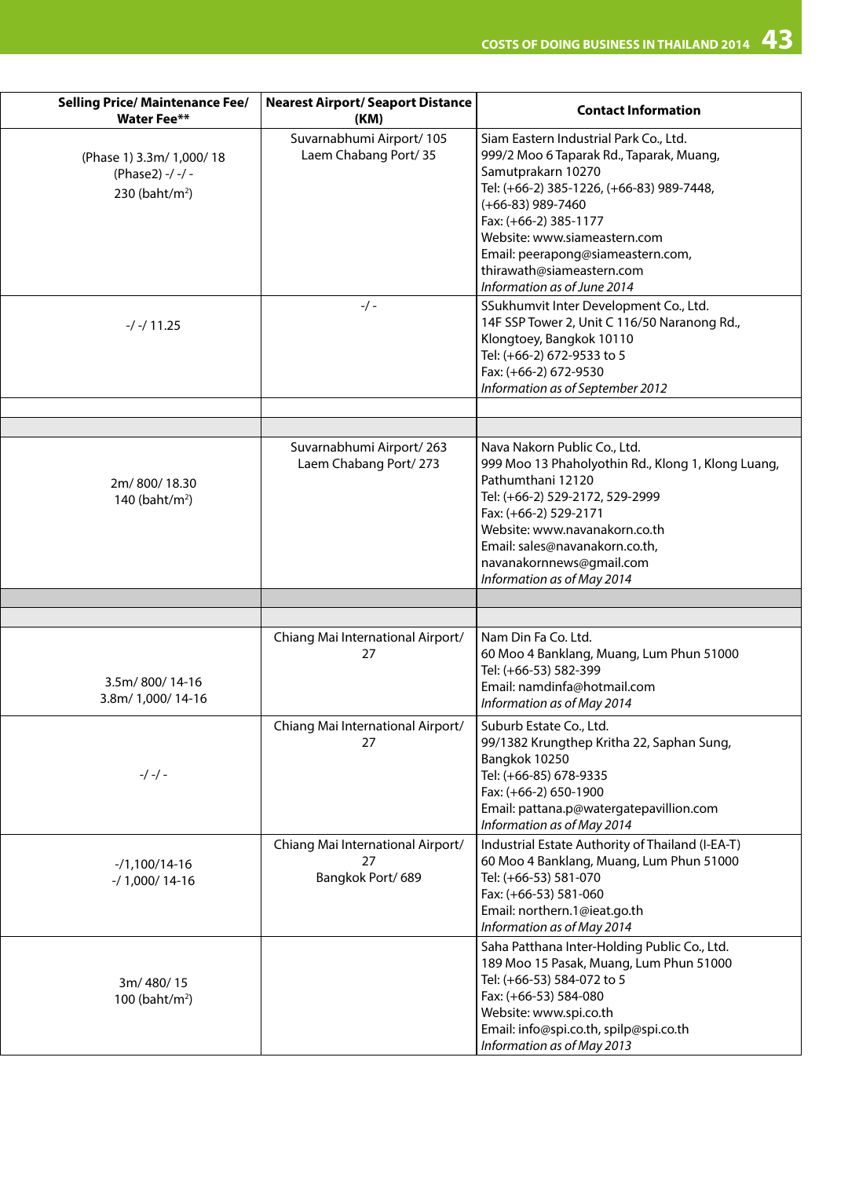| Selling Price/ Maintenance Fee/ Water Fee** | Nearest Airport/ Seaport Distance (KM) | Contact Information |
|---|---|---|
| (Phase 1) 3.3m/ 1,000/ 18<br>(Phase2) -/ -/ -<br>230 (baht/m$^2$) | Suvarnabhumi Airport/ 105<br>Laem Chabang Port/ 35 | Siam Eastern Industrial Park Co., Ltd.<br>999/2 Moo 6 Taparak Rd., Taparak, Muang, Samutprakarn 10270<br>Tel: (+66-2) 385-1226, (+66-83) 989-7448, (+66-83) 989-7460<br>Fax: (+66-2) 385-1177<br>Website: www.siameastern.com<br>Email: peerapong@siameastern.com, thirawath@siameastern.com<br>*Information as of June 2014* |
| -/ -/ 11.25 | -/ - | SSukhumvit Inter Development Co., Ltd.<br>14F SSP Tower 2, Unit C 116/50 Naranong Rd., Klongtoey, Bangkok 10110<br>Tel: (+66-2) 672-9533 to 5<br>Fax: (+66-2) 672-9530<br>*Information as of September 2012* |
| | | |
| | | |
| 2m/ 800/ 18.30<br>140 (baht/m$^2$) | Suvarnabhumi Airport/ 263<br>Laem Chabang Port/ 273 | Nava Nakorn Public Co., Ltd.<br>999 Moo 13 Phaholyothin Rd., Klong 1, Klong Luang, Pathumthani 12120<br>Tel: (+66-2) 529-2172, 529-2999<br>Fax: (+66-2) 529-2171<br>Website: www.navanakorn.co.th<br>Email: sales@navanakorn.co.th, navanakornnews@gmail.com<br>*Information as of May 2014* |
| | | |
| | | |
| 3.5m/ 800/ 14-16<br>3.8m/ 1,000/ 14-16 | Chiang Mai International Airport/ 27 | Nam Din Fa Co. Ltd.<br>60 Moo 4 Banklang, Muang, Lum Phun 51000<br>Tel: (+66-53) 582-399<br>Email: namdinfa@hotmail.com<br>*Information as of May 2014* |
| -/ -/ - | Chiang Mai International Airport/ 27 | Suburb Estate Co., Ltd.<br>99/1382 Krungthep Kritha 22, Saphan Sung, Bangkok 10250<br>Tel: (+66-85) 678-9335<br>Fax: (+66-2) 650-1900<br>Email: pattana.p@watergatepavillion.com<br>*Information as of May 2014* |
| -/1,100/14-16<br>-/ 1,000/ 14-16 | Chiang Mai International Airport/ 27<br>Bangkok Port/ 689 | Industrial Estate Authority of Thailand (I-EA-T)<br>60 Moo 4 Banklang, Muang, Lum Phun 51000<br>Tel: (+66-53) 581-070<br>Fax: (+66-53) 581-060<br>Email: northern.1@ieat.go.th<br>*Information as of May 2014* |
| 3m/ 480/ 15<br>100 (baht/m$^2$) | | Saha Patthana Inter-Holding Public Co., Ltd.<br>189 Moo 15 Pasak, Muang, Lum Phun 51000<br>Tel: (+66-53) 584-072 to 5<br>Fax: (+66-53) 584-080<br>Website: www.spi.co.th<br>Email: info@spi.co.th, spilp@spi.co.th<br>*Information as of May 2013* |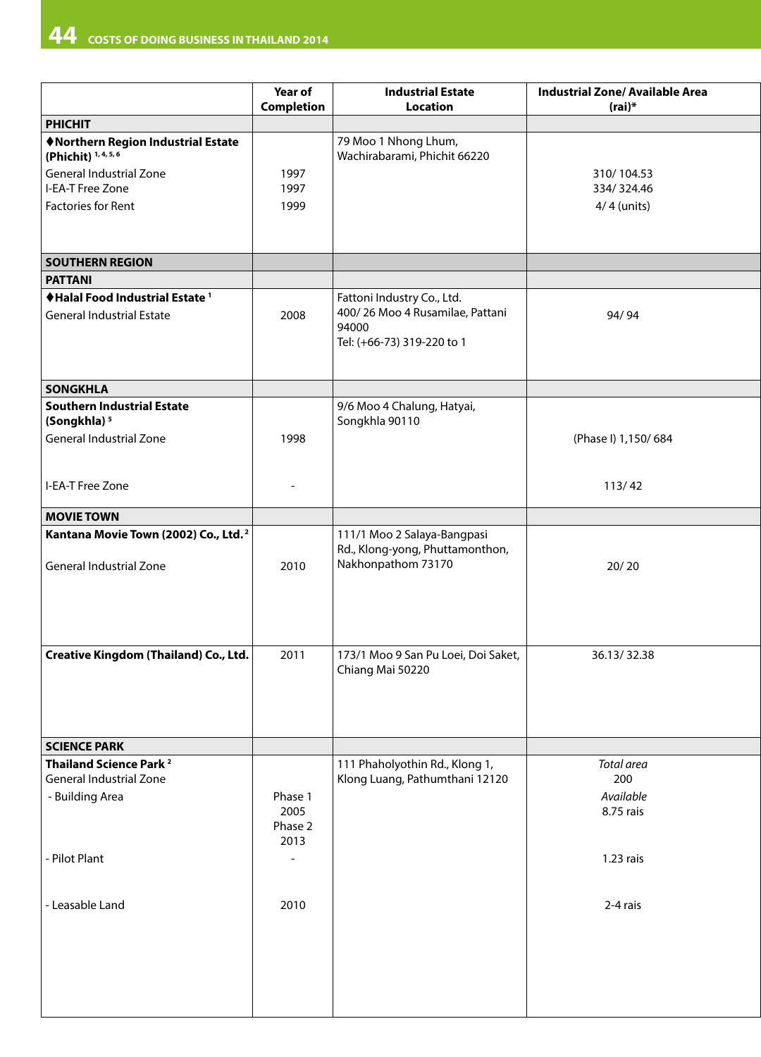| | Year of Completion | Industrial Estate Location | Industrial Zone/ Available Area (rai)* |
|---|---|---|---|
| **PHICHIT** | | | |
| **♦Northern Region Industrial Estate (Phichit)** [1,4,5,6] | | 79 Moo 1 Nhong Lhum, Wachirabarami, Phichit 66220 | |
| General Industrial Zone | 1997 | | 310/ 104.53 |
| I-EA-T Free Zone | 1997 | | 334/ 324.46 |
| Factories for Rent | 1999 | | 4/ 4 (units) |
| **SOUTHERN REGION** | | | |
| **PATTANI** | | | |
| **♦Halal Food Industrial Estate** [1] | | Fattoni Industry Co., Ltd. 400/ 26 Moo 4 Rusamilae, Pattani 94000 Tel: (+66-73) 319-220 to 1 | |
| General Industrial Estate | 2008 | | 94/ 94 |
| **SONGKHLA** | | | |
| **Southern Industrial Estate (Songkhla)** [5] | | 9/6 Moo 4 Chalung, Hatyai, Songkhla 90110 | |
| General Industrial Zone | 1998 | | (Phase I) 1,150/ 684 |
| I-EA-T Free Zone | - | | 113/ 42 |
| **MOVIE TOWN** | | | |
| **Kantana Movie Town (2002) Co., Ltd.** [2] | | 111/1 Moo 2 Salaya-Bangpasi Rd., Klong-yong, Phuttamonthon, Nakhonpathom 73170 | |
| General Industrial Zone | 2010 | | 20/ 20 |
| **Creative Kingdom (Thailand) Co., Ltd.** | 2011 | 173/1 Moo 9 San Pu Loei, Doi Saket, Chiang Mai 50220 | 36.13/ 32.38 |
| **SCIENCE PARK** | | | |
| **Thailand Science Park** [2] | | 111 Phaholyothin Rd., Klong 1, Klong Luang, Pathumthani 12120 | *Total area* |
| General Industrial Zone | | | 200 |
| - Building Area | Phase 1 2005 Phase 2 2013 | | *Available* 8.75 rais |
| - Pilot Plant | - | | 1.23 rais |
| - Leasable Land | 2010 | | 2-4 rais |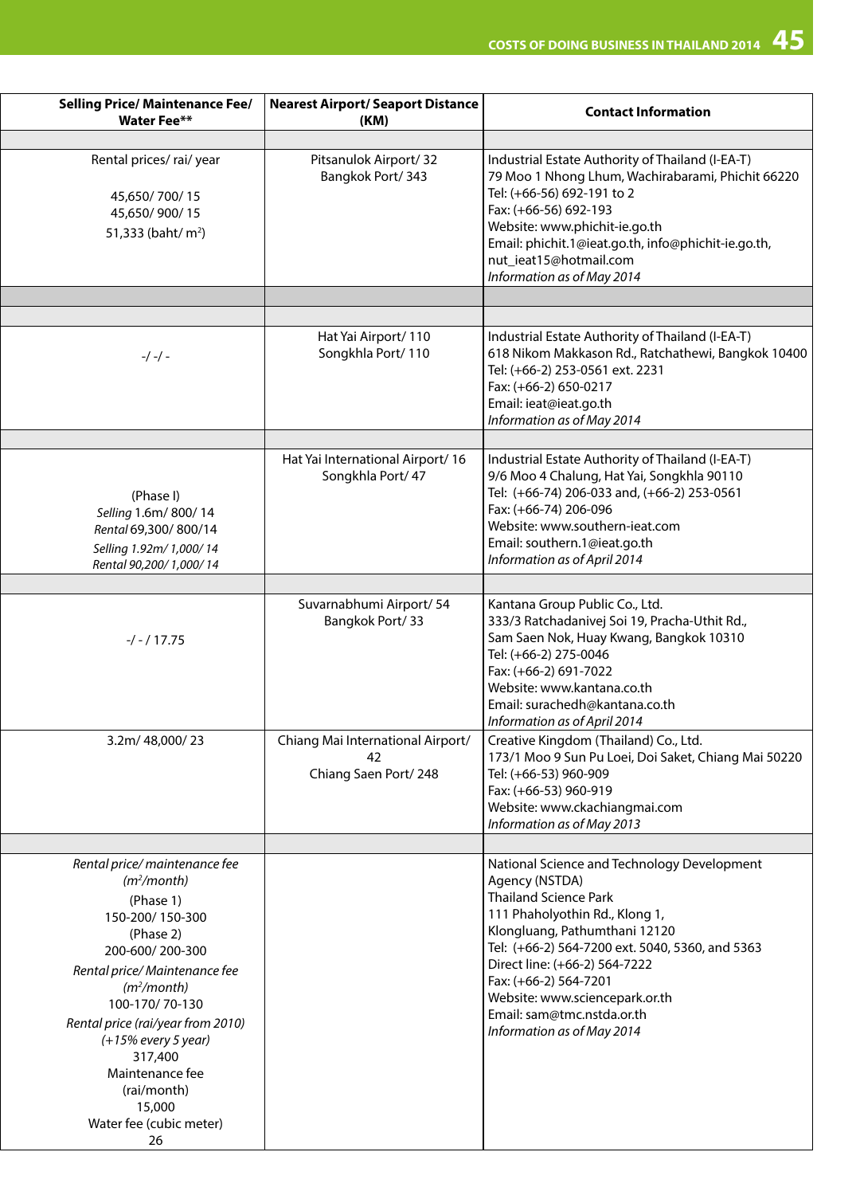| Selling Price/ Maintenance Fee/ Water Fee** | Nearest Airport/ Seaport Distance (KM) | Contact Information |
|---|---|---|
| | | |
| Rental prices/ rai/ year<br><br>45,650/ 700/ 15<br>45,650/ 900/ 15<br>51,333 (baht/ m²) | Pitsanulok Airport/ 32<br>Bangkok Port/ 343 | Industrial Estate Authority of Thailand (I-EA-T)<br>79 Moo 1 Nhong Lhum, Wachirabarami, Phichit 66220<br>Tel: (+66-56) 692-191 to 2<br>Fax: (+66-56) 692-193<br>Website: www.phichit-ie.go.th<br>Email: phichit.1@ieat.go.th, info@phichit-ie.go.th, nut_ieat15@hotmail.com<br>*Information as of May 2014* |
| | | |
| | | |
| -/ -/ - | Hat Yai Airport/ 110<br>Songkhla Port/ 110 | Industrial Estate Authority of Thailand (I-EA-T)<br>618 Nikom Makkason Rd., Ratchathewi, Bangkok 10400<br>Tel: (+66-2) 253-0561 ext. 2231<br>Fax: (+66-2) 650-0217<br>Email: ieat@ieat.go.th<br>*Information as of May 2014* |
| | | |
| (Phase I)<br>*Selling* 1.6m/ 800/ 14<br>*Rental* 69,300/ 800/14<br>*Selling 1.92m/ 1,000/ 14*<br>*Rental 90,200/ 1,000/ 14* | Hat Yai International Airport/ 16<br>Songkhla Port/ 47 | Industrial Estate Authority of Thailand (I-EA-T)<br>9/6 Moo 4 Chalung, Hat Yai, Songkhla 90110<br>Tel: (+66-74) 206-033 and, (+66-2) 253-0561<br>Fax: (+66-74) 206-096<br>Website: www.southern-ieat.com<br>Email: southern.1@ieat.go.th<br>*Information as of April 2014* |
| | | |
| -/ - / 17.75 | Suvarnabhumi Airport/ 54<br>Bangkok Port/ 33 | Kantana Group Public Co., Ltd.<br>333/3 Ratchadanivej Soi 19, Pracha-Uthit Rd., Sam Saen Nok, Huay Kwang, Bangkok 10310<br>Tel: (+66-2) 275-0046<br>Fax: (+66-2) 691-7022<br>Website: www.kantana.co.th<br>Email: surachedh@kantana.co.th<br>*Information as of April 2014* |
| 3.2m/ 48,000/ 23 | Chiang Mai International Airport/ 42<br>Chiang Saen Port/ 248 | Creative Kingdom (Thailand) Co., Ltd.<br>173/1 Moo 9 Sun Pu Loei, Doi Saket, Chiang Mai 50220<br>Tel: (+66-53) 960-909<br>Fax: (+66-53) 960-919<br>Website: www.ckachiangmai.com<br>*Information as of May 2013* |
| | | |
| *Rental price/ maintenance fee (m²/month)*<br>(Phase 1)<br>150-200/ 150-300<br>(Phase 2)<br>200-600/ 200-300<br>*Rental price/ Maintenance fee (m²/month)*<br>100-170/ 70-130<br>*Rental price (rai/year from 2010) (+15% every 5 year)*<br>317,400<br>Maintenance fee (rai/month)<br>15,000<br>Water fee (cubic meter)<br>26 | | National Science and Technology Development Agency (NSTDA)<br>Thailand Science Park<br>111 Phaholyothin Rd., Klong 1, Klongluang, Pathumthani 12120<br>Tel: (+66-2) 564-7200 ext. 5040, 5360, and 5363<br>Direct line: (+66-2) 564-7222<br>Fax: (+66-2) 564-7201<br>Website: www.sciencepark.or.th<br>Email: sam@tmc.nstda.or.th<br>*Information as of May 2014* |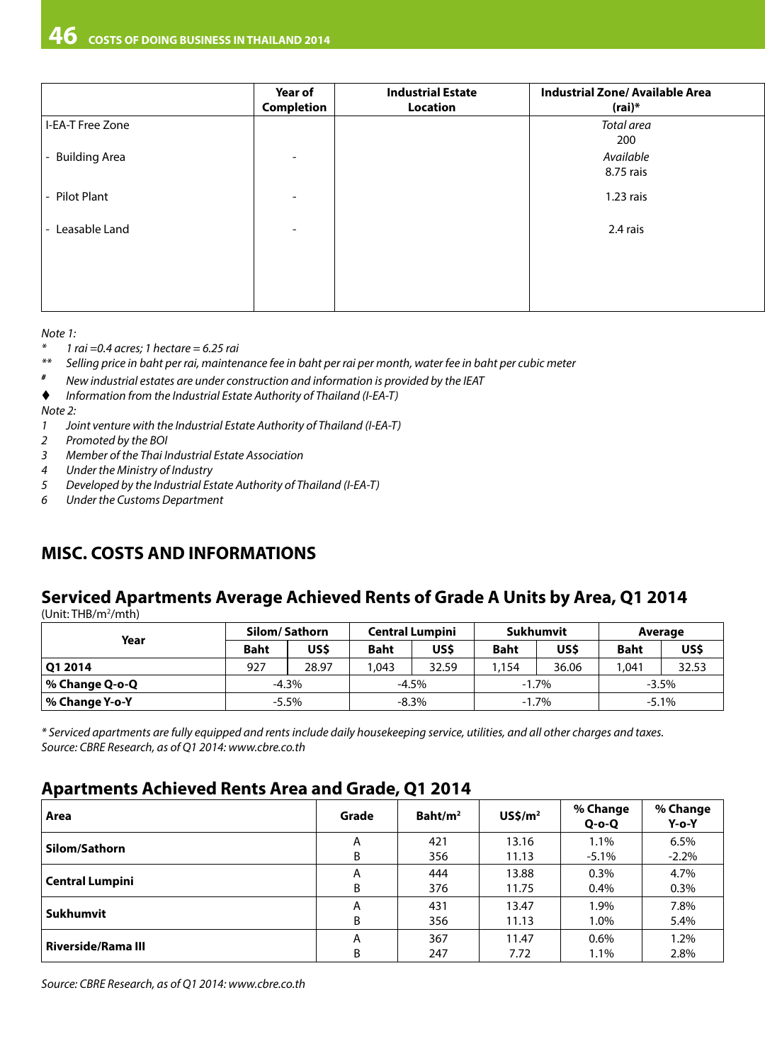| | Year of Completion | Industrial Estate Location | Industrial Zone/ Available Area (rai)* |
|---|---|---|---|
| I-EA-T Free Zone | | | *Total area* 200 |
| - Building Area | - | | *Available* 8.75 rais |
| - Pilot Plant | - | | 1.23 rais |
| - Leasable Land | - | | 2.4 rais |

*Note 1:*

- \* *1 rai =0.4 acres; 1 hectare = 6.25 rai*
- \*\* *Selling price in baht per rai, maintenance fee in baht per rai per month, water fee in baht per cubic meter*
- \# *New industrial estates are under construction and information is provided by the IEAT*
- ♦ *Information from the Industrial Estate Authority of Thailand (I-EA-T)*

*Note 2:*

1. *Joint venture with the Industrial Estate Authority of Thailand (I-EA-T)*
2. *Promoted by the BOI*
3. *Member of the Thai Industrial Estate Association*
4. *Under the Ministry of Industry*
5. *Developed by the Industrial Estate Authority of Thailand (I-EA-T)*
6. *Under the Customs Department*

## MISC. COSTS AND INFORMATIONS

### Serviced Apartments Average Achieved Rents of Grade A Units by Area, Q1 2014

(Unit: THB/m²/mth)

| Year | Silom/ Sathorn | | Central Lumpini | | Sukhumvit | | Average | |
|---|---|---|---|---|---|---|---|---|
| | Baht | US$ | Baht | US$ | Baht | US$ | Baht | US$ |
| **Q1 2014** | 927 | 28.97 | 1,043 | 32.59 | 1,154 | 36.06 | 1,041 | 32.53 |
| **% Change Q-o-Q** | -4.3% | | -4.5% | | -1.7% | | -3.5% | |
| **% Change Y-o-Y** | -5.5% | | -8.3% | | -1.7% | | -5.1% | |

*\* Serviced apartments are fully equipped and rents include daily housekeeping service, utilities, and all other charges and taxes.*
*Source: CBRE Research, as of Q1 2014: www.cbre.co.th*

### Apartments Achieved Rents Area and Grade, Q1 2014

| Area | Grade | Baht/m² | US$/m² | % Change Q-o-Q | % Change Y-o-Y |
|---|---|---|---|---|---|
| **Silom/Sathorn** | A | 421 | 13.16 | 1.1% | 6.5% |
| | B | 356 | 11.13 | -5.1% | -2.2% |
| **Central Lumpini** | A | 444 | 13.88 | 0.3% | 4.7% |
| | B | 376 | 11.75 | 0.4% | 0.3% |
| **Sukhumvit** | A | 431 | 13.47 | 1.9% | 7.8% |
| | B | 356 | 11.13 | 1.0% | 5.4% |
| **Riverside/Rama III** | A | 367 | 11.47 | 0.6% | 1.2% |
| | B | 247 | 7.72 | 1.1% | 2.8% |

*Source: CBRE Research, as of Q1 2014: www.cbre.co.th*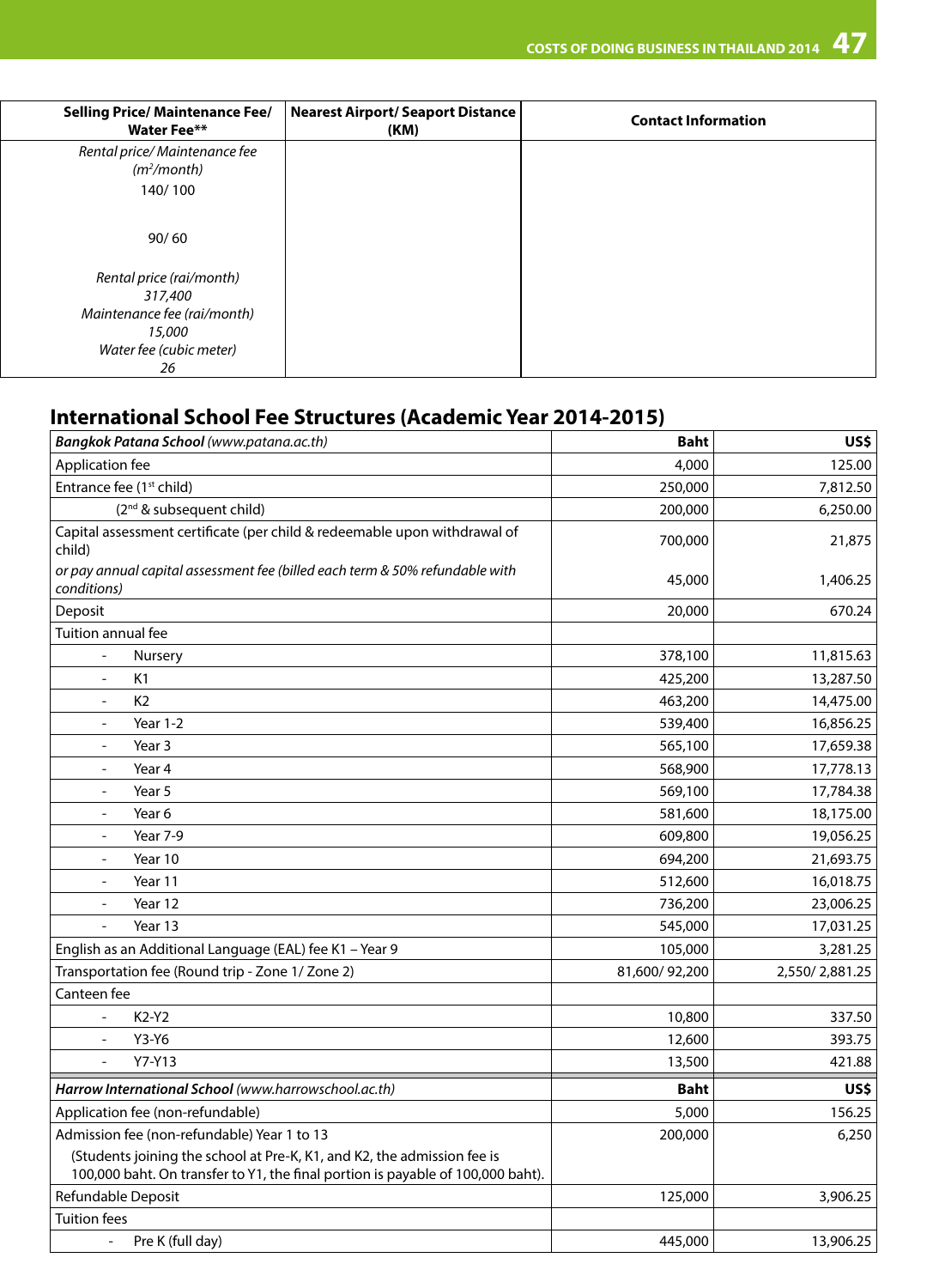| Selling Price/ Maintenance Fee/ Water Fee** | Nearest Airport/ Seaport Distance (KM) | Contact Information |
|---|---|---|
| *Rental price/ Maintenance fee (m²/month)*<br>140/ 100<br><br>90/ 60<br><br>*Rental price (rai/month)*<br>*317,400*<br>*Maintenance fee (rai/month)*<br>*15,000*<br>*Water fee (cubic meter)*<br>*26* | | |

## International School Fee Structures (Academic Year 2014-2015)

| ***Bangkok Patana School*** *(www.patana.ac.th)* | **Baht** | **US$** |
|---|---|---|
| Application fee | 4,000 | 125.00 |
| Entrance fee (1st child) | 250,000 | 7,812.50 |
| (2nd & subsequent child) | 200,000 | 6,250.00 |
| Capital assessment certificate (per child & redeemable upon withdrawal of child) | 700,000 | 21,875 |
| *or pay annual capital assessment fee (billed each term & 50% refundable with conditions)* | 45,000 | 1,406.25 |
| Deposit | 20,000 | 670.24 |
| Tuition annual fee | | |
| - Nursery | 378,100 | 11,815.63 |
| - K1 | 425,200 | 13,287.50 |
| - K2 | 463,200 | 14,475.00 |
| - Year 1-2 | 539,400 | 16,856.25 |
| - Year 3 | 565,100 | 17,659.38 |
| - Year 4 | 568,900 | 17,778.13 |
| - Year 5 | 569,100 | 17,784.38 |
| - Year 6 | 581,600 | 18,175.00 |
| - Year 7-9 | 609,800 | 19,056.25 |
| - Year 10 | 694,200 | 21,693.75 |
| - Year 11 | 512,600 | 16,018.75 |
| - Year 12 | 736,200 | 23,006.25 |
| - Year 13 | 545,000 | 17,031.25 |
| English as an Additional Language (EAL) fee K1 – Year 9 | 105,000 | 3,281.25 |
| Transportation fee (Round trip - Zone 1/ Zone 2) | 81,600/ 92,200 | 2,550/ 2,881.25 |
| Canteen fee | | |
| - K2-Y2 | 10,800 | 337.50 |
| - Y3-Y6 | 12,600 | 393.75 |
| - Y7-Y13 | 13,500 | 421.88 |

| ***Harrow International School*** *(www.harrowschool.ac.th)* | **Baht** | **US$** |
|---|---|---|
| Application fee (non-refundable) | 5,000 | 156.25 |
| Admission fee (non-refundable) Year 1 to 13<br>(Students joining the school at Pre-K, K1, and K2, the admission fee is 100,000 baht. On transfer to Y1, the final portion is payable of 100,000 baht). | 200,000 | 6,250 |
| Refundable Deposit | 125,000 | 3,906.25 |
| Tuition fees | | |
| - Pre K (full day) | 445,000 | 13,906.25 |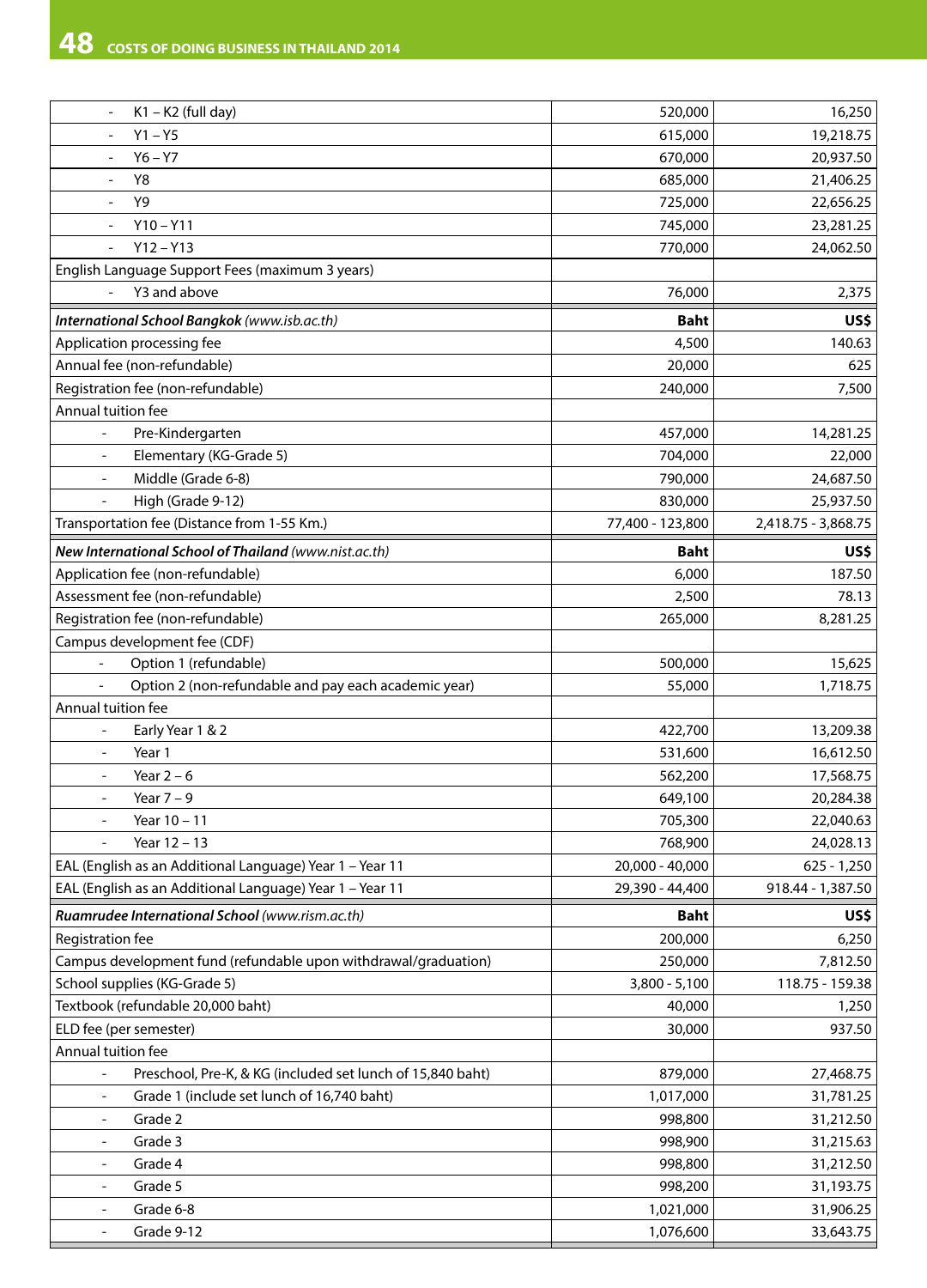| | | |
|---|---|---|
| - K1 – K2 (full day) | 520,000 | 16,250 |
| - Y1 – Y5 | 615,000 | 19,218.75 |
| - Y6 – Y7 | 670,000 | 20,937.50 |
| - Y8 | 685,000 | 21,406.25 |
| - Y9 | 725,000 | 22,656.25 |
| - Y10 – Y11 | 745,000 | 23,281.25 |
| - Y12 – Y13 | 770,000 | 24,062.50 |
| English Language Support Fees (maximum 3 years) | | |
| - Y3 and above | 76,000 | 2,375 |
| ***International School Bangkok*** *(www.isb.ac.th)* | **Baht** | **US$** |
| Application processing fee | 4,500 | 140.63 |
| Annual fee (non-refundable) | 20,000 | 625 |
| Registration fee (non-refundable) | 240,000 | 7,500 |
| Annual tuition fee | | |
| - Pre-Kindergarten | 457,000 | 14,281.25 |
| - Elementary (KG-Grade 5) | 704,000 | 22,000 |
| - Middle (Grade 6-8) | 790,000 | 24,687.50 |
| - High (Grade 9-12) | 830,000 | 25,937.50 |
| Transportation fee (Distance from 1-55 Km.) | 77,400 - 123,800 | 2,418.75 - 3,868.75 |
| ***New International School of Thailand*** *(www.nist.ac.th)* | **Baht** | **US$** |
| Application fee (non-refundable) | 6,000 | 187.50 |
| Assessment fee (non-refundable) | 2,500 | 78.13 |
| Registration fee (non-refundable) | 265,000 | 8,281.25 |
| Campus development fee (CDF) | | |
| - Option 1 (refundable) | 500,000 | 15,625 |
| - Option 2 (non-refundable and pay each academic year) | 55,000 | 1,718.75 |
| Annual tuition fee | | |
| - Early Year 1 & 2 | 422,700 | 13,209.38 |
| - Year 1 | 531,600 | 16,612.50 |
| - Year 2 – 6 | 562,200 | 17,568.75 |
| - Year 7 – 9 | 649,100 | 20,284.38 |
| - Year 10 – 11 | 705,300 | 22,040.63 |
| - Year 12 – 13 | 768,900 | 24,028.13 |
| EAL (English as an Additional Language) Year 1 – Year 11 | 20,000 - 40,000 | 625 - 1,250 |
| EAL (English as an Additional Language) Year 1 – Year 11 | 29,390 - 44,400 | 918.44 - 1,387.50 |
| ***Ruamrudee International School*** *(www.rism.ac.th)* | **Baht** | **US$** |
| Registration fee | 200,000 | 6,250 |
| Campus development fund (refundable upon withdrawal/graduation) | 250,000 | 7,812.50 |
| School supplies (KG-Grade 5) | 3,800 - 5,100 | 118.75 - 159.38 |
| Textbook (refundable 20,000 baht) | 40,000 | 1,250 |
| ELD fee (per semester) | 30,000 | 937.50 |
| Annual tuition fee | | |
| - Preschool, Pre-K, & KG (included set lunch of 15,840 baht) | 879,000 | 27,468.75 |
| - Grade 1 (include set lunch of 16,740 baht) | 1,017,000 | 31,781.25 |
| - Grade 2 | 998,800 | 31,212.50 |
| - Grade 3 | 998,900 | 31,215.63 |
| - Grade 4 | 998,800 | 31,212.50 |
| - Grade 5 | 998,200 | 31,193.75 |
| - Grade 6-8 | 1,021,000 | 31,906.25 |
| - Grade 9-12 | 1,076,600 | 33,643.75 |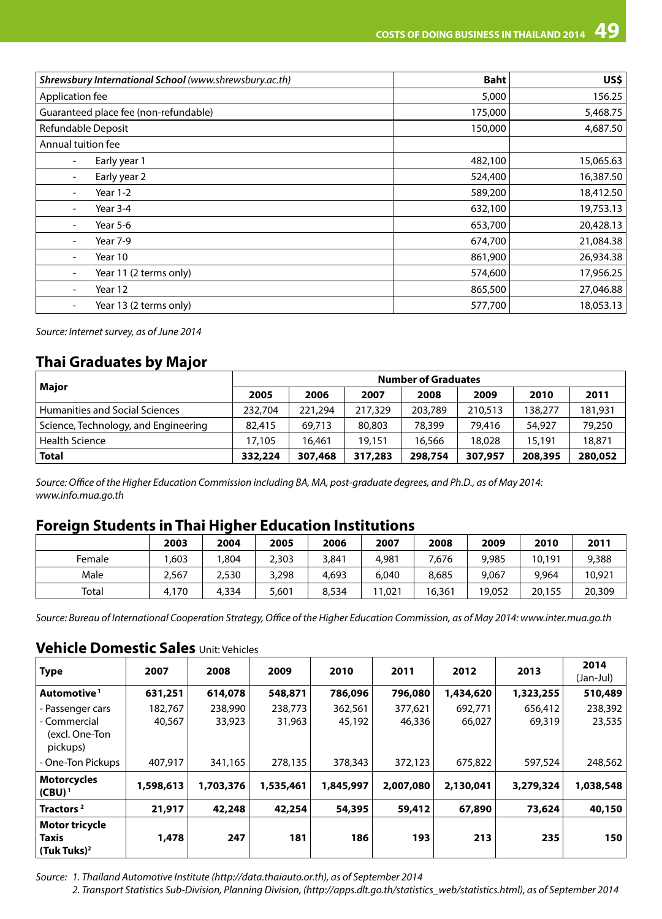| ***Shrewsbury International School*** *(www.shrewsbury.ac.th)* | **Baht** | **US$** |
|---|---|---|
| Application fee | 5,000 | 156.25 |
| Guaranteed place fee (non-refundable) | 175,000 | 5,468.75 |
| Refundable Deposit | 150,000 | 4,687.50 |
| Annual tuition fee | | |
| - Early year 1 | 482,100 | 15,065.63 |
| - Early year 2 | 524,400 | 16,387.50 |
| - Year 1-2 | 589,200 | 18,412.50 |
| - Year 3-4 | 632,100 | 19,753.13 |
| - Year 5-6 | 653,700 | 20,428.13 |
| - Year 7-9 | 674,700 | 21,084.38 |
| - Year 10 | 861,900 | 26,934.38 |
| - Year 11 (2 terms only) | 574,600 | 17,956.25 |
| - Year 12 | 865,500 | 27,046.88 |
| - Year 13 (2 terms only) | 577,700 | 18,053.13 |

*Source: Internet survey, as of June 2014*

## Thai Graduates by Major

| **Major** | **Number of Graduates** | | | | | | |
|---|---|---|---|---|---|---|---|
| | **2005** | **2006** | **2007** | **2008** | **2009** | **2010** | **2011** |
| Humanities and Social Sciences | 232,704 | 221,294 | 217,329 | 203,789 | 210,513 | 138,277 | 181,931 |
| Science, Technology, and Engineering | 82,415 | 69,713 | 80,803 | 78,399 | 79,416 | 54,927 | 79,250 |
| Health Science | 17,105 | 16,461 | 19,151 | 16,566 | 18,028 | 15,191 | 18,871 |
| **Total** | **332,224** | **307,468** | **317,283** | **298,754** | **307,957** | **208,395** | **280,052** |

*Source: Office of the Higher Education Commission including BA, MA, post-graduate degrees, and Ph.D., as of May 2014: www.info.mua.go.th*

## Foreign Students in Thai Higher Education Institutions

| | **2003** | **2004** | **2005** | **2006** | **2007** | **2008** | **2009** | **2010** | **2011** |
|---|---|---|---|---|---|---|---|---|---|
| Female | 1,603 | 1,804 | 2,303 | 3,841 | 4,981 | 7,676 | 9,985 | 10,191 | 9,388 |
| Male | 2,567 | 2,530 | 3,298 | 4,693 | 6,040 | 8,685 | 9,067 | 9,964 | 10,921 |
| Total | 4,170 | 4,334 | 5,601 | 8,534 | 11,021 | 16,361 | 19,052 | 20,155 | 20,309 |

*Source: Bureau of International Cooperation Strategy, Office of the Higher Education Commission, as of May 2014: www.inter.mua.go.th*

## Vehicle Domestic Sales Unit: Vehicles

| **Type** | **2007** | **2008** | **2009** | **2010** | **2011** | **2012** | **2013** | **2014** (Jan-Jul) |
|---|---|---|---|---|---|---|---|---|
| **Automotive** [1] | **631,251** | **614,078** | **548,871** | **786,096** | **796,080** | **1,434,620** | **1,323,255** | **510,489** |
| - Passenger cars | 182,767 | 238,990 | 238,773 | 362,561 | 377,621 | 692,771 | 656,412 | 238,392 |
| - Commercial (excl. One-Ton pickups) | 40,567 | 33,923 | 31,963 | 45,192 | 46,336 | 66,027 | 69,319 | 23,535 |
| - One-Ton Pickups | 407,917 | 341,165 | 278,135 | 378,343 | 372,123 | 675,822 | 597,524 | 248,562 |
| **Motorcycles (CBU)** [1] | **1,598,613** | **1,703,376** | **1,535,461** | **1,845,997** | **2,007,080** | **2,130,041** | **3,279,324** | **1,038,548** |
| **Tractors** [2] | **21,917** | **42,248** | **42,254** | **54,395** | **59,412** | **67,890** | **73,624** | **40,150** |
| **Motor tricycle Taxis (Tuk Tuks)** [2] | **1,478** | **247** | **181** | **186** | **193** | **213** | **235** | **150** |

*Source: 1. Thailand Automotive Institute (http://data.thaiauto.or.th), as of September 2014*
*2. Transport Statistics Sub-Division, Planning Division, (http://apps.dlt.go.th/statistics_web/statistics.html), as of September 2014*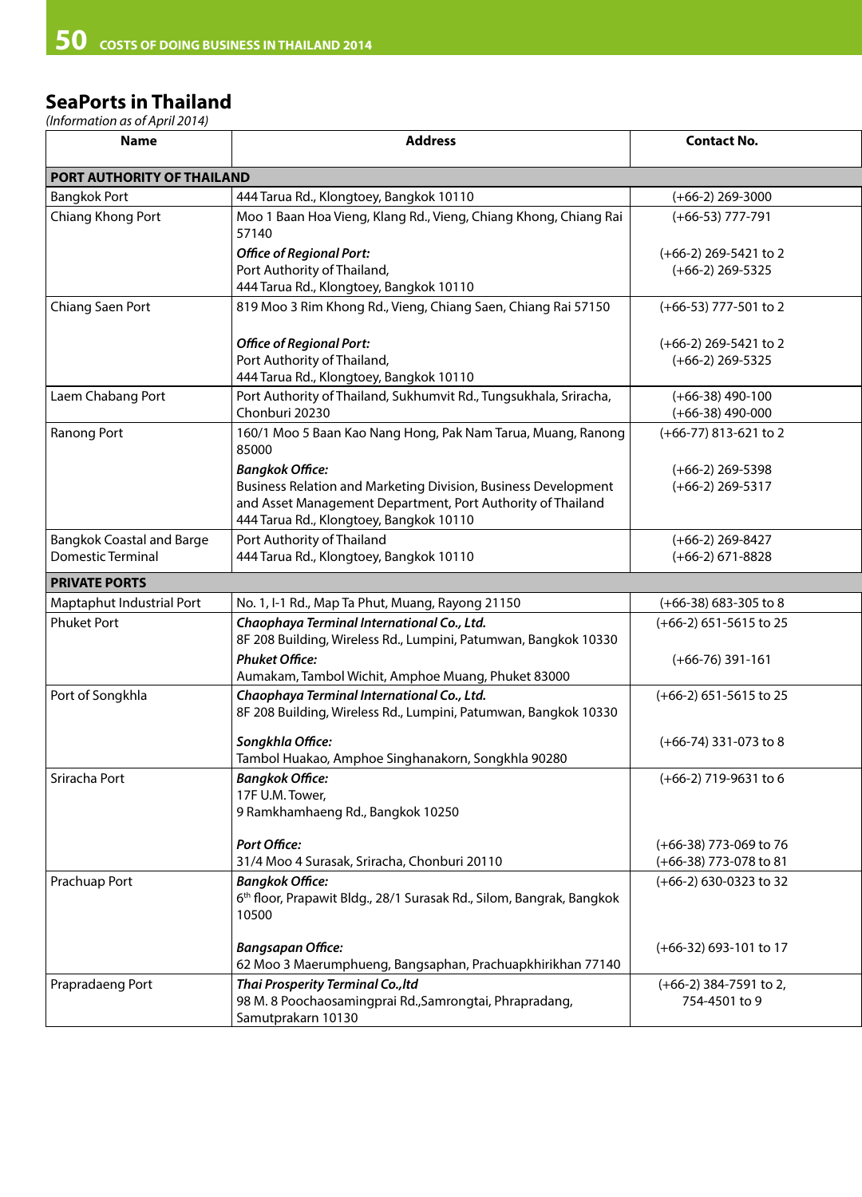## SeaPorts in Thailand

*(Information as of April 2014)*

| Name | Address | Contact No. |
|---|---|---|
| **PORT AUTHORITY OF THAILAND** | | |
| Bangkok Port | 444 Tarua Rd., Klongtoey, Bangkok 10110 | (+66-2) 269-3000 |
| Chiang Khong Port | Moo 1 Baan Hoa Vieng, Klang Rd., Vieng, Chiang Khong, Chiang Rai 57140<br>***Office of Regional Port:***<br>Port Authority of Thailand,<br>444 Tarua Rd., Klongtoey, Bangkok 10110 | (+66-53) 777-791<br>(+66-2) 269-5421 to 2<br>(+66-2) 269-5325 |
| Chiang Saen Port | 819 Moo 3 Rim Khong Rd., Vieng, Chiang Saen, Chiang Rai 57150<br>***Office of Regional Port:***<br>Port Authority of Thailand,<br>444 Tarua Rd., Klongtoey, Bangkok 10110 | (+66-53) 777-501 to 2<br>(+66-2) 269-5421 to 2<br>(+66-2) 269-5325 |
| Laem Chabang Port | Port Authority of Thailand, Sukhumvit Rd., Tungsukhala, Sriracha, Chonburi 20230 | (+66-38) 490-100<br>(+66-38) 490-000 |
| Ranong Port | 160/1 Moo 5 Baan Kao Nang Hong, Pak Nam Tarua, Muang, Ranong 85000<br>***Bangkok Office:***<br>Business Relation and Marketing Division, Business Development and Asset Management Department, Port Authority of Thailand<br>444 Tarua Rd., Klongtoey, Bangkok 10110 | (+66-77) 813-621 to 2<br>(+66-2) 269-5398<br>(+66-2) 269-5317 |
| Bangkok Coastal and Barge Domestic Terminal | Port Authority of Thailand<br>444 Tarua Rd., Klongtoey, Bangkok 10110 | (+66-2) 269-8427<br>(+66-2) 671-8828 |
| **PRIVATE PORTS** | | |
| Maptaphut Industrial Port | No. 1, I-1 Rd., Map Ta Phut, Muang, Rayong 21150 | (+66-38) 683-305 to 8 |
| Phuket Port | ***Chaophaya Terminal International Co., Ltd.***<br>8F 208 Building, Wireless Rd., Lumpini, Patumwan, Bangkok 10330<br>***Phuket Office:***<br>Aumakam, Tambol Wichit, Amphoe Muang, Phuket 83000 | (+66-2) 651-5615 to 25<br>(+66-76) 391-161 |
| Port of Songkhla | ***Chaophaya Terminal International Co., Ltd.***<br>8F 208 Building, Wireless Rd., Lumpini, Patumwan, Bangkok 10330<br>***Songkhla Office:***<br>Tambol Huakao, Amphoe Singhanakorn, Songkhla 90280 | (+66-2) 651-5615 to 25<br>(+66-74) 331-073 to 8 |
| Sriracha Port | ***Bangkok Office:***<br>17F U.M. Tower,<br>9 Ramkhamhaeng Rd., Bangkok 10250<br>***Port Office:***<br>31/4 Moo 4 Surasak, Sriracha, Chonburi 20110 | (+66-2) 719-9631 to 6<br>(+66-38) 773-069 to 76<br>(+66-38) 773-078 to 81 |
| Prachuap Port | ***Bangkok Office:***<br>6th floor, Prapawit Bldg., 28/1 Surasak Rd., Silom, Bangrak, Bangkok 10500<br>***Bangsapan Office:***<br>62 Moo 3 Maerumphueng, Bangsaphan, Prachuapkhirikhan 77140 | (+66-2) 630-0323 to 32<br>(+66-32) 693-101 to 17 |
| Prapradaeng Port | ***Thai Prosperity Terminal Co.,ltd***<br>98 M. 8 Poochaosamingprai Rd.,Samrongtai, Phrapradang, Samutprakarn 10130 | (+66-2) 384-7591 to 2,<br>754-4501 to 9 |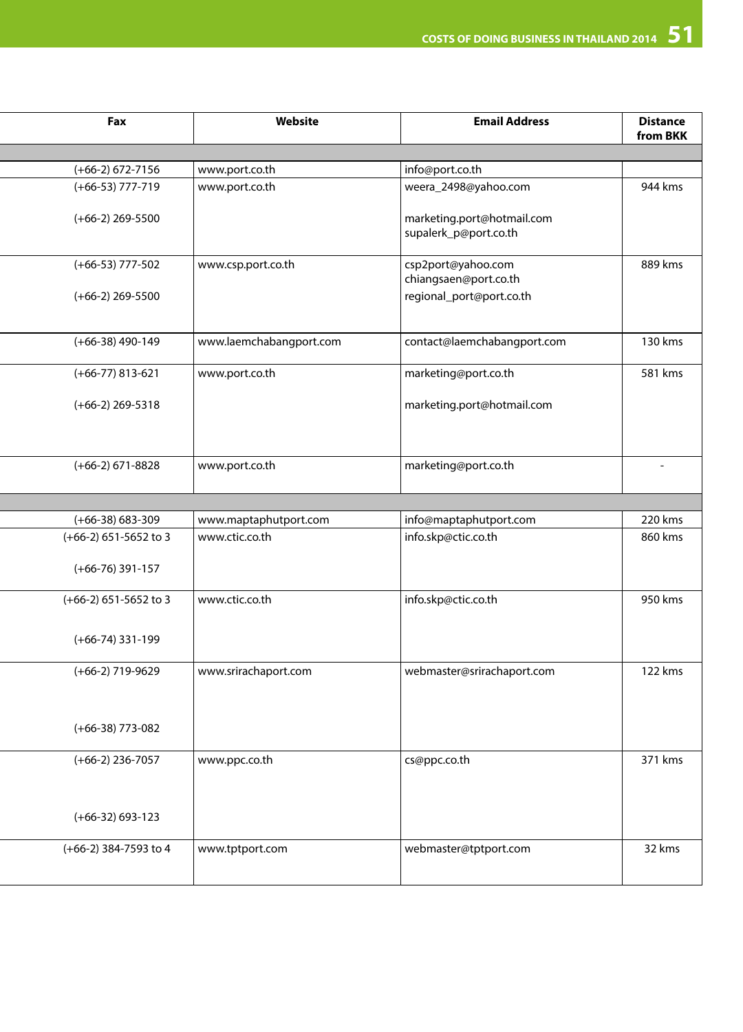| Fax | Website | Email Address | Distance from BKK |
|---|---|---|---|
| | | | |
| (+66-2) 672-7156 | www.port.co.th | info@port.co.th | |
| (+66-53) 777-719<br><br>(+66-2) 269-5500 | www.port.co.th | weera_2498@yahoo.com<br><br>marketing.port@hotmail.com<br>supalerk_p@port.co.th | 944 kms |
| (+66-53) 777-502<br><br>(+66-2) 269-5500 | www.csp.port.co.th | csp2port@yahoo.com<br>chiangsaen@port.co.th<br>regional_port@port.co.th | 889 kms |
| (+66-38) 490-149 | www.laemchabangport.com | contact@laemchabangport.com | 130 kms |
| (+66-77) 813-621<br><br>(+66-2) 269-5318 | www.port.co.th | marketing@port.co.th<br><br>marketing.port@hotmail.com | 581 kms |
| (+66-2) 671-8828 | www.port.co.th | marketing@port.co.th | - |
| | | | |
| (+66-38) 683-309 | www.maptaphutport.com | info@maptaphutport.com | 220 kms |
| (+66-2) 651-5652 to 3<br><br>(+66-76) 391-157 | www.ctic.co.th | info.skp@ctic.co.th | 860 kms |
| (+66-2) 651-5652 to 3<br><br>(+66-74) 331-199 | www.ctic.co.th | info.skp@ctic.co.th | 950 kms |
| (+66-2) 719-9629<br><br>(+66-38) 773-082 | www.srirachaport.com | webmaster@srirachaport.com | 122 kms |
| (+66-2) 236-7057<br><br>(+66-32) 693-123 | www.ppc.co.th | cs@ppc.co.th | 371 kms |
| (+66-2) 384-7593 to 4 | www.tptport.com | webmaster@tptport.com | 32 kms |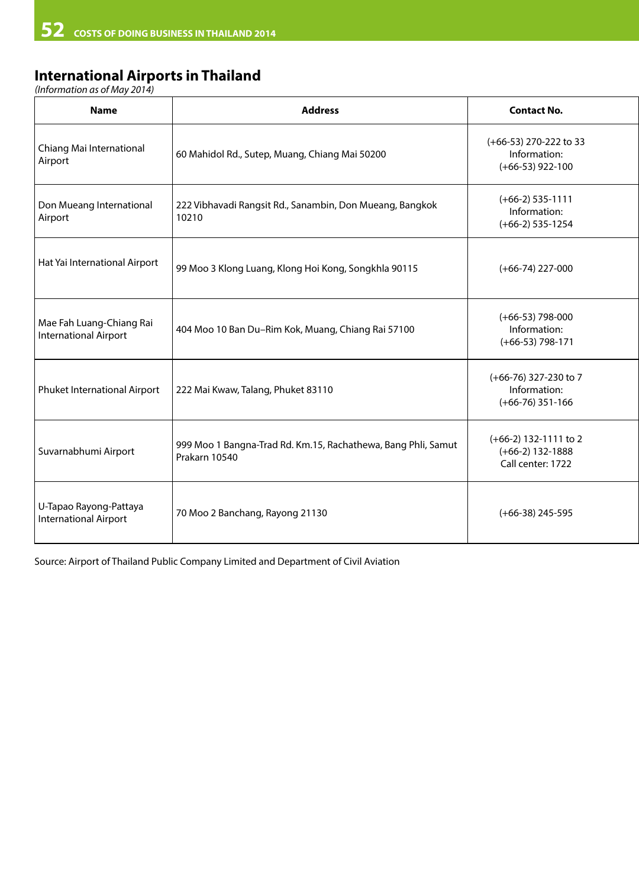## International Airports in Thailand

*(Information as of May 2014)*

| Name | Address | Contact No. |
|---|---|---|
| Chiang Mai International Airport | 60 Mahidol Rd., Sutep, Muang, Chiang Mai 50200 | (+66-53) 270-222 to 33<br>Information:<br>(+66-53) 922-100 |
| Don Mueang International Airport | 222 Vibhavadi Rangsit Rd., Sanambin, Don Mueang, Bangkok 10210 | (+66-2) 535-1111<br>Information:<br>(+66-2) 535-1254 |
| Hat Yai International Airport | 99 Moo 3 Klong Luang, Klong Hoi Kong, Songkhla 90115 | (+66-74) 227-000 |
| Mae Fah Luang-Chiang Rai International Airport | 404 Moo 10 Ban Du–Rim Kok, Muang, Chiang Rai 57100 | (+66-53) 798-000<br>Information:<br>(+66-53) 798-171 |
| Phuket International Airport | 222 Mai Kwaw, Talang, Phuket 83110 | (+66-76) 327-230 to 7<br>Information:<br>(+66-76) 351-166 |
| Suvarnabhumi Airport | 999 Moo 1 Bangna-Trad Rd. Km.15, Rachathewa, Bang Phli, Samut Prakarn 10540 | (+66-2) 132-1111 to 2<br>(+66-2) 132-1888<br>Call center: 1722 |
| U-Tapao Rayong-Pattaya International Airport | 70 Moo 2 Banchang, Rayong 21130 | (+66-38) 245-595 |

Source: Airport of Thailand Public Company Limited and Department of Civil Aviation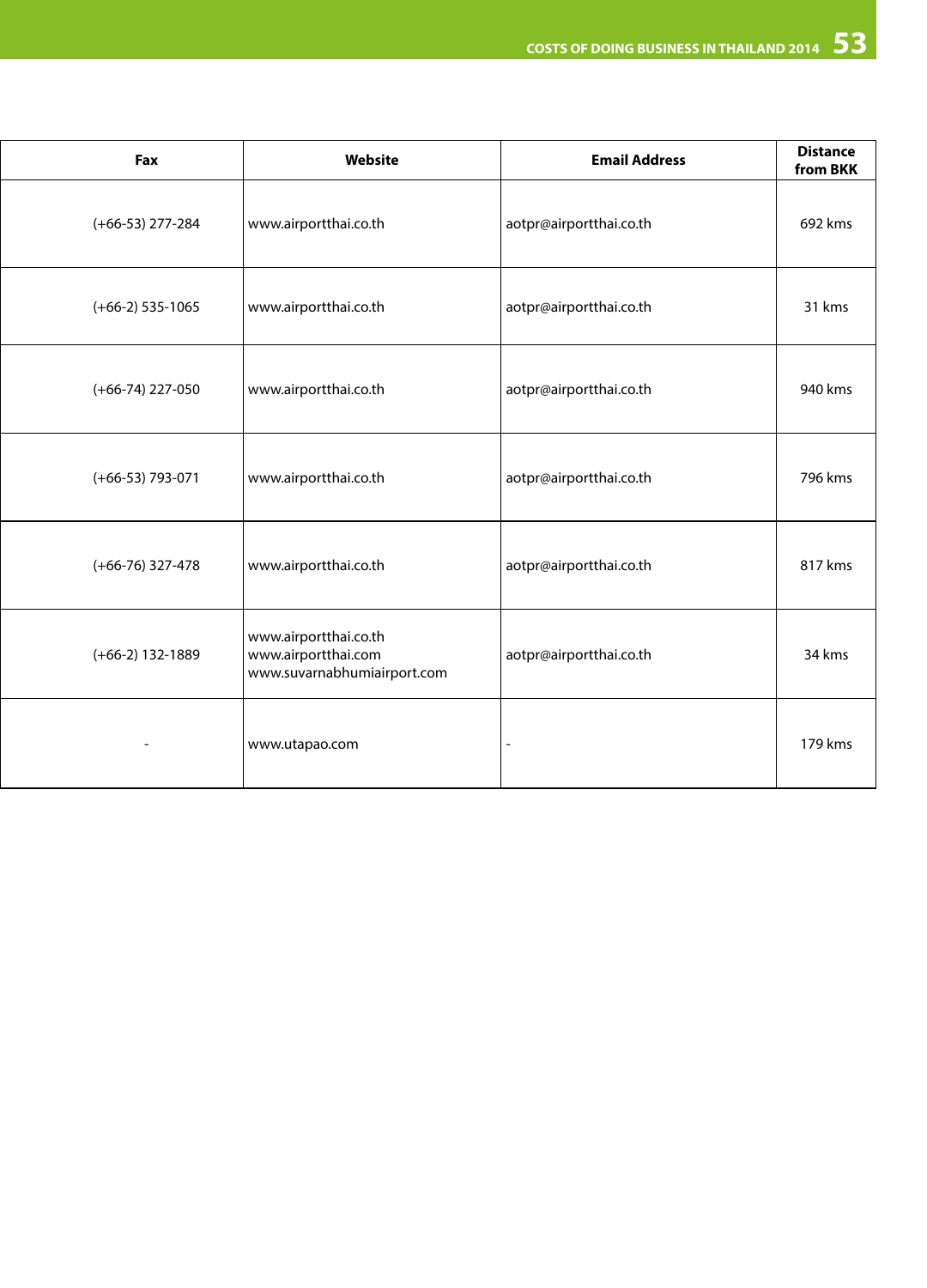| Fax | Website | Email Address | Distance from BKK |
|---|---|---|---|
| (+66-53) 277-284 | www.airportthai.co.th | aotpr@airportthai.co.th | 692 kms |
| (+66-2) 535-1065 | www.airportthai.co.th | aotpr@airportthai.co.th | 31 kms |
| (+66-74) 227-050 | www.airportthai.co.th | aotpr@airportthai.co.th | 940 kms |
| (+66-53) 793-071 | www.airportthai.co.th | aotpr@airportthai.co.th | 796 kms |
| (+66-76) 327-478 | www.airportthai.co.th | aotpr@airportthai.co.th | 817 kms |
| (+66-2) 132-1889 | www.airportthai.co.th www.airportthai.com www.suvarnabhumiairport.com | aotpr@airportthai.co.th | 34 kms |
| - | www.utapao.com | - | 179 kms |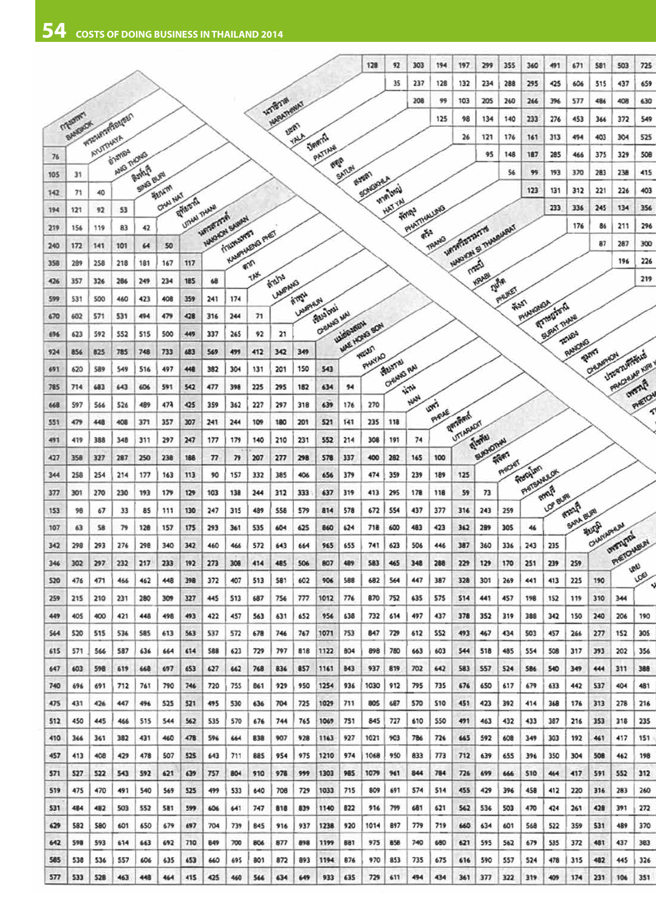| | BANGKOK | AYUTTHAYA | ANG THONG | SING BURI | CHAI NAT | UTHAI THANI | NAKHON SAWAN | KAMPHAENG PHET | TAK | LAMPANG | LAMPHUN | CHIANG MAI | MAE HONG SON | PHAYAO | CHIANG RAI | NAN | PHRAE | UTTARADIT | SUKHOTHAI | PHICHIT | PHITSANULOK | LOP BURI | SARA BURI | CHAIYAPHUM | PHETCHABUN | LOEI | |
|---|---|---|---|---|---|---|---|---|---|---|---|---|---|---|---|---|---|---|---|---|---|---|---|---|---|---|---|
| พระนครศรีอยุธยา AYUTTHAYA | 76 | | | | | | | | | | | | | | | | | | | | | | | | | | |
| อ่างทอง ANG THONG | 105 | 31 | | | | | | | | | | | | | | | | | | | | | | | | | |
| สิงห์บุรี SING BURI | 142 | 71 | 40 | | | | | | | | | | | | | | | | | | | | | | | | |
| ชัยนาท CHAI NAT | 194 | 121 | 92 | 53 | | | | | | | | | | | | | | | | | | | | | | | |
| อุทัยธานี UTHAI THANI | 219 | 156 | 119 | 83 | 42 | | | | | | | | | | | | | | | | | | | | | | |
| นครสวรรค์ NAKHON SAWAN | 240 | 172 | 141 | 101 | 64 | 50 | | | | | | | | | | | | | | | | | | | | | |
| กำแพงเพชร KAMPHAENG PHET | 358 | 289 | 258 | 218 | 181 | 167 | 117 | | | | | | | | | | | | | | | | | | | | |
| ตาก TAK | 426 | 357 | 326 | 286 | 249 | 234 | 185 | 68 | | | | | | | | | | | | | | | | | | | |
| ลำปาง LAMPANG | 599 | 531 | 500 | 460 | 423 | 408 | 359 | 241 | 174 | | | | | | | | | | | | | | | | | | |
| ลำพูน LAMPHUN | 670 | 602 | 571 | 531 | 494 | 479 | 428 | 316 | 244 | 71 | | | | | | | | | | | | | | | | | |
| เชียงใหม่ CHIANG MAI | 696 | 623 | 592 | 552 | 515 | 500 | 449 | 337 | 265 | 92 | 21 | | | | | | | | | | | | | | | | |
| แม่ฮ่องสอน MAE HONG SON | 924 | 856 | 825 | 785 | 748 | 733 | 683 | 569 | 499 | 412 | 342 | 349 | | | | | | | | | | | | | | | |
| พะเยา PHAYAO | 691 | 620 | 589 | 549 | 516 | 497 | 448 | 382 | 304 | 131 | 201 | 150 | 543 | | | | | | | | | | | | | | |
| เชียงราย CHIANG RAI | 785 | 714 | 683 | 643 | 606 | 591 | 542 | 477 | 398 | 225 | 295 | 182 | 634 | 94 | | | | | | | | | | | | | |
| น่าน NAN | 668 | 597 | 566 | 526 | 489 | 474 | 425 | 359 | 362 | 227 | 297 | 318 | 639 | 176 | 270 | | | | | | | | | | | | |
| แพร่ PHRAE | 551 | 479 | 448 | 408 | 371 | 357 | 307 | 241 | 244 | 109 | 180 | 201 | 521 | 141 | 235 | 118 | | | | | | | | | | | |
| อุตรดิตถ์ UTTARADIT | 491 | 419 | 388 | 348 | 311 | 297 | 247 | 177 | 179 | 140 | 210 | 231 | 552 | 214 | 308 | 191 | 74 | | | | | | | | | | |
| สุโขทัย SUKHOTHAI | 427 | 358 | 327 | 287 | 250 | 238 | 188 | 77 | 79 | 207 | 277 | 298 | 578 | 337 | 400 | 282 | 165 | 100 | | | | | | | | | |
| พิจิตร PHICHIT | 344 | 258 | 254 | 214 | 177 | 163 | 113 | 90 | 157 | 332 | 385 | 406 | 656 | 379 | 474 | 359 | 239 | 189 | 125 | | | | | | | | |
| พิษณุโลก PHITSANULOK | 377 | 301 | 270 | 230 | 193 | 179 | 129 | 103 | 138 | 244 | 312 | 333 | 637 | 319 | 413 | 295 | 178 | 118 | 59 | 73 | | | | | | | |
| ลพบุรี LOP BURI | 153 | 98 | 67 | 33 | 85 | 111 | 130 | 247 | 315 | 489 | 558 | 579 | 814 | 578 | 672 | 554 | 437 | 377 | 316 | 243 | 259 | | | | | | |
| สระบุรี SARA BURI | 107 | 63 | 58 | 79 | 128 | 157 | 175 | 293 | 361 | 535 | 604 | 625 | 860 | 624 | 718 | 600 | 483 | 423 | 362 | 289 | 305 | 46 | | | | | |
| ชัยภูมิ CHAIYAPHUM | 342 | 298 | 293 | 276 | 298 | 340 | 342 | 460 | 466 | 572 | 643 | 664 | 965 | 655 | 741 | 623 | 506 | 446 | 387 | 360 | 336 | 243 | 235 | | | | |
| เพชรบูรณ์ PHETCHABUN | 346 | 302 | 297 | 232 | 217 | 233 | 192 | 273 | 308 | 414 | 485 | 506 | 807 | 489 | 583 | 465 | 348 | 288 | 229 | 129 | 170 | 251 | 239 | 259 | | | |
| เลย LOEI | 520 | 476 | 471 | 466 | 462 | 448 | 398 | 372 | 407 | 513 | 581 | 602 | 906 | 588 | 682 | 564 | 447 | 387 | 328 | 301 | 269 | 441 | 413 | 225 | 190 | | |
| | 259 | 215 | 210 | 231 | 280 | 309 | 327 | 445 | 513 | 687 | 756 | 777 | 1012 | 776 | 870 | 752 | 635 | 575 | 514 | 441 | 457 | 198 | 152 | 119 | 310 | 344 | |
| | 449 | 405 | 400 | 421 | 448 | 498 | 493 | 422 | 457 | 563 | 631 | 652 | 956 | 638 | 732 | 614 | 497 | 437 | 378 | 352 | 319 | 388 | 342 | 150 | 240 | 206 | 190 |
| | 564 | 520 | 515 | 536 | 585 | 613 | 563 | 537 | 572 | 678 | 746 | 767 | 1071 | 753 | 847 | 729 | 612 | 552 | 493 | 467 | 434 | 503 | 457 | 266 | 277 | 152 | 305 |
| | 615 | 571 | 566 | 587 | 636 | 664 | 614 | 588 | 623 | 729 | 797 | 818 | 1122 | 804 | 898 | 780 | 663 | 603 | 544 | 518 | 485 | 554 | 508 | 317 | 393 | 202 | 356 |
| | 647 | 603 | 598 | 619 | 668 | 697 | 653 | 627 | 662 | 768 | 836 | 857 | 1161 | 843 | 937 | 819 | 702 | 642 | 583 | 557 | 524 | 586 | 540 | 349 | 444 | 311 | 388 |
| | 740 | 696 | 691 | 712 | 761 | 790 | 746 | 720 | 755 | 861 | 929 | 950 | 1254 | 936 | 1030 | 912 | 795 | 735 | 676 | 650 | 617 | 679 | 633 | 442 | 537 | 404 | 481 |
| | 475 | 431 | 426 | 447 | 496 | 525 | 521 | 495 | 530 | 636 | 704 | 725 | 1029 | 711 | 805 | 687 | 570 | 510 | 451 | 423 | 392 | 414 | 368 | 176 | 313 | 278 | 216 |
| | 512 | 450 | 445 | 466 | 515 | 544 | 562 | 535 | 570 | 676 | 744 | 765 | 1069 | 751 | 845 | 727 | 610 | 550 | 491 | 463 | 432 | 433 | 387 | 216 | 353 | 318 | 235 |
| | 410 | 366 | 361 | 382 | 431 | 460 | 478 | 596 | 664 | 838 | 907 | 928 | 1163 | 927 | 1021 | 903 | 786 | 726 | 665 | 592 | 608 | 349 | 303 | 192 | 461 | 417 | 151 |
| | 457 | 413 | 408 | 429 | 478 | 507 | 525 | 643 | 711 | 885 | 954 | 975 | 1210 | 974 | 1068 | 950 | 833 | 773 | 712 | 639 | 655 | 396 | 350 | 304 | 508 | 462 | 198 |
| | 571 | 527 | 522 | 543 | 592 | 621 | 639 | 757 | 804 | 910 | 978 | 999 | 1303 | 985 | 1079 | 961 | 844 | 784 | 726 | 699 | 666 | 510 | 464 | 417 | 591 | 552 | 312 |
| | 519 | 475 | 470 | 491 | 540 | 569 | 525 | 499 | 533 | 640 | 708 | 729 | 1033 | 715 | 809 | 691 | 574 | 514 | 455 | 429 | 396 | 458 | 412 | 220 | 316 | 283 | 260 |
| | 531 | 484 | 482 | 503 | 552 | 581 | 599 | 606 | 641 | 747 | 818 | 839 | 1140 | 822 | 916 | 799 | 681 | 621 | 562 | 536 | 503 | 470 | 424 | 261 | 428 | 391 | 272 |
| | 629 | 582 | 580 | 601 | 650 | 679 | 697 | 704 | 739 | 845 | 916 | 937 | 1238 | 920 | 1014 | 897 | 779 | 719 | 660 | 634 | 601 | 568 | 522 | 359 | 531 | 489 | 370 |
| | 642 | 598 | 593 | 614 | 663 | 692 | 710 | 849 | 700 | 806 | 877 | 898 | 1199 | 881 | 975 | 858 | 740 | 680 | 621 | 595 | 562 | 679 | 535 | 372 | 481 | 437 | 383 |
| | 585 | 538 | 536 | 557 | 606 | 635 | 653 | 660 | 695 | 801 | 872 | 893 | 1194 | 876 | 970 | 853 | 735 | 675 | 616 | 590 | 557 | 524 | 478 | 315 | 482 | 445 | 326 |
| | 577 | 533 | 528 | 463 | 448 | 464 | 415 | 425 | 460 | 566 | 634 | 649 | 933 | 635 | 729 | 611 | 494 | 434 | 361 | 377 | 322 | 319 | 409 | 174 | 231 | 106 | 351 |

| | YALA | PATTANI | SATUN | SONGKHLA | HAT YAI | PHATTHALUNG | TRANG | NAKHON SI THAMMARAT | KRABI | PHUKET | PHANGNGA | SURAT THANI | RANONG |
|---|---|---|---|---|---|---|---|---|---|---|---|---|---|
| นราธิวาส NARATHIWAT | 128 | 92 | 303 | 194 | 197 | 299 | 355 | 360 | 491 | 671 | 581 | 503 | 725 |
| ยะลา YALA | | 35 | 237 | 128 | 132 | 234 | 288 | 295 | 425 | 606 | 515 | 437 | 659 |
| ปัตตานี PATTANI | | | 208 | 99 | 103 | 205 | 260 | 266 | 396 | 577 | 486 | 408 | 630 |
| สตูล SATUN | | | | 125 | 98 | 134 | 140 | 233 | 276 | 453 | 366 | 372 | 549 |
| สงขลา SONGKHLA | | | | | 26 | 121 | 176 | 161 | 313 | 494 | 403 | 304 | 525 |
| หาดใหญ่ HAT YAI | | | | | | 95 | 148 | 187 | 285 | 466 | 375 | 329 | 508 |
| พัทลุง PHATTHALUNG | | | | | | | 56 | 99 | 193 | 370 | 283 | 238 | 415 |
| ตรัง TRANG | | | | | | | | 123 | 131 | 312 | 221 | 226 | 403 |
| นครศรีธรรมราช NAKHON SI THAMMARAT | | | | | | | | | 233 | 336 | 245 | 134 | 356 |
| กระบี่ KRABI | | | | | | | | | | 176 | 86 | 211 | 296 |
| ภูเก็ต PHUKET | | | | | | | | | | | 87 | 287 | 300 |
| พังงา PHANGNGA | | | | | | | | | | | | 196 | 226 |
| สุราษฎร์ธานี SURAT THANI | | | | | | | | | | | | | 219 |

ระนอง RANONG, ชุมพร CHUMPHON, ประจวบคีรีขันธ์ PRACHUAP KIRI KHAN, เพชรบุรี PHETCHA...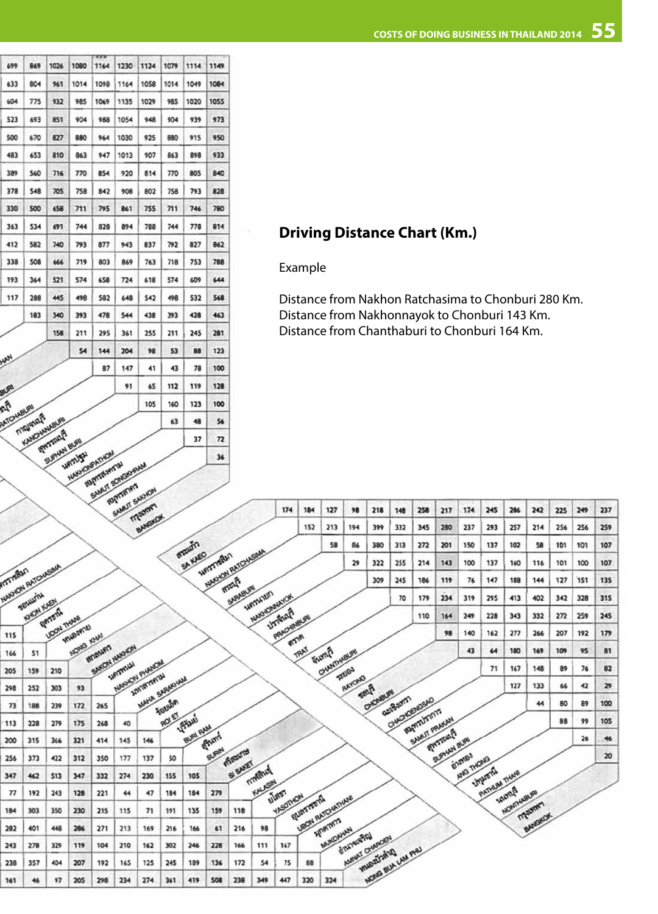## Driving Distance Chart (Km.)

Example

Distance from Nakhon Ratchasima to Chonburi 280 Km.
Distance from Nakhonnayok to Chonburi 143 Km.
Distance from Chanthaburi to Chonburi 164 Km.

| | | ...HAN | ...BURI | ราชบุรี RATCHABURI | กาญจนบุรี KANCHANABURI | สุพรรณบุรี SUPHAN BURI | นครปฐม NAKHONPATHOM | สมุทรสงคราม SAMUT SONGKHRAM | สมุทรสาคร SAMUT SAKHON | กรุงเทพฯ BANGKOK |
|---|---|---|---|---|---|---|---|---|---|---|
| | 699 | 869 | 1026 | 1080 | 1164 | 1230 | 1124 | 1079 | 1114 | 1149 |
| | 633 | 804 | 961 | 1014 | 1098 | 1164 | 1058 | 1014 | 1049 | 1084 |
| | 604 | 775 | 932 | 985 | 1069 | 1135 | 1029 | 985 | 1020 | 1055 |
| | 523 | 693 | 851 | 904 | 988 | 1054 | 948 | 904 | 939 | 973 |
| | 500 | 670 | 827 | 880 | 964 | 1030 | 925 | 880 | 915 | 950 |
| | 483 | 653 | 810 | 863 | 947 | 1013 | 907 | 863 | 898 | 933 |
| | 389 | 560 | 716 | 770 | 854 | 920 | 814 | 770 | 805 | 840 |
| | 378 | 548 | 705 | 758 | 842 | 908 | 802 | 758 | 793 | 828 |
| | 330 | 500 | 658 | 711 | 795 | 861 | 755 | 711 | 746 | 780 |
| | 363 | 534 | 691 | 744 | 828 | 894 | 788 | 744 | 778 | 814 |
| | 412 | 582 | 740 | 793 | 877 | 943 | 837 | 792 | 827 | 862 |
| | 338 | 508 | 666 | 719 | 803 | 869 | 763 | 718 | 753 | 788 |
| | 193 | 364 | 521 | 574 | 658 | 724 | 618 | 574 | 609 | 644 |
| | 117 | 288 | 445 | 498 | 582 | 648 | 542 | 498 | 532 | 568 |
| | | 183 | 340 | 393 | 478 | 544 | 438 | 393 | 428 | 463 |
| ...HAN | | | 158 | 211 | 295 | 361 | 255 | 211 | 245 | 281 |
| ...BURI | | | | 54 | 144 | 204 | 98 | 53 | 88 | 123 |
| ราชบุรี RATCHABURI | | | | | 87 | 147 | 41 | 43 | 78 | 100 |
| กาญจนบุรี KANCHANABURI | | | | | | 91 | 65 | 112 | 119 | 128 |
| สุพรรณบุรี SUPHAN BURI | | | | | | | 105 | 160 | 123 | 100 |
| นครปฐม NAKHONPATHOM | | | | | | | | 63 | 48 | 56 |
| สมุทรสงคราม SAMUT SONGKHRAM | | | | | | | | | 37 | 72 |
| สมุทรสาคร SAMUT SAKHON | | | | | | | | | | 36 |

| | นครราชสีมา NAKHON RATCHASIMA | สระบุรี SARABURI | นครนายก NAKHONNAYOK | ปราจีนบุรี PRACHINBURI | ตราด TRAT | จันทบุรี CHANTHABURI | ระยอง RAYONG | ชลบุรี CHONBURI | ฉะเชิงเทรา CHACHOENGSAO | สมุทรปราการ SAMUT PRAKAN | สุพรรณบุรี SUPHAN BURI | อ่างทอง ANG THONG | ปทุมธานี PATHUM THANI | นนทบุรี NONTHABURI | กรุงเทพฯ BANGKOK |
|---|---|---|---|---|---|---|---|---|---|---|---|---|---|---|---|
| สระแก้ว SA KAEO | 174 | 184 | 127 | 98 | 218 | 148 | 258 | 217 | 174 | 245 | 286 | 242 | 225 | 249 | 237 |
| นครราชสีมา NAKHON RATCHASIMA | | 152 | 213 | 194 | 399 | 332 | 345 | 280 | 237 | 293 | 257 | 214 | 256 | 256 | 259 |
| สระบุรี SARABURI | | | 58 | 86 | 380 | 313 | 272 | 201 | 150 | 137 | 102 | 58 | 101 | 101 | 107 |
| นครนายก NAKHONNAYOK | | | | 29 | 322 | 255 | 214 | 143 | 100 | 137 | 160 | 116 | 101 | 100 | 107 |
| ปราจีนบุรี PRACHINBURI | | | | | 309 | 245 | 186 | 119 | 76 | 147 | 188 | 144 | 127 | 151 | 135 |
| ตราด TRAT | | | | | | 70 | 179 | 234 | 319 | 295 | 413 | 402 | 342 | 328 | 315 |
| จันทบุรี CHANTHABURI | | | | | | | 110 | 164 | 249 | 228 | 343 | 332 | 272 | 259 | 245 |
| ระยอง RAYONG | | | | | | | | 98 | 140 | 162 | 277 | 266 | 207 | 192 | 179 |
| ชลบุรี CHONBURI | | | | | | | | | 43 | 64 | 180 | 169 | 109 | 95 | 81 |
| ฉะเชิงเทรา CHACHOENGSAO | | | | | | | | | | 71 | 167 | 148 | 89 | 76 | 82 |
| สมุทรปราการ SAMUT PRAKAN | | | | | | | | | | | 127 | 133 | 66 | 42 | 29 |
| สุพรรณบุรี SUPHAN BURI | | | | | | | | | | | | 44 | 80 | 89 | 100 |
| อ่างทอง ANG THONG | | | | | | | | | | | | | 88 | 99 | 105 |
| ปทุมธานี PATHUM THANI | | | | | | | | | | | | | | 26 | 46 |
| นนทบุรี NONTHABURI | | | | | | | | | | | | | | | 20 |

| | ขอนแก่น KHON KAEN | อุดรธานี UDON THANI | หนองคาย NONG KHAI | สกลนคร SAKON NAKHON | นครพนม NAKHON PHANOM | มหาสารคาม MAHA SARAKHAM | ร้อยเอ็ด ROI ET | บุรีรัมย์ BURI RAM | สุรินทร์ SURIN | ศรีสะเกษ SI SAKET | กาฬสินธุ์ KALASIN | ยโสธร YASOTHON | อุบลราชธานี UBON RATCHATHANI | มุกดาหาร MUKDAHAN | อำนาจเจริญ AMNAT CHAROEN |
|---|---|---|---|---|---|---|---|---|---|---|---|---|---|---|---|
| อุดรธานี UDON THANI | 115 | | | | | | | | | | | | | | |
| หนองคาย NONG KHAI | 166 | 51 | | | | | | | | | | | | | |
| สกลนคร SAKON NAKHON | 205 | 159 | 210 | | | | | | | | | | | | |
| นครพนม NAKHON PHANOM | 298 | 252 | 303 | 93 | | | | | | | | | | | |
| มหาสารคาม MAHA SARAKHAM | 73 | 188 | 239 | 172 | 265 | | | | | | | | | | |
| ร้อยเอ็ด ROI ET | 113 | 228 | 279 | 175 | 268 | 40 | | | | | | | | | |
| บุรีรัมย์ BURI RAM | 200 | 315 | 366 | 321 | 414 | 145 | 146 | | | | | | | | |
| สุรินทร์ SURIN | 256 | 373 | 422 | 312 | 350 | 177 | 137 | 50 | | | | | | | |
| ศรีสะเกษ SI SAKET | 347 | 462 | 513 | 347 | 332 | 274 | 230 | 155 | 105 | | | | | | |
| กาฬสินธุ์ KALASIN | 77 | 192 | 243 | 128 | 221 | 44 | 47 | 184 | 184 | 279 | | | | | |
| ยโสธร YASOTHON | 184 | 303 | 350 | 230 | 215 | 115 | 71 | 191 | 135 | 159 | 118 | | | | |
| อุบลราชธานี UBON RATCHATHANI | 282 | 401 | 448 | 286 | 271 | 213 | 169 | 216 | 166 | 61 | 216 | 98 | | | |
| มุกดาหาร MUKDAHAN | 243 | 278 | 329 | 119 | 104 | 210 | 162 | 302 | 246 | 228 | 166 | 111 | 167 | | |
| อำนาจเจริญ AMNAT CHAROEN | 238 | 357 | 404 | 207 | 192 | 165 | 125 | 245 | 189 | 136 | 172 | 54 | 75 | 88 | |
| หนองบัวลำภู NONG BUA LAM PHU | 161 | 46 | 97 | 205 | 298 | 234 | 274 | 361 | 419 | 508 | 238 | 349 | 447 | 320 | 324 |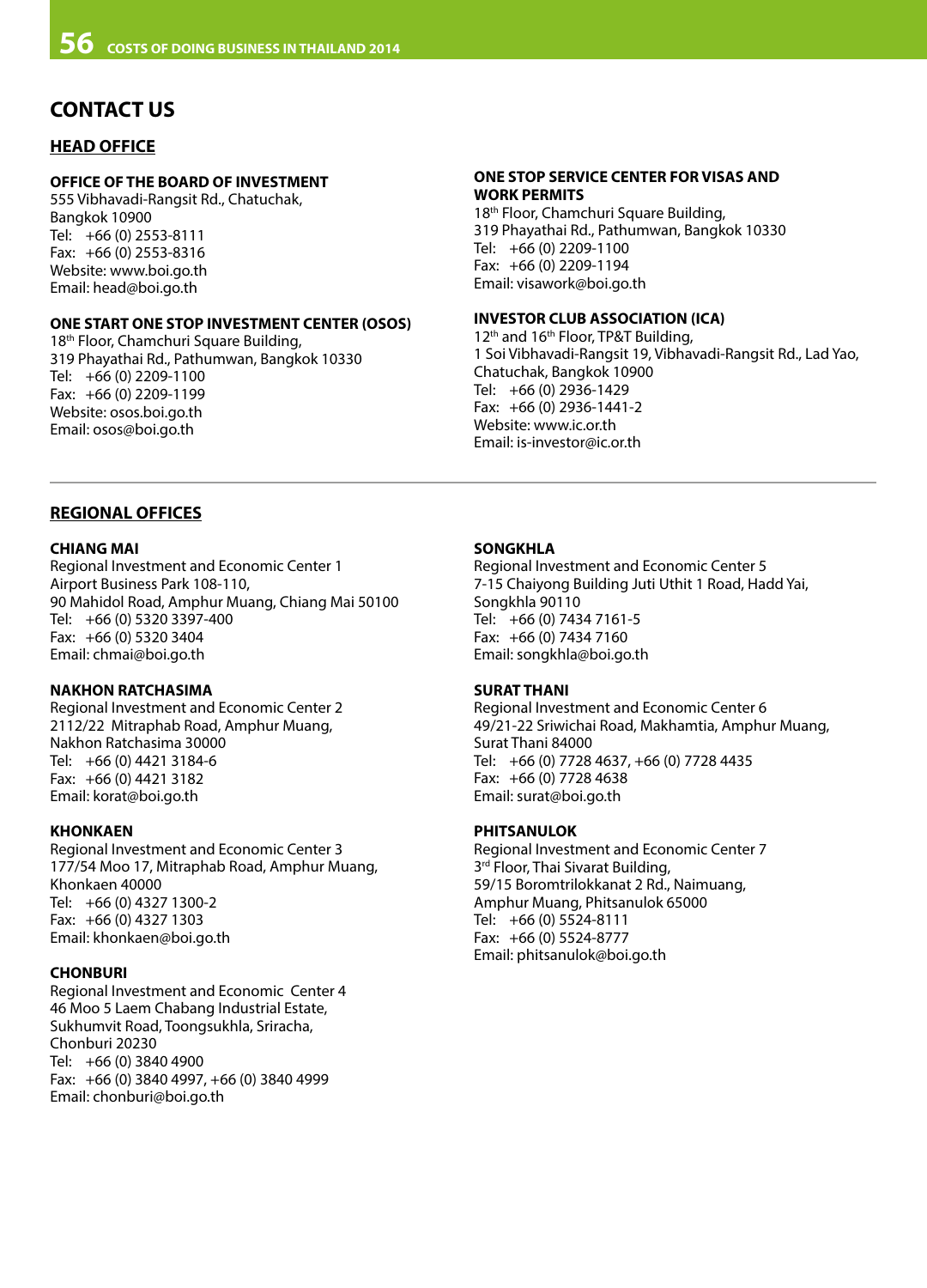# CONTACT US

## HEAD OFFICE

### OFFICE OF THE BOARD OF INVESTMENT

555 Vibhavadi-Rangsit Rd., Chatuchak,
Bangkok 10900
Tel: +66 (0) 2553-8111
Fax: +66 (0) 2553-8316
Website: www.boi.go.th
Email: head@boi.go.th

### ONE START ONE STOP INVESTMENT CENTER (OSOS)

18th Floor, Chamchuri Square Building,
319 Phayathai Rd., Pathumwan, Bangkok 10330
Tel: +66 (0) 2209-1100
Fax: +66 (0) 2209-1199
Website: osos.boi.go.th
Email: osos@boi.go.th

### ONE STOP SERVICE CENTER FOR VISAS AND WORK PERMITS

18th Floor, Chamchuri Square Building,
319 Phayathai Rd., Pathumwan, Bangkok 10330
Tel: +66 (0) 2209-1100
Fax: +66 (0) 2209-1194
Email: visawork@boi.go.th

### INVESTOR CLUB ASSOCIATION (ICA)

12th and 16th Floor, TP&T Building,
1 Soi Vibhavadi-Rangsit 19, Vibhavadi-Rangsit Rd., Lad Yao,
Chatuchak, Bangkok 10900
Tel: +66 (0) 2936-1429
Fax: +66 (0) 2936-1441-2
Website: www.ic.or.th
Email: is-investor@ic.or.th

## REGIONAL OFFICES

### CHIANG MAI

Regional Investment and Economic Center 1
Airport Business Park 108-110,
90 Mahidol Road, Amphur Muang, Chiang Mai 50100
Tel: +66 (0) 5320 3397-400
Fax: +66 (0) 5320 3404
Email: chmai@boi.go.th

### NAKHON RATCHASIMA

Regional Investment and Economic Center 2
2112/22 Mitraphab Road, Amphur Muang,
Nakhon Ratchasima 30000
Tel: +66 (0) 4421 3184-6
Fax: +66 (0) 4421 3182
Email: korat@boi.go.th

### KHONKAEN

Regional Investment and Economic Center 3
177/54 Moo 17, Mitraphab Road, Amphur Muang,
Khonkaen 40000
Tel: +66 (0) 4327 1300-2
Fax: +66 (0) 4327 1303
Email: khonkaen@boi.go.th

### CHONBURI

Regional Investment and Economic Center 4
46 Moo 5 Laem Chabang Industrial Estate,
Sukhumvit Road, Toongsukhla, Sriracha,
Chonburi 20230
Tel: +66 (0) 3840 4900
Fax: +66 (0) 3840 4997, +66 (0) 3840 4999
Email: chonburi@boi.go.th

### SONGKHLA

Regional Investment and Economic Center 5
7-15 Chaiyong Building Juti Uthit 1 Road, Hadd Yai,
Songkhla 90110
Tel: +66 (0) 7434 7161-5
Fax: +66 (0) 7434 7160
Email: songkhla@boi.go.th

### SURAT THANI

Regional Investment and Economic Center 6
49/21-22 Sriwichai Road, Makhamtia, Amphur Muang,
Surat Thani 84000
Tel: +66 (0) 7728 4637, +66 (0) 7728 4435
Fax: +66 (0) 7728 4638
Email: surat@boi.go.th

### PHITSANULOK

Regional Investment and Economic Center 7
3rd Floor, Thai Sivarat Building,
59/15 Boromtrilokkanat 2 Rd., Naimuang,
Amphur Muang, Phitsanulok 65000
Tel: +66 (0) 5524-8111
Fax: +66 (0) 5524-8777
Email: phitsanulok@boi.go.th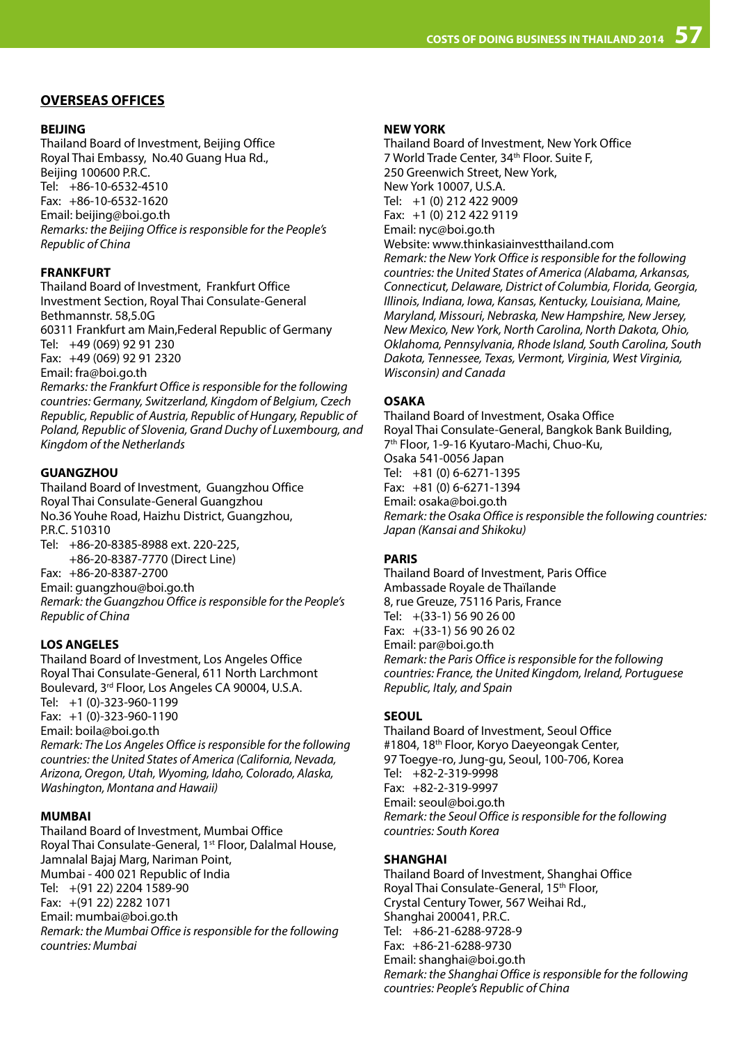## OVERSEAS OFFICES

### BEIJING

Thailand Board of Investment, Beijing Office
Royal Thai Embassy, No.40 Guang Hua Rd.,
Beijing 100600 P.R.C.
Tel: +86-10-6532-4510
Fax: +86-10-6532-1620
Email: beijing@boi.go.th
*Remarks: the Beijing Office is responsible for the People's Republic of China*

### FRANKFURT

Thailand Board of Investment, Frankfurt Office
Investment Section, Royal Thai Consulate-General
Bethmannstr. 58,5.OG
60311 Frankfurt am Main,Federal Republic of Germany
Tel: +49 (069) 92 91 230
Fax: +49 (069) 92 91 2320
Email: fra@boi.go.th
*Remarks: the Frankfurt Office is responsible for the following countries: Germany, Switzerland, Kingdom of Belgium, Czech Republic, Republic of Austria, Republic of Hungary, Republic of Poland, Republic of Slovenia, Grand Duchy of Luxembourg, and Kingdom of the Netherlands*

### GUANGZHOU

Thailand Board of Investment, Guangzhou Office
Royal Thai Consulate-General Guangzhou
No.36 Youhe Road, Haizhu District, Guangzhou,
P.R.C. 510310
Tel: +86-20-8385-8988 ext. 220-225,
+86-20-8387-7770 (Direct Line)
Fax: +86-20-8387-2700
Email: guangzhou@boi.go.th
*Remark: the Guangzhou Office is responsible for the People's Republic of China*

### LOS ANGELES

Thailand Board of Investment, Los Angeles Office
Royal Thai Consulate-General, 611 North Larchmont Boulevard, 3rd Floor, Los Angeles CA 90004, U.S.A.
Tel: +1 (0)-323-960-1199
Fax: +1 (0)-323-960-1190
Email: boila@boi.go.th
*Remark: The Los Angeles Office is responsible for the following countries: the United States of America (California, Nevada, Arizona, Oregon, Utah, Wyoming, Idaho, Colorado, Alaska, Washington, Montana and Hawaii)*

### MUMBAI

Thailand Board of Investment, Mumbai Office
Royal Thai Consulate-General, 1st Floor, Dalalmal House,
Jamnalal Bajaj Marg, Nariman Point,
Mumbai - 400 021 Republic of India
Tel: +(91 22) 2204 1589-90
Fax: +(91 22) 2282 1071
Email: mumbai@boi.go.th
*Remark: the Mumbai Office is responsible for the following countries: Mumbai*

### NEW YORK

Thailand Board of Investment, New York Office
7 World Trade Center, 34th Floor. Suite F,
250 Greenwich Street, New York,
New York 10007, U.S.A.
Tel: +1 (0) 212 422 9009
Fax: +1 (0) 212 422 9119
Email: nyc@boi.go.th
Website: www.thinkasiainvestthailand.com
*Remark: the New York Office is responsible for the following countries: the United States of America (Alabama, Arkansas, Connecticut, Delaware, District of Columbia, Florida, Georgia, Illinois, Indiana, Iowa, Kansas, Kentucky, Louisiana, Maine, Maryland, Missouri, Nebraska, New Hampshire, New Jersey, New Mexico, New York, North Carolina, North Dakota, Ohio, Oklahoma, Pennsylvania, Rhode Island, South Carolina, South Dakota, Tennessee, Texas, Vermont, Virginia, West Virginia, Wisconsin) and Canada*

### OSAKA

Thailand Board of Investment, Osaka Office
Royal Thai Consulate-General, Bangkok Bank Building,
7th Floor, 1-9-16 Kyutaro-Machi, Chuo-Ku,
Osaka 541-0056 Japan
Tel: +81 (0) 6-6271-1395
Fax: +81 (0) 6-6271-1394
Email: osaka@boi.go.th
*Remark: the Osaka Office is responsible the following countries: Japan (Kansai and Shikoku)*

### PARIS

Thailand Board of Investment, Paris Office
Ambassade Royale de Thaïlande
8, rue Greuze, 75116 Paris, France
Tel: +(33-1) 56 90 26 00
Fax: +(33-1) 56 90 26 02
Email: par@boi.go.th
*Remark: the Paris Office is responsible for the following countries: France, the United Kingdom, Ireland, Portuguese Republic, Italy, and Spain*

### SEOUL

Thailand Board of Investment, Seoul Office
#1804, 18th Floor, Koryo Daeyeongak Center,
97 Toegye-ro, Jung-gu, Seoul, 100-706, Korea
Tel: +82-2-319-9998
Fax: +82-2-319-9997
Email: seoul@boi.go.th
*Remark: the Seoul Office is responsible for the following countries: South Korea*

### SHANGHAI

Thailand Board of Investment, Shanghai Office
Royal Thai Consulate-General, 15th Floor,
Crystal Century Tower, 567 Weihai Rd.,
Shanghai 200041, P.R.C.
Tel: +86-21-6288-9728-9
Fax: +86-21-6288-9730
Email: shanghai@boi.go.th
*Remark: the Shanghai Office is responsible for the following countries: People's Republic of China*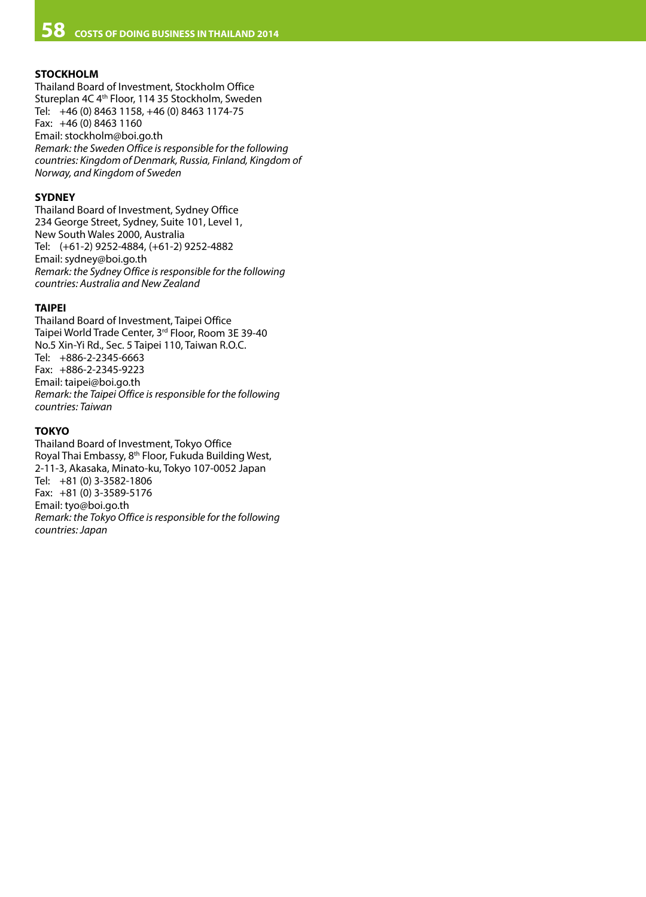**STOCKHOLM**
Thailand Board of Investment, Stockholm Office
Stureplan 4C 4th Floor, 114 35 Stockholm, Sweden
Tel: +46 (0) 8463 1158, +46 (0) 8463 1174-75
Fax: +46 (0) 8463 1160
Email: stockholm@boi.go.th
*Remark: the Sweden Office is responsible for the following countries: Kingdom of Denmark, Russia, Finland, Kingdom of Norway, and Kingdom of Sweden*

**SYDNEY**
Thailand Board of Investment, Sydney Office
234 George Street, Sydney, Suite 101, Level 1,
New South Wales 2000, Australia
Tel: (+61-2) 9252-4884, (+61-2) 9252-4882
Email: sydney@boi.go.th
*Remark: the Sydney Office is responsible for the following countries: Australia and New Zealand*

**TAIPEI**
Thailand Board of Investment, Taipei Office
Taipei World Trade Center, 3rd Floor, Room 3E 39-40
No.5 Xin-Yi Rd., Sec. 5 Taipei 110, Taiwan R.O.C.
Tel: +886-2-2345-6663
Fax: +886-2-2345-9223
Email: taipei@boi.go.th
*Remark: the Taipei Office is responsible for the following countries: Taiwan*

**TOKYO**
Thailand Board of Investment, Tokyo Office
Royal Thai Embassy, 8th Floor, Fukuda Building West,
2-11-3, Akasaka, Minato-ku, Tokyo 107-0052 Japan
Tel: +81 (0) 3-3582-1806
Fax: +81 (0) 3-3589-5176
Email: tyo@boi.go.th
*Remark: the Tokyo Office is responsible for the following countries: Japan*